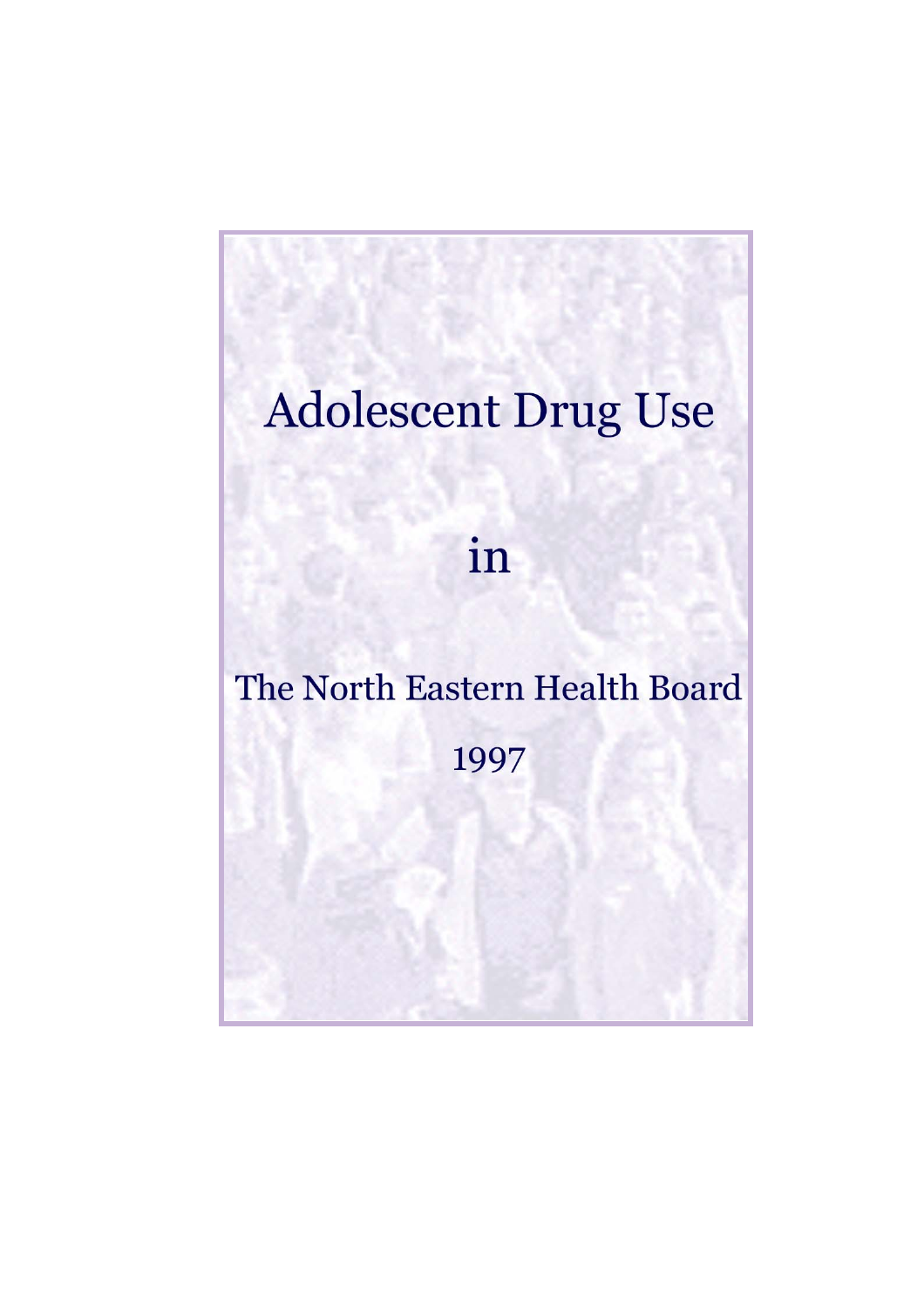# Adolescent Drug Use

in

The North Eastern Health Board

1997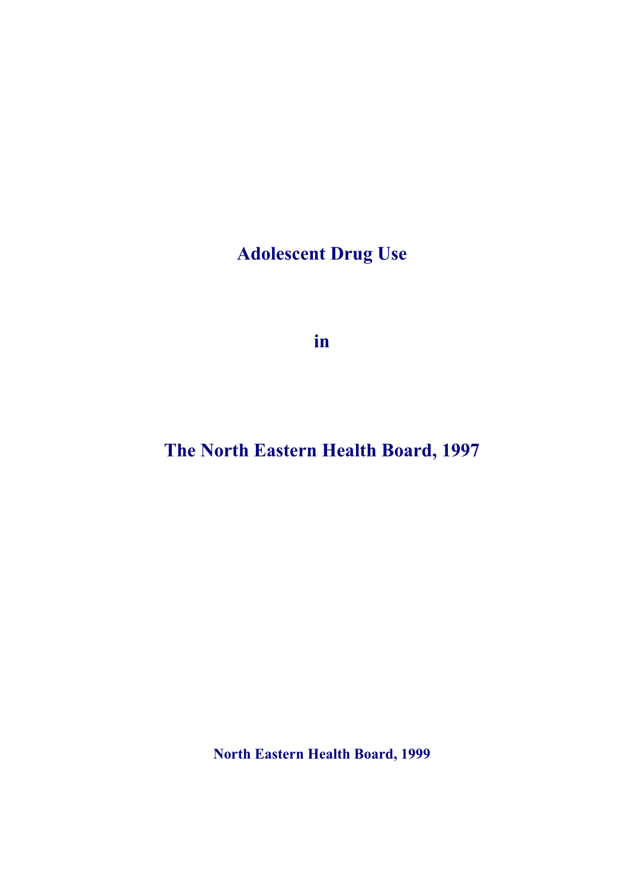# Adolescent Drug Use

# in

# The North Eastern Health Board, 1997

**North Eastern Health Board, 1999**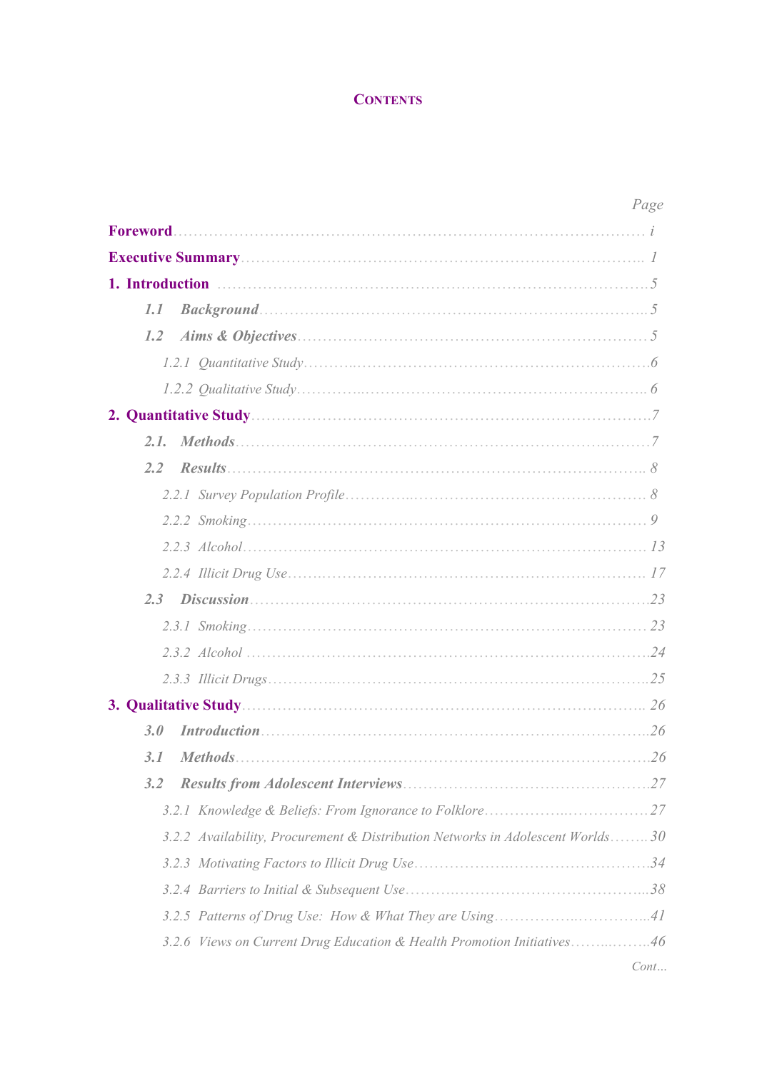# CONTENTS

| | Page |
|---|---|
| **Foreword** | i |
| **Executive Summary** | 1 |
| **1. Introduction** | 5 |
| ***1.1 Background*** | 5 |
| ***1.2 Aims & Objectives*** | 5 |
| *1.2.1 Quantitative Study* | 6 |
| *1.2.2 Qualitative Study* | 6 |
| **2. Quantitative Study** | 7 |
| ***2.1. Methods*** | 7 |
| ***2.2 Results*** | 8 |
| *2.2.1 Survey Population Profile* | 8 |
| *2.2.2 Smoking* | 9 |
| *2.2.3 Alcohol* | 13 |
| *2.2.4 Illicit Drug Use* | 17 |
| ***2.3 Discussion*** | 23 |
| *2.3.1 Smoking* | 23 |
| *2.3.2 Alcohol* | 24 |
| *2.3.3 Illicit Drugs* | 25 |
| **3. Qualitative Study** | 26 |
| ***3.0 Introduction*** | 26 |
| ***3.1 Methods*** | 26 |
| ***3.2 Results from Adolescent Interviews*** | 27 |
| *3.2.1 Knowledge & Beliefs: From Ignorance to Folklore* | 27 |
| *3.2.2 Availability, Procurement & Distribution Networks in Adolescent Worlds* | 30 |
| *3.2.3 Motivating Factors to Illicit Drug Use* | 34 |
| *3.2.4 Barriers to Initial & Subsequent Use* | 38 |
| *3.2.5 Patterns of Drug Use: How & What They are Using* | 41 |
| *3.2.6 Views on Current Drug Education & Health Promotion Initiatives* | 46 |

*Cont…*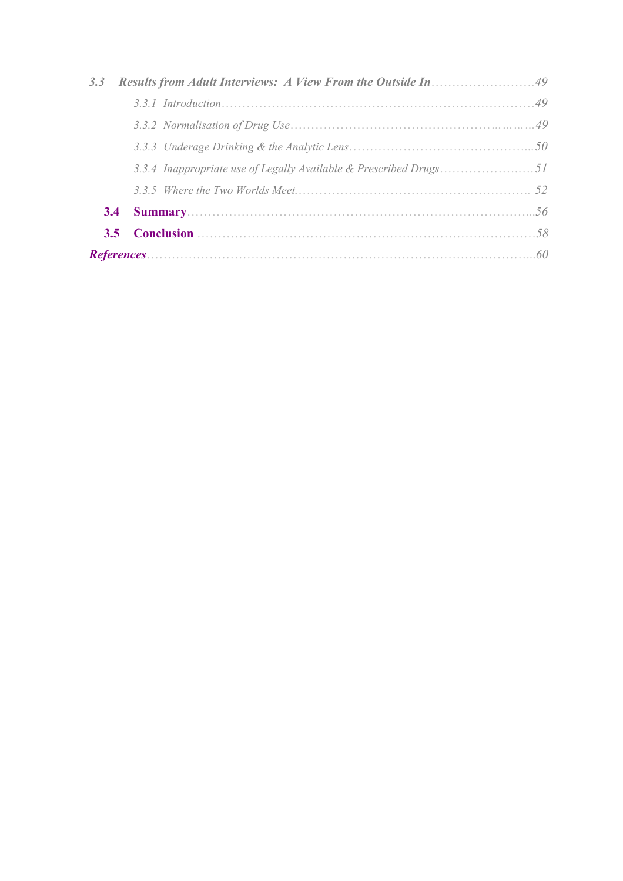*3.3 Results from Adult Interviews: A View From the Outside In* ........................49

*3.3.1 Introduction* ........................................................................49

*3.3.2 Normalisation of Drug Use* ...................................................49

*3.3.3 Underage Drinking & the Analytic Lens* ....................................50

*3.3.4 Inappropriate use of Legally Available & Prescribed Drugs* ................51

*3.3.5 Where the Two Worlds Meet* .................................................. 52

**3.4 Summary** ..........................................................................56

**3.5 Conclusion** .......................................................................58

***References*** .........................................................................60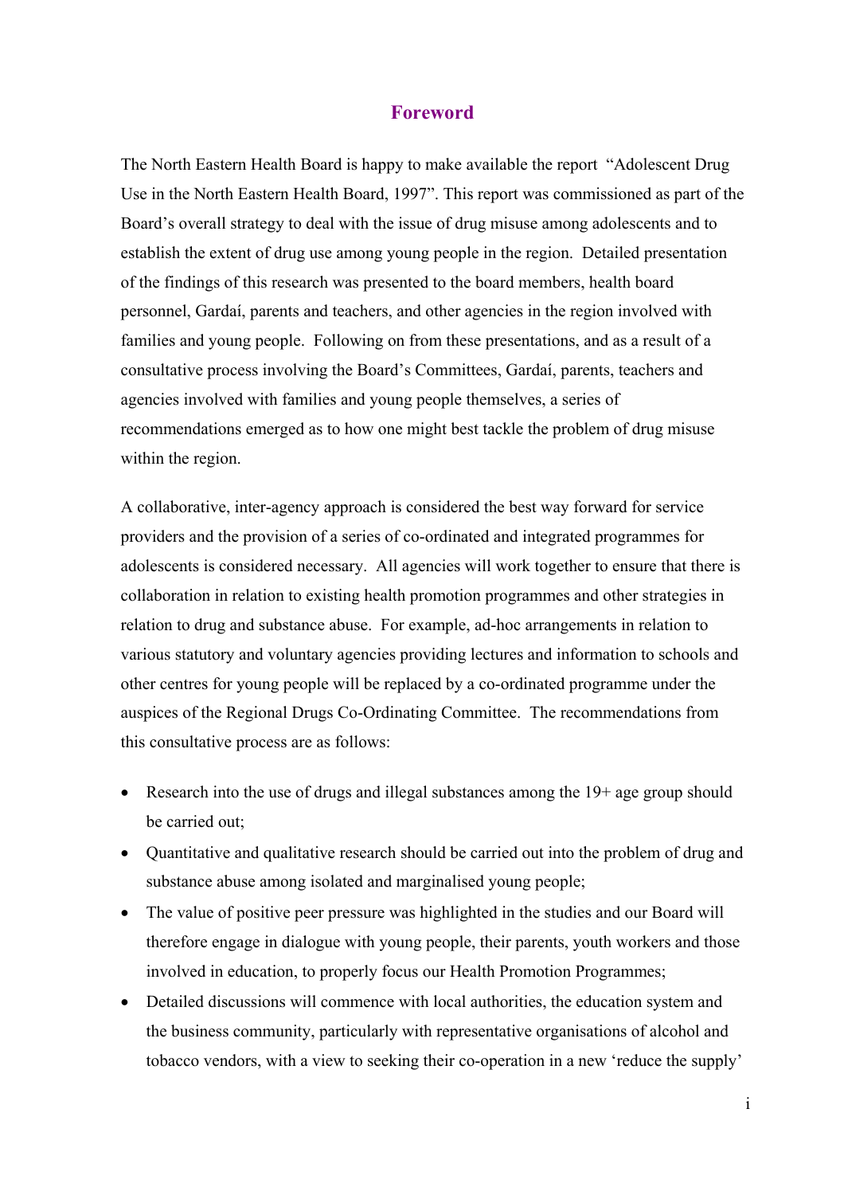# Foreword

The North Eastern Health Board is happy to make available the report "Adolescent Drug Use in the North Eastern Health Board, 1997". This report was commissioned as part of the Board's overall strategy to deal with the issue of drug misuse among adolescents and to establish the extent of drug use among young people in the region. Detailed presentation of the findings of this research was presented to the board members, health board personnel, Gardaí, parents and teachers, and other agencies in the region involved with families and young people. Following on from these presentations, and as a result of a consultative process involving the Board's Committees, Gardaí, parents, teachers and agencies involved with families and young people themselves, a series of recommendations emerged as to how one might best tackle the problem of drug misuse within the region.

A collaborative, inter-agency approach is considered the best way forward for service providers and the provision of a series of co-ordinated and integrated programmes for adolescents is considered necessary. All agencies will work together to ensure that there is collaboration in relation to existing health promotion programmes and other strategies in relation to drug and substance abuse. For example, ad-hoc arrangements in relation to various statutory and voluntary agencies providing lectures and information to schools and other centres for young people will be replaced by a co-ordinated programme under the auspices of the Regional Drugs Co-Ordinating Committee. The recommendations from this consultative process are as follows:

- Research into the use of drugs and illegal substances among the 19+ age group should be carried out;
- Quantitative and qualitative research should be carried out into the problem of drug and substance abuse among isolated and marginalised young people;
- The value of positive peer pressure was highlighted in the studies and our Board will therefore engage in dialogue with young people, their parents, youth workers and those involved in education, to properly focus our Health Promotion Programmes;
- Detailed discussions will commence with local authorities, the education system and the business community, particularly with representative organisations of alcohol and tobacco vendors, with a view to seeking their co-operation in a new 'reduce the supply'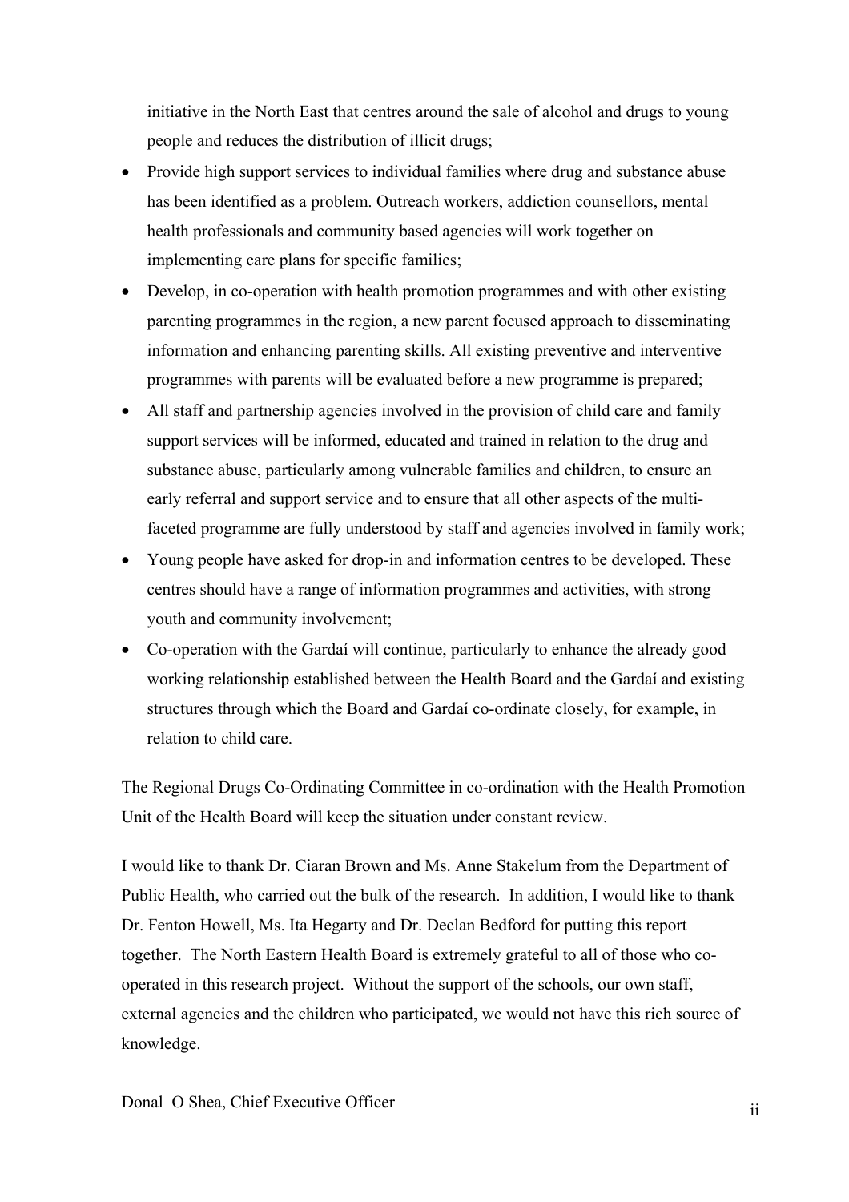initiative in the North East that centres around the sale of alcohol and drugs to young people and reduces the distribution of illicit drugs;

- Provide high support services to individual families where drug and substance abuse has been identified as a problem. Outreach workers, addiction counsellors, mental health professionals and community based agencies will work together on implementing care plans for specific families;
- Develop, in co-operation with health promotion programmes and with other existing parenting programmes in the region, a new parent focused approach to disseminating information and enhancing parenting skills. All existing preventive and interventive programmes with parents will be evaluated before a new programme is prepared;
- All staff and partnership agencies involved in the provision of child care and family support services will be informed, educated and trained in relation to the drug and substance abuse, particularly among vulnerable families and children, to ensure an early referral and support service and to ensure that all other aspects of the multi-faceted programme are fully understood by staff and agencies involved in family work;
- Young people have asked for drop-in and information centres to be developed. These centres should have a range of information programmes and activities, with strong youth and community involvement;
- Co-operation with the Gardaí will continue, particularly to enhance the already good working relationship established between the Health Board and the Gardaí and existing structures through which the Board and Gardaí co-ordinate closely, for example, in relation to child care.

The Regional Drugs Co-Ordinating Committee in co-ordination with the Health Promotion Unit of the Health Board will keep the situation under constant review.

I would like to thank Dr. Ciaran Brown and Ms. Anne Stakelum from the Department of Public Health, who carried out the bulk of the research. In addition, I would like to thank Dr. Fenton Howell, Ms. Ita Hegarty and Dr. Declan Bedford for putting this report together. The North Eastern Health Board is extremely grateful to all of those who co-operated in this research project. Without the support of the schools, our own staff, external agencies and the children who participated, we would not have this rich source of knowledge.

Donal O Shea, Chief Executive Officer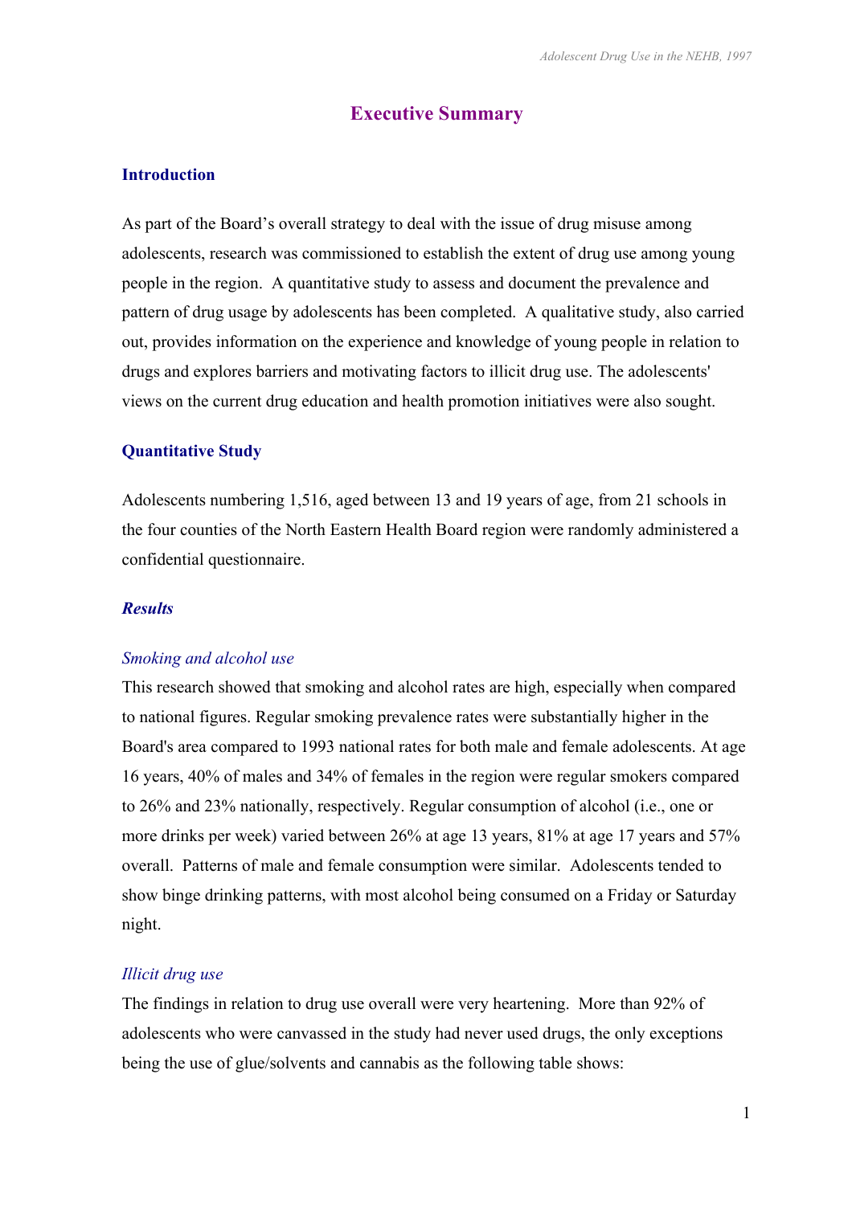# Executive Summary

## Introduction

As part of the Board's overall strategy to deal with the issue of drug misuse among adolescents, research was commissioned to establish the extent of drug use among young people in the region. A quantitative study to assess and document the prevalence and pattern of drug usage by adolescents has been completed. A qualitative study, also carried out, provides information on the experience and knowledge of young people in relation to drugs and explores barriers and motivating factors to illicit drug use. The adolescents' views on the current drug education and health promotion initiatives were also sought.

## Quantitative Study

Adolescents numbering 1,516, aged between 13 and 19 years of age, from 21 schools in the four counties of the North Eastern Health Board region were randomly administered a confidential questionnaire.

### *Results*

#### *Smoking and alcohol use*

This research showed that smoking and alcohol rates are high, especially when compared to national figures. Regular smoking prevalence rates were substantially higher in the Board's area compared to 1993 national rates for both male and female adolescents. At age 16 years, 40% of males and 34% of females in the region were regular smokers compared to 26% and 23% nationally, respectively. Regular consumption of alcohol (i.e., one or more drinks per week) varied between 26% at age 13 years, 81% at age 17 years and 57% overall. Patterns of male and female consumption were similar. Adolescents tended to show binge drinking patterns, with most alcohol being consumed on a Friday or Saturday night.

#### *Illicit drug use*

The findings in relation to drug use overall were very heartening. More than 92% of adolescents who were canvassed in the study had never used drugs, the only exceptions being the use of glue/solvents and cannabis as the following table shows: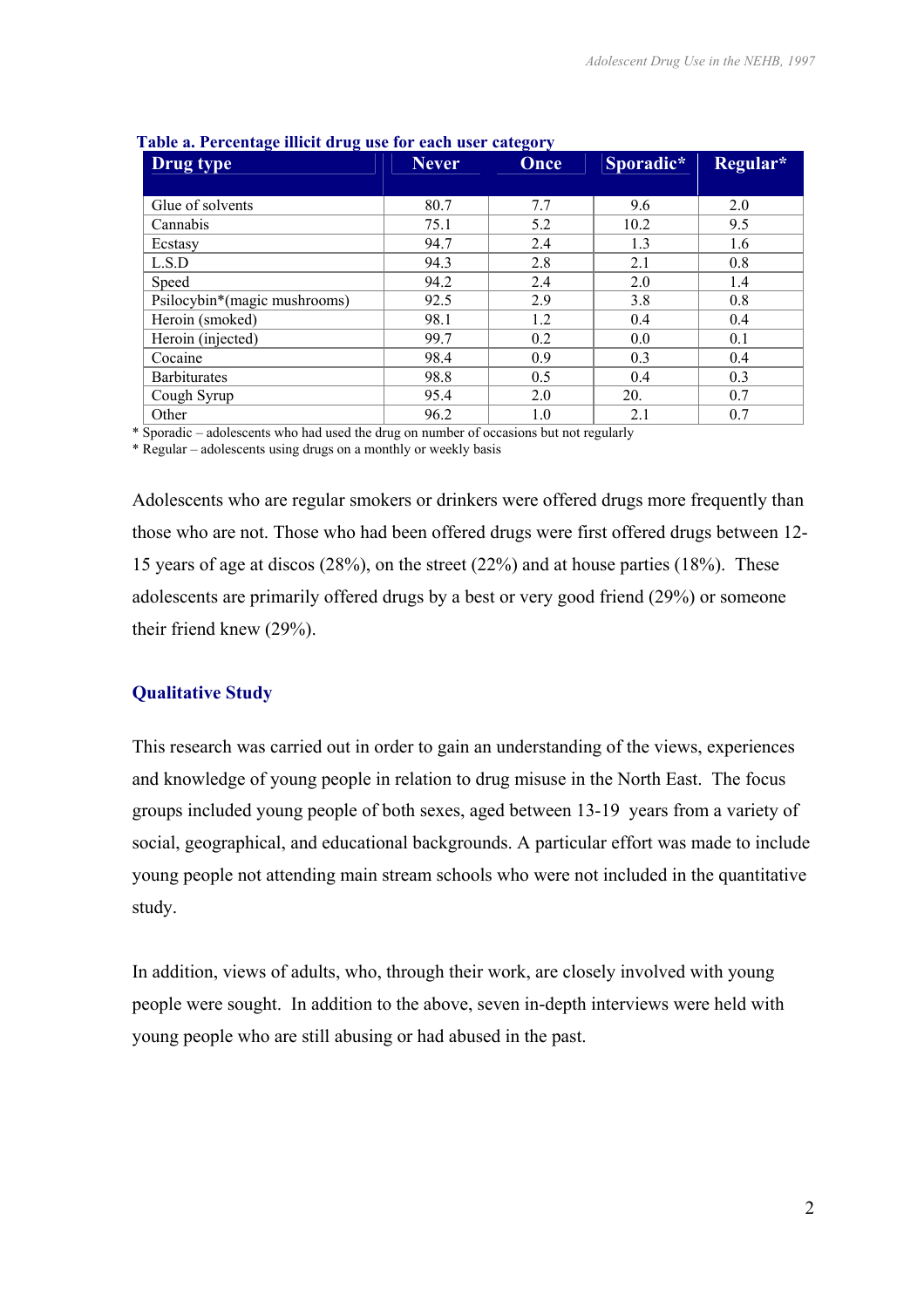**Table a. Percentage illicit drug use for each user category**

| Drug type | Never | Once | Sporadic* | Regular* |
|---|---|---|---|---|
| Glue of solvents | 80.7 | 7.7 | 9.6 | 2.0 |
| Cannabis | 75.1 | 5.2 | 10.2 | 9.5 |
| Ecstasy | 94.7 | 2.4 | 1.3 | 1.6 |
| L.S.D | 94.3 | 2.8 | 2.1 | 0.8 |
| Speed | 94.2 | 2.4 | 2.0 | 1.4 |
| Psilocybin*(magic mushrooms) | 92.5 | 2.9 | 3.8 | 0.8 |
| Heroin (smoked) | 98.1 | 1.2 | 0.4 | 0.4 |
| Heroin (injected) | 99.7 | 0.2 | 0.0 | 0.1 |
| Cocaine | 98.4 | 0.9 | 0.3 | 0.4 |
| Barbiturates | 98.8 | 0.5 | 0.4 | 0.3 |
| Cough Syrup | 95.4 | 2.0 | 20. | 0.7 |
| Other | 96.2 | 1.0 | 2.1 | 0.7 |

* Sporadic – adolescents who had used the drug on number of occasions but not regularly
* Regular – adolescents using drugs on a monthly or weekly basis

Adolescents who are regular smokers or drinkers were offered drugs more frequently than those who are not. Those who had been offered drugs were first offered drugs between 12-15 years of age at discos (28%), on the street (22%) and at house parties (18%). These adolescents are primarily offered drugs by a best or very good friend (29%) or someone their friend knew (29%).

## Qualitative Study

This research was carried out in order to gain an understanding of the views, experiences and knowledge of young people in relation to drug misuse in the North East. The focus groups included young people of both sexes, aged between 13-19 years from a variety of social, geographical, and educational backgrounds. A particular effort was made to include young people not attending main stream schools who were not included in the quantitative study.

In addition, views of adults, who, through their work, are closely involved with young people were sought. In addition to the above, seven in-depth interviews were held with young people who are still abusing or had abused in the past.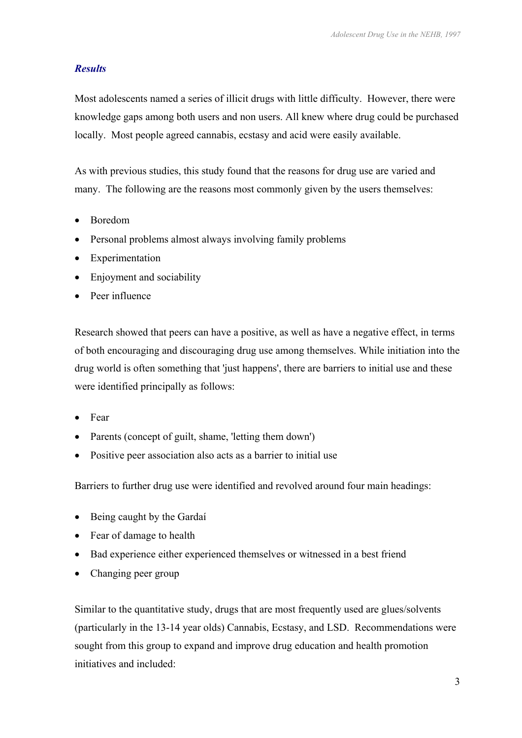### *Results*

Most adolescents named a series of illicit drugs with little difficulty. However, there were knowledge gaps among both users and non users. All knew where drug could be purchased locally. Most people agreed cannabis, ecstasy and acid were easily available.

As with previous studies, this study found that the reasons for drug use are varied and many. The following are the reasons most commonly given by the users themselves:

- Boredom
- Personal problems almost always involving family problems
- Experimentation
- Enjoyment and sociability
- Peer influence

Research showed that peers can have a positive, as well as have a negative effect, in terms of both encouraging and discouraging drug use among themselves. While initiation into the drug world is often something that 'just happens', there are barriers to initial use and these were identified principally as follows:

- Fear
- Parents (concept of guilt, shame, 'letting them down')
- Positive peer association also acts as a barrier to initial use

Barriers to further drug use were identified and revolved around four main headings:

- Being caught by the Gardaí
- Fear of damage to health
- Bad experience either experienced themselves or witnessed in a best friend
- Changing peer group

Similar to the quantitative study, drugs that are most frequently used are glues/solvents (particularly in the 13-14 year olds) Cannabis, Ecstasy, and LSD. Recommendations were sought from this group to expand and improve drug education and health promotion initiatives and included: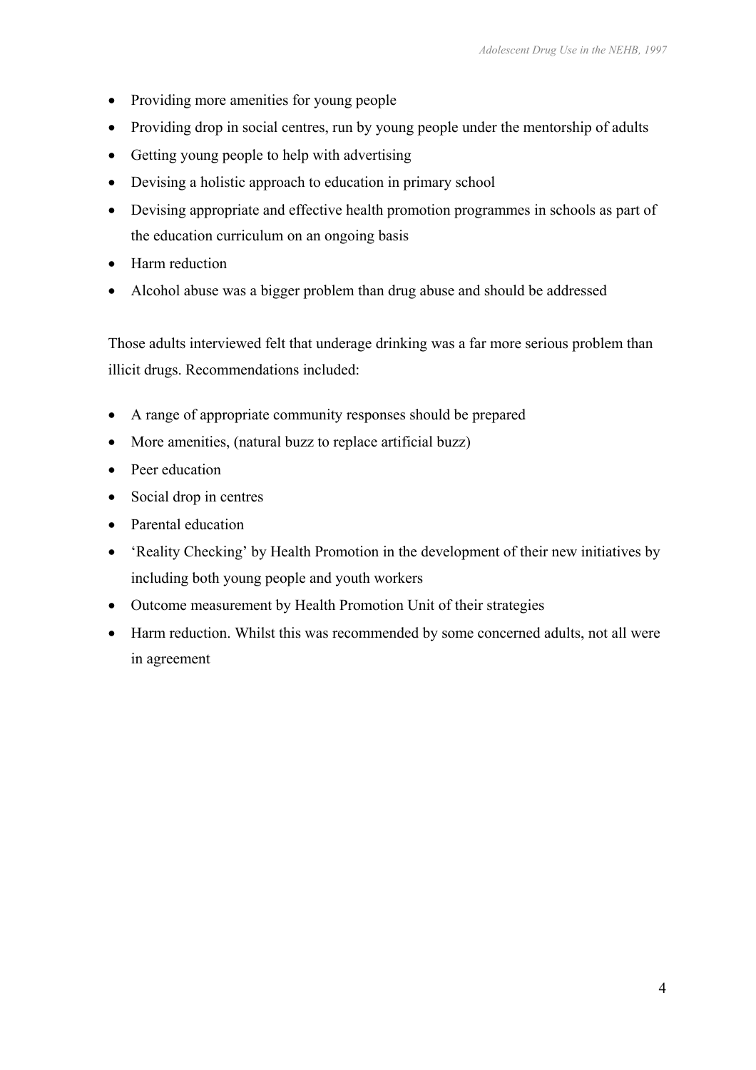- Providing more amenities for young people
- Providing drop in social centres, run by young people under the mentorship of adults
- Getting young people to help with advertising
- Devising a holistic approach to education in primary school
- Devising appropriate and effective health promotion programmes in schools as part of the education curriculum on an ongoing basis
- Harm reduction
- Alcohol abuse was a bigger problem than drug abuse and should be addressed

Those adults interviewed felt that underage drinking was a far more serious problem than illicit drugs. Recommendations included:

- A range of appropriate community responses should be prepared
- More amenities, (natural buzz to replace artificial buzz)
- Peer education
- Social drop in centres
- Parental education
- 'Reality Checking' by Health Promotion in the development of their new initiatives by including both young people and youth workers
- Outcome measurement by Health Promotion Unit of their strategies
- Harm reduction. Whilst this was recommended by some concerned adults, not all were in agreement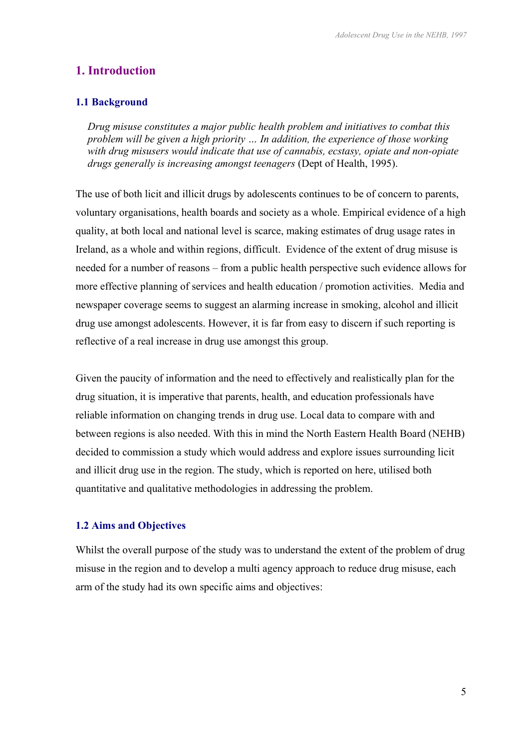# 1. Introduction

## 1.1 Background

> *Drug misuse constitutes a major public health problem and initiatives to combat this problem will be given a high priority … In addition, the experience of those working with drug misusers would indicate that use of cannabis, ecstasy, opiate and non-opiate drugs generally is increasing amongst teenagers* (Dept of Health, 1995).

The use of both licit and illicit drugs by adolescents continues to be of concern to parents, voluntary organisations, health boards and society as a whole. Empirical evidence of a high quality, at both local and national level is scarce, making estimates of drug usage rates in Ireland, as a whole and within regions, difficult. Evidence of the extent of drug misuse is needed for a number of reasons – from a public health perspective such evidence allows for more effective planning of services and health education / promotion activities. Media and newspaper coverage seems to suggest an alarming increase in smoking, alcohol and illicit drug use amongst adolescents. However, it is far from easy to discern if such reporting is reflective of a real increase in drug use amongst this group.

Given the paucity of information and the need to effectively and realistically plan for the drug situation, it is imperative that parents, health, and education professionals have reliable information on changing trends in drug use. Local data to compare with and between regions is also needed. With this in mind the North Eastern Health Board (NEHB) decided to commission a study which would address and explore issues surrounding licit and illicit drug use in the region. The study, which is reported on here, utilised both quantitative and qualitative methodologies in addressing the problem.

## 1.2 Aims and Objectives

Whilst the overall purpose of the study was to understand the extent of the problem of drug misuse in the region and to develop a multi agency approach to reduce drug misuse, each arm of the study had its own specific aims and objectives: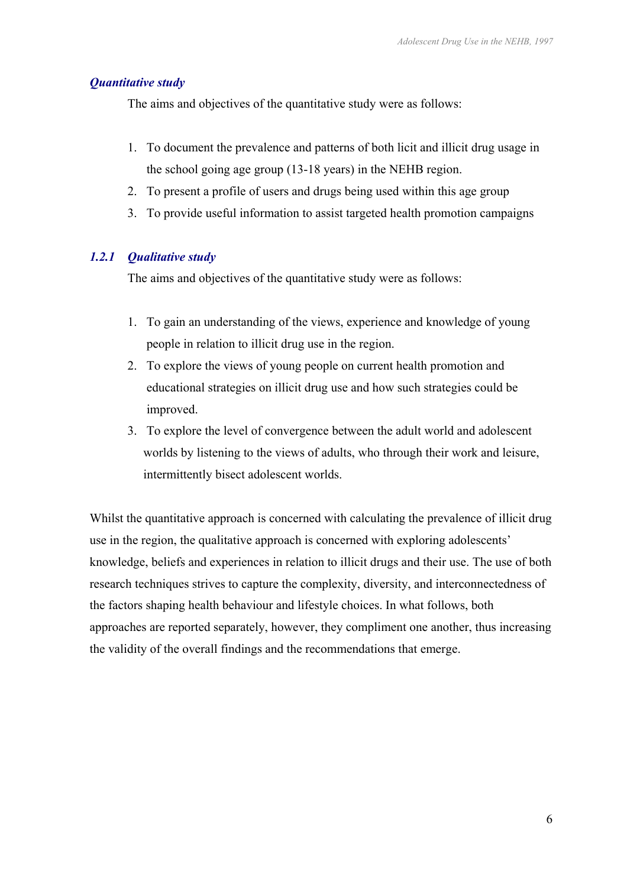### *Quantitative study*

The aims and objectives of the quantitative study were as follows:

1. To document the prevalence and patterns of both licit and illicit drug usage in the school going age group (13-18 years) in the NEHB region.
2. To present a profile of users and drugs being used within this age group
3. To provide useful information to assist targeted health promotion campaigns

### *1.2.1 Qualitative study*

The aims and objectives of the quantitative study were as follows:

1. To gain an understanding of the views, experience and knowledge of young people in relation to illicit drug use in the region.
2. To explore the views of young people on current health promotion and educational strategies on illicit drug use and how such strategies could be improved.
3. To explore the level of convergence between the adult world and adolescent worlds by listening to the views of adults, who through their work and leisure, intermittently bisect adolescent worlds.

Whilst the quantitative approach is concerned with calculating the prevalence of illicit drug use in the region, the qualitative approach is concerned with exploring adolescents' knowledge, beliefs and experiences in relation to illicit drugs and their use. The use of both research techniques strives to capture the complexity, diversity, and interconnectedness of the factors shaping health behaviour and lifestyle choices. In what follows, both approaches are reported separately, however, they compliment one another, thus increasing the validity of the overall findings and the recommendations that emerge.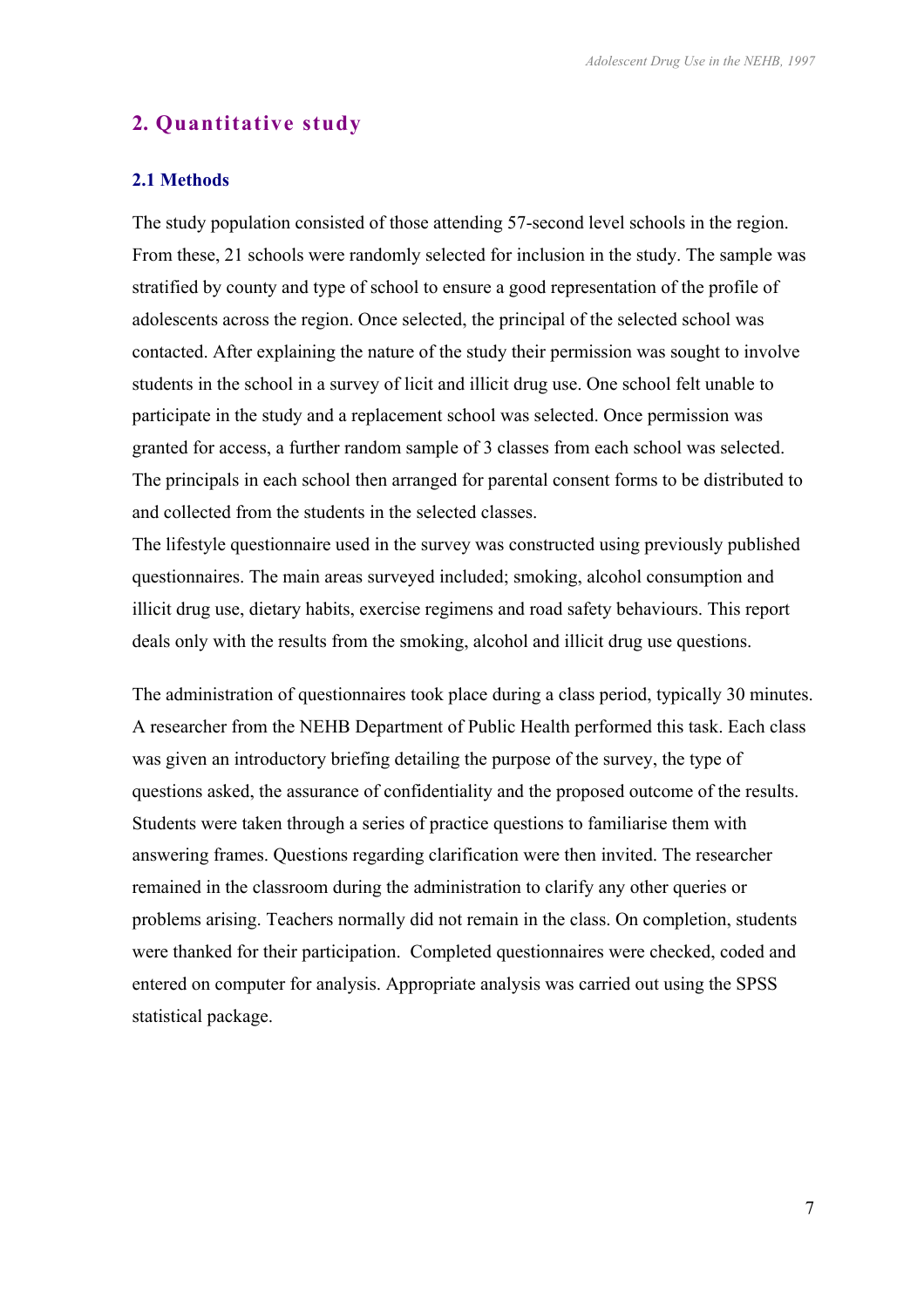## 2. Quantitative study

### 2.1 Methods

The study population consisted of those attending 57-second level schools in the region. From these, 21 schools were randomly selected for inclusion in the study. The sample was stratified by county and type of school to ensure a good representation of the profile of adolescents across the region. Once selected, the principal of the selected school was contacted. After explaining the nature of the study their permission was sought to involve students in the school in a survey of licit and illicit drug use. One school felt unable to participate in the study and a replacement school was selected. Once permission was granted for access, a further random sample of 3 classes from each school was selected. The principals in each school then arranged for parental consent forms to be distributed to and collected from the students in the selected classes.
The lifestyle questionnaire used in the survey was constructed using previously published questionnaires. The main areas surveyed included; smoking, alcohol consumption and illicit drug use, dietary habits, exercise regimens and road safety behaviours. This report deals only with the results from the smoking, alcohol and illicit drug use questions.

The administration of questionnaires took place during a class period, typically 30 minutes. A researcher from the NEHB Department of Public Health performed this task. Each class was given an introductory briefing detailing the purpose of the survey, the type of questions asked, the assurance of confidentiality and the proposed outcome of the results. Students were taken through a series of practice questions to familiarise them with answering frames. Questions regarding clarification were then invited. The researcher remained in the classroom during the administration to clarify any other queries or problems arising. Teachers normally did not remain in the class. On completion, students were thanked for their participation. Completed questionnaires were checked, coded and entered on computer for analysis. Appropriate analysis was carried out using the SPSS statistical package.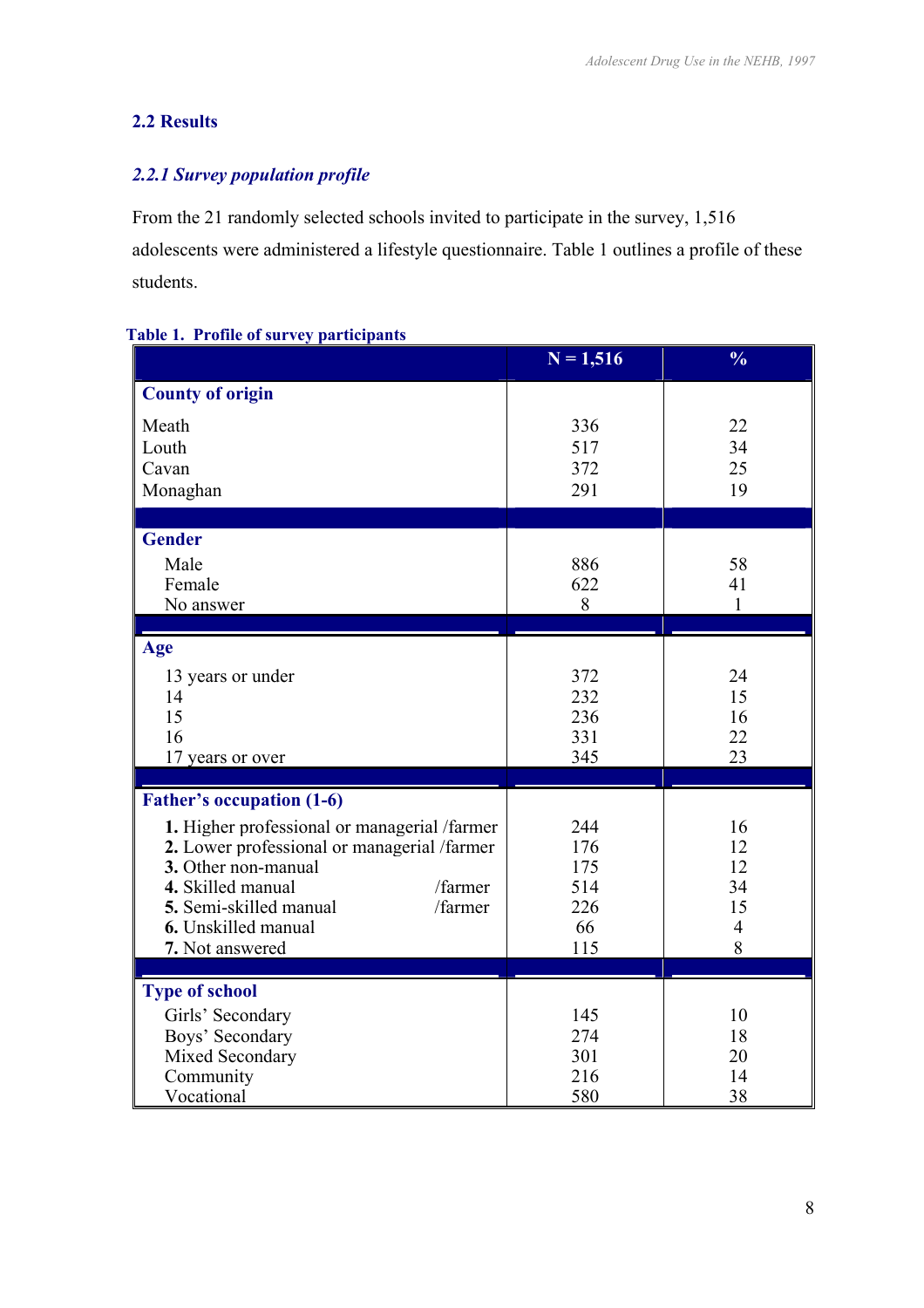## 2.2 Results

### *2.2.1 Survey population profile*

From the 21 randomly selected schools invited to participate in the survey, 1,516 adolescents were administered a lifestyle questionnaire. Table 1 outlines a profile of these students.

**Table 1. Profile of survey participants**

| | N = 1,516 | % |
|---|---|---|
| **County of origin** | | |
| Meath | 336 | 22 |
| Louth | 517 | 34 |
| Cavan | 372 | 25 |
| Monaghan | 291 | 19 |
| **Gender** | | |
| Male | 886 | 58 |
| Female | 622 | 41 |
| No answer | 8 | 1 |
| **Age** | | |
| 13 years or under | 372 | 24 |
| 14 | 232 | 15 |
| 15 | 236 | 16 |
| 16 | 331 | 22 |
| 17 years or over | 345 | 23 |
| **Father's occupation (1-6)** | | |
| **1.** Higher professional or managerial /farmer | 244 | 16 |
| **2.** Lower professional or managerial /farmer | 176 | 12 |
| **3.** Other non-manual | 175 | 12 |
| **4.** Skilled manual /farmer | 514 | 34 |
| **5.** Semi-skilled manual /farmer | 226 | 15 |
| **6.** Unskilled manual | 66 | 4 |
| **7.** Not answered | 115 | 8 |
| **Type of school** | | |
| Girls' Secondary | 145 | 10 |
| Boys' Secondary | 274 | 18 |
| Mixed Secondary | 301 | 20 |
| Community | 216 | 14 |
| Vocational | 580 | 38 |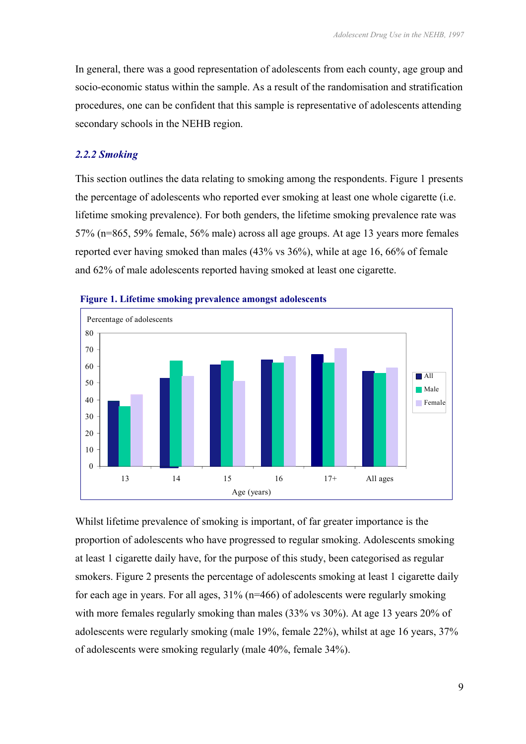In general, there was a good representation of adolescents from each county, age group and socio-economic status within the sample. As a result of the randomisation and stratification procedures, one can be confident that this sample is representative of adolescents attending secondary schools in the NEHB region.

### *2.2.2 Smoking*

This section outlines the data relating to smoking among the respondents. Figure 1 presents the percentage of adolescents who reported ever smoking at least one whole cigarette (i.e. lifetime smoking prevalence). For both genders, the lifetime smoking prevalence rate was 57% (n=865, 59% female, 56% male) across all age groups. At age 13 years more females reported ever having smoked than males (43% vs 36%), while at age 16, 66% of female and 62% of male adolescents reported having smoked at least one cigarette.

**Figure 1. Lifetime smoking prevalence amongst adolescents**

Whilst lifetime prevalence of smoking is important, of far greater importance is the proportion of adolescents who have progressed to regular smoking. Adolescents smoking at least 1 cigarette daily have, for the purpose of this study, been categorised as regular smokers. Figure 2 presents the percentage of adolescents smoking at least 1 cigarette daily for each age in years. For all ages, 31% (n=466) of adolescents were regularly smoking with more females regularly smoking than males (33% vs 30%). At age 13 years 20% of adolescents were regularly smoking (male 19%, female 22%), whilst at age 16 years, 37% of adolescents were smoking regularly (male 40%, female 34%).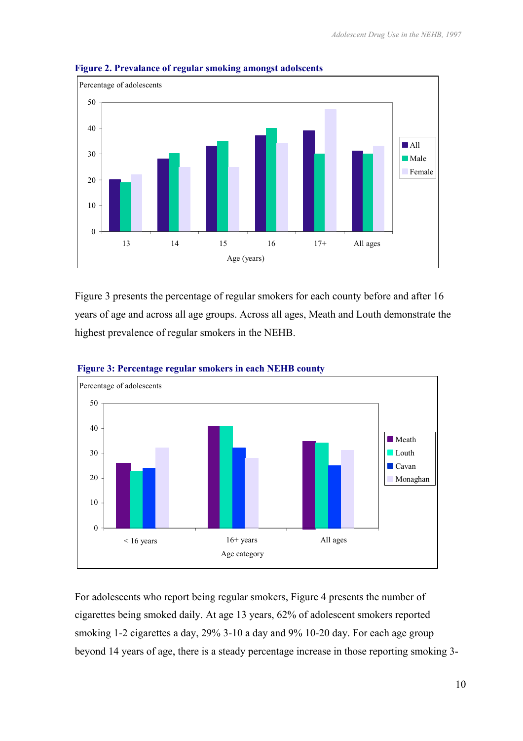**Figure 2. Prevalance of regular smoking amongst adolscents**

Figure 3 presents the percentage of regular smokers for each county before and after 16 years of age and across all age groups. Across all ages, Meath and Louth demonstrate the highest prevalence of regular smokers in the NEHB.

**Figure 3: Percentage regular smokers in each NEHB county**

For adolescents who report being regular smokers, Figure 4 presents the number of cigarettes being smoked daily. At age 13 years, 62% of adolescent smokers reported smoking 1-2 cigarettes a day, 29% 3-10 a day and 9% 10-20 day. For each age group beyond 14 years of age, there is a steady percentage increase in those reporting smoking 3-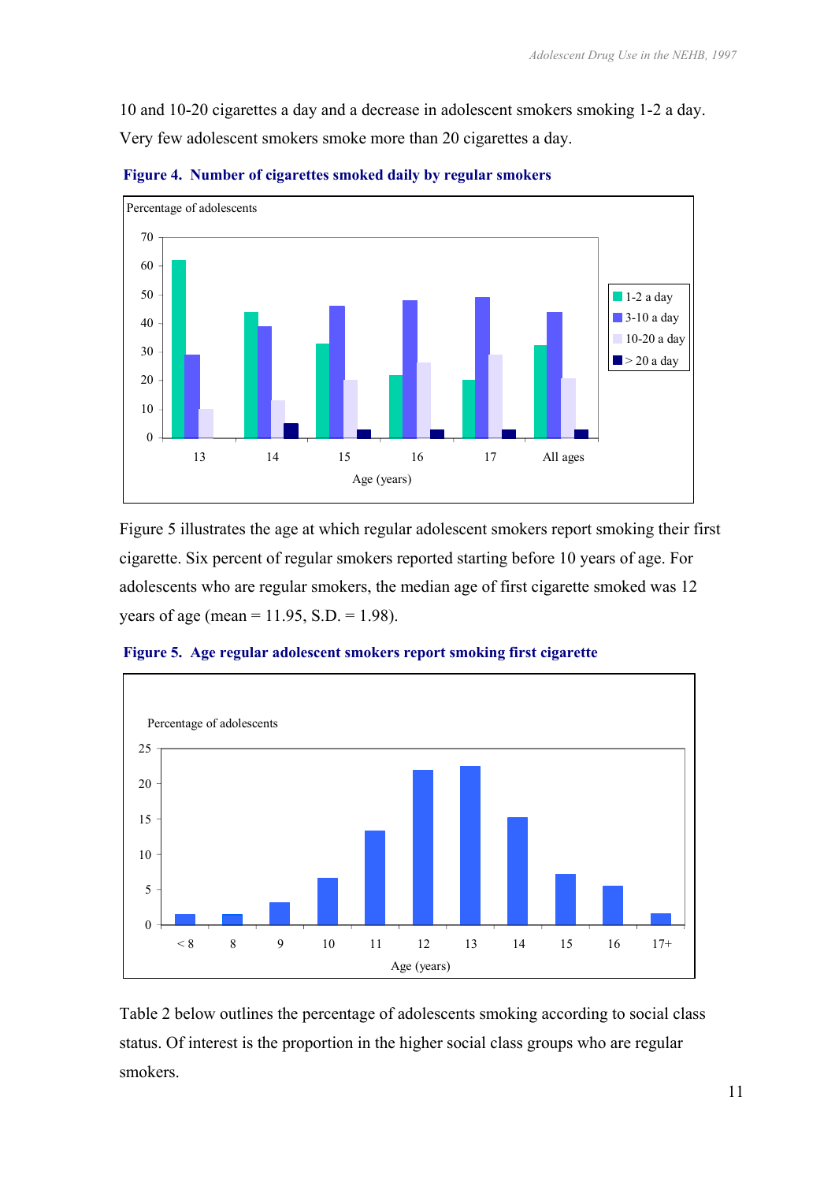10 and 10-20 cigarettes a day and a decrease in adolescent smokers smoking 1-2 a day. Very few adolescent smokers smoke more than 20 cigarettes a day.

**Figure 4. Number of cigarettes smoked daily by regular smokers**

Figure 5 illustrates the age at which regular adolescent smokers report smoking their first cigarette. Six percent of regular smokers reported starting before 10 years of age. For adolescents who are regular smokers, the median age of first cigarette smoked was 12 years of age (mean = 11.95, S.D. = 1.98).

**Figure 5. Age regular adolescent smokers report smoking first cigarette**

Table 2 below outlines the percentage of adolescents smoking according to social class status. Of interest is the proportion in the higher social class groups who are regular smokers.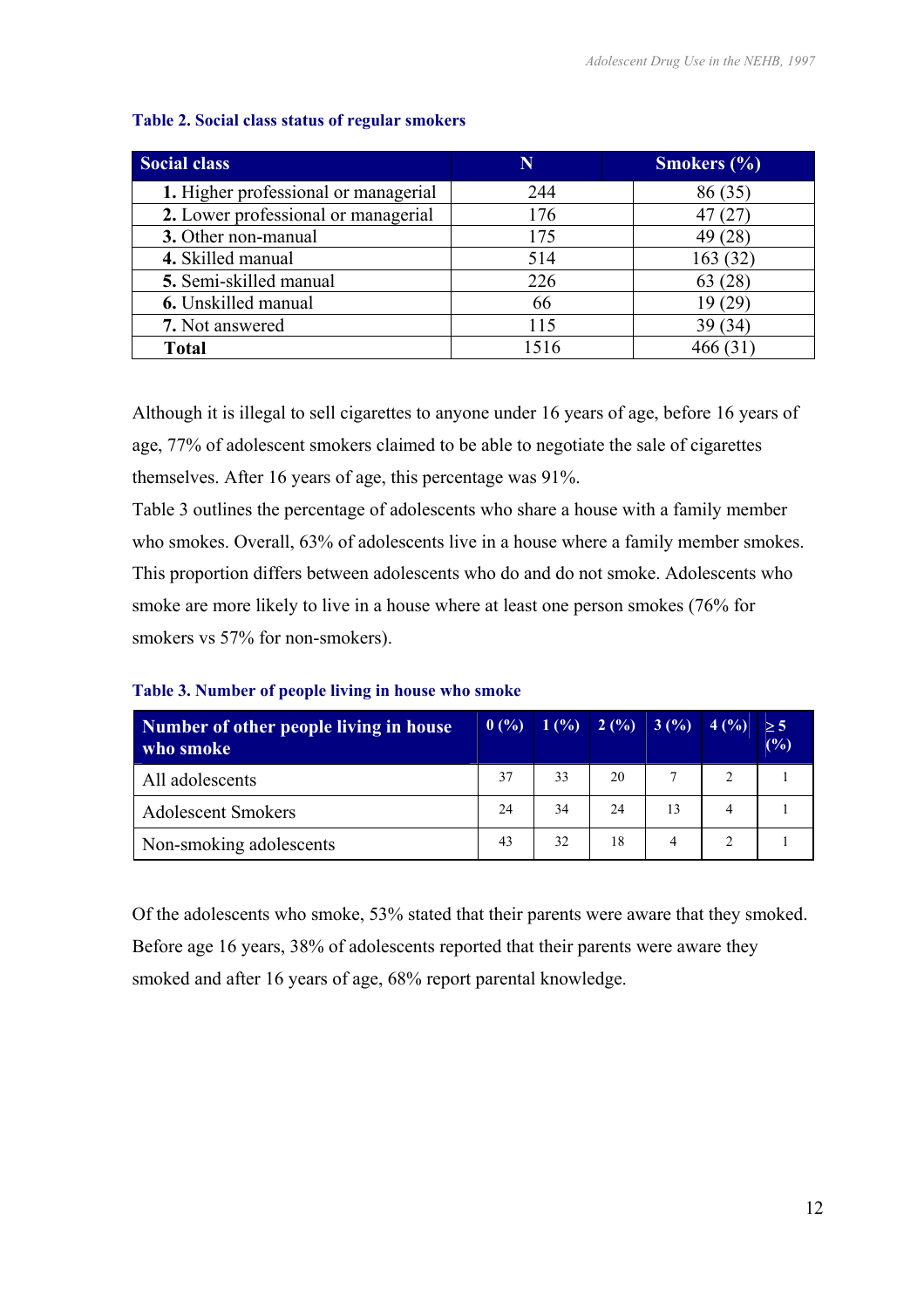**Table 2. Social class status of regular smokers**

| Social class | N | Smokers (%) |
|---|---|---|
| **1.** Higher professional or managerial | 244 | 86 (35) |
| **2.** Lower professional or managerial | 176 | 47 (27) |
| **3.** Other non-manual | 175 | 49 (28) |
| **4.** Skilled manual | 514 | 163 (32) |
| **5.** Semi-skilled manual | 226 | 63 (28) |
| **6.** Unskilled manual | 66 | 19 (29) |
| **7.** Not answered | 115 | 39 (34) |
| **Total** | 1516 | 466 (31) |

Although it is illegal to sell cigarettes to anyone under 16 years of age, before 16 years of age, 77% of adolescent smokers claimed to be able to negotiate the sale of cigarettes themselves. After 16 years of age, this percentage was 91%.

Table 3 outlines the percentage of adolescents who share a house with a family member who smokes. Overall, 63% of adolescents live in a house where a family member smokes. This proportion differs between adolescents who do and do not smoke. Adolescents who smoke are more likely to live in a house where at least one person smokes (76% for smokers vs 57% for non-smokers).

**Table 3. Number of people living in house who smoke**

| Number of other people living in house who smoke | 0 (%) | 1 (%) | 2 (%) | 3 (%) | 4 (%) | ≥ 5 (%) |
|---|---|---|---|---|---|---|
| All adolescents | 37 | 33 | 20 | 7 | 2 | 1 |
| Adolescent Smokers | 24 | 34 | 24 | 13 | 4 | 1 |
| Non-smoking adolescents | 43 | 32 | 18 | 4 | 2 | 1 |

Of the adolescents who smoke, 53% stated that their parents were aware that they smoked. Before age 16 years, 38% of adolescents reported that their parents were aware they smoked and after 16 years of age, 68% report parental knowledge.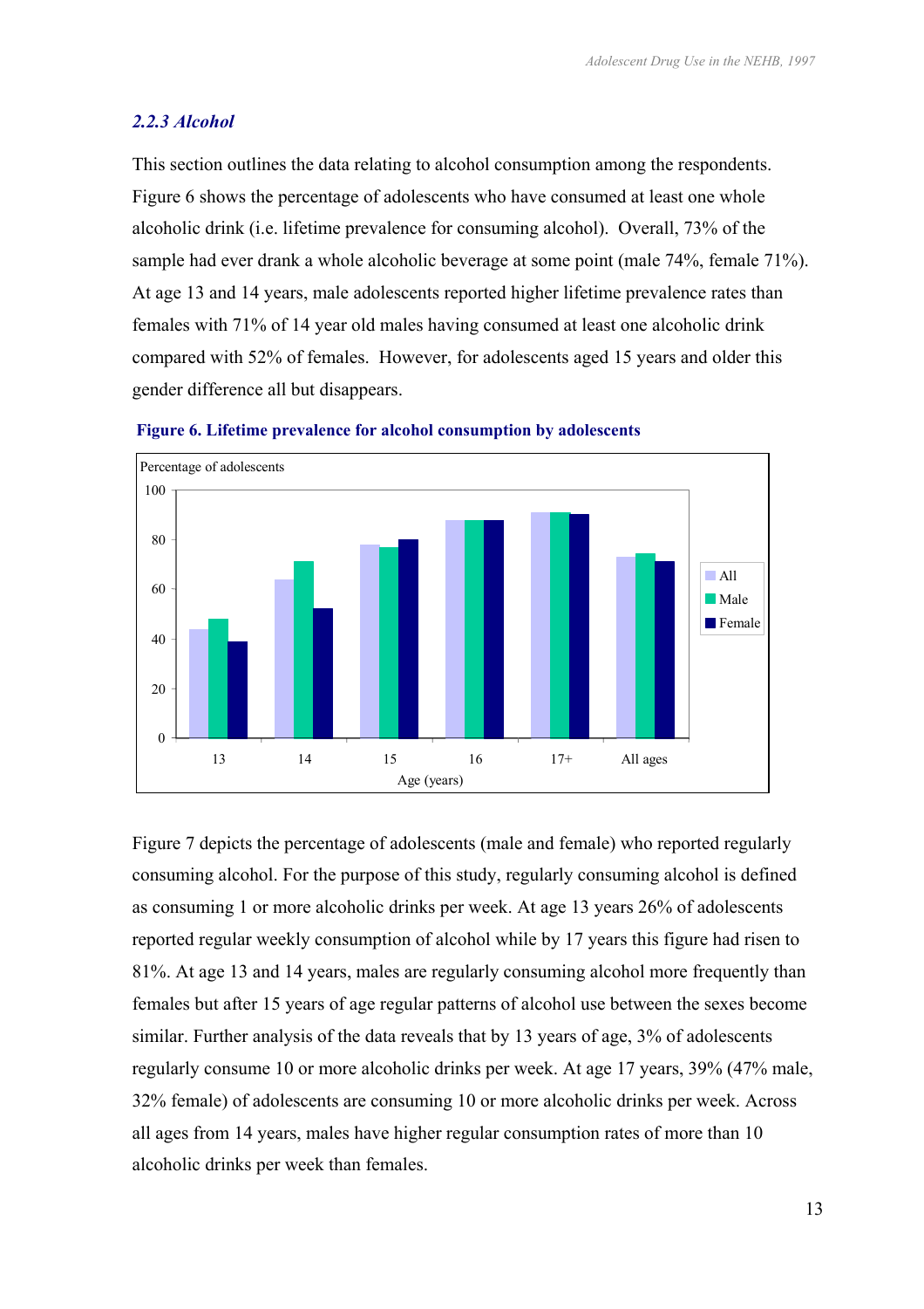### *2.2.3 Alcohol*

This section outlines the data relating to alcohol consumption among the respondents. Figure 6 shows the percentage of adolescents who have consumed at least one whole alcoholic drink (i.e. lifetime prevalence for consuming alcohol). Overall, 73% of the sample had ever drank a whole alcoholic beverage at some point (male 74%, female 71%). At age 13 and 14 years, male adolescents reported higher lifetime prevalence rates than females with 71% of 14 year old males having consumed at least one alcoholic drink compared with 52% of females. However, for adolescents aged 15 years and older this gender difference all but disappears.

**Figure 6. Lifetime prevalence for alcohol consumption by adolescents**

Figure 7 depicts the percentage of adolescents (male and female) who reported regularly consuming alcohol. For the purpose of this study, regularly consuming alcohol is defined as consuming 1 or more alcoholic drinks per week. At age 13 years 26% of adolescents reported regular weekly consumption of alcohol while by 17 years this figure had risen to 81%. At age 13 and 14 years, males are regularly consuming alcohol more frequently than females but after 15 years of age regular patterns of alcohol use between the sexes become similar. Further analysis of the data reveals that by 13 years of age, 3% of adolescents regularly consume 10 or more alcoholic drinks per week. At age 17 years, 39% (47% male, 32% female) of adolescents are consuming 10 or more alcoholic drinks per week. Across all ages from 14 years, males have higher regular consumption rates of more than 10 alcoholic drinks per week than females.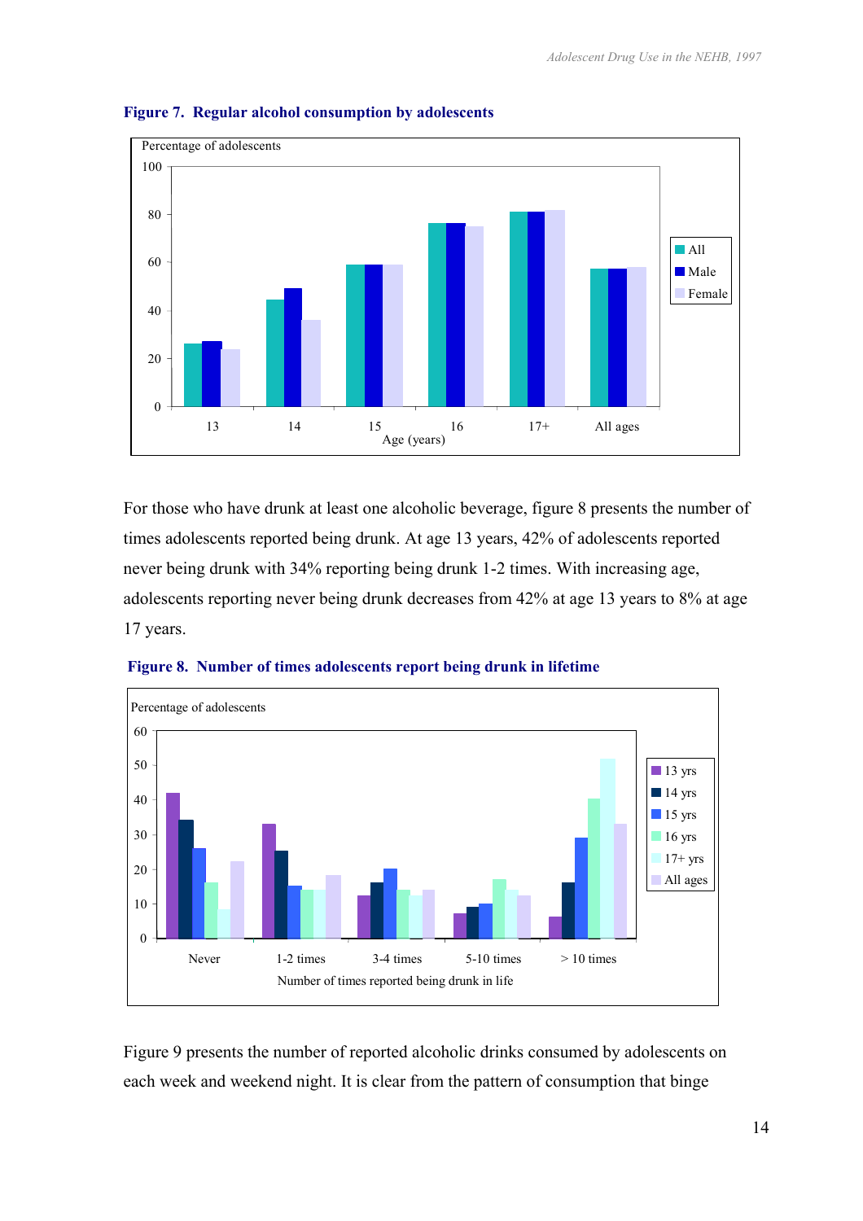**Figure 7. Regular alcohol consumption by adolescents**

For those who have drunk at least one alcoholic beverage, figure 8 presents the number of times adolescents reported being drunk. At age 13 years, 42% of adolescents reported never being drunk with 34% reporting being drunk 1-2 times. With increasing age, adolescents reporting never being drunk decreases from 42% at age 13 years to 8% at age 17 years.

**Figure 8. Number of times adolescents report being drunk in lifetime**

Figure 9 presents the number of reported alcoholic drinks consumed by adolescents on each week and weekend night. It is clear from the pattern of consumption that binge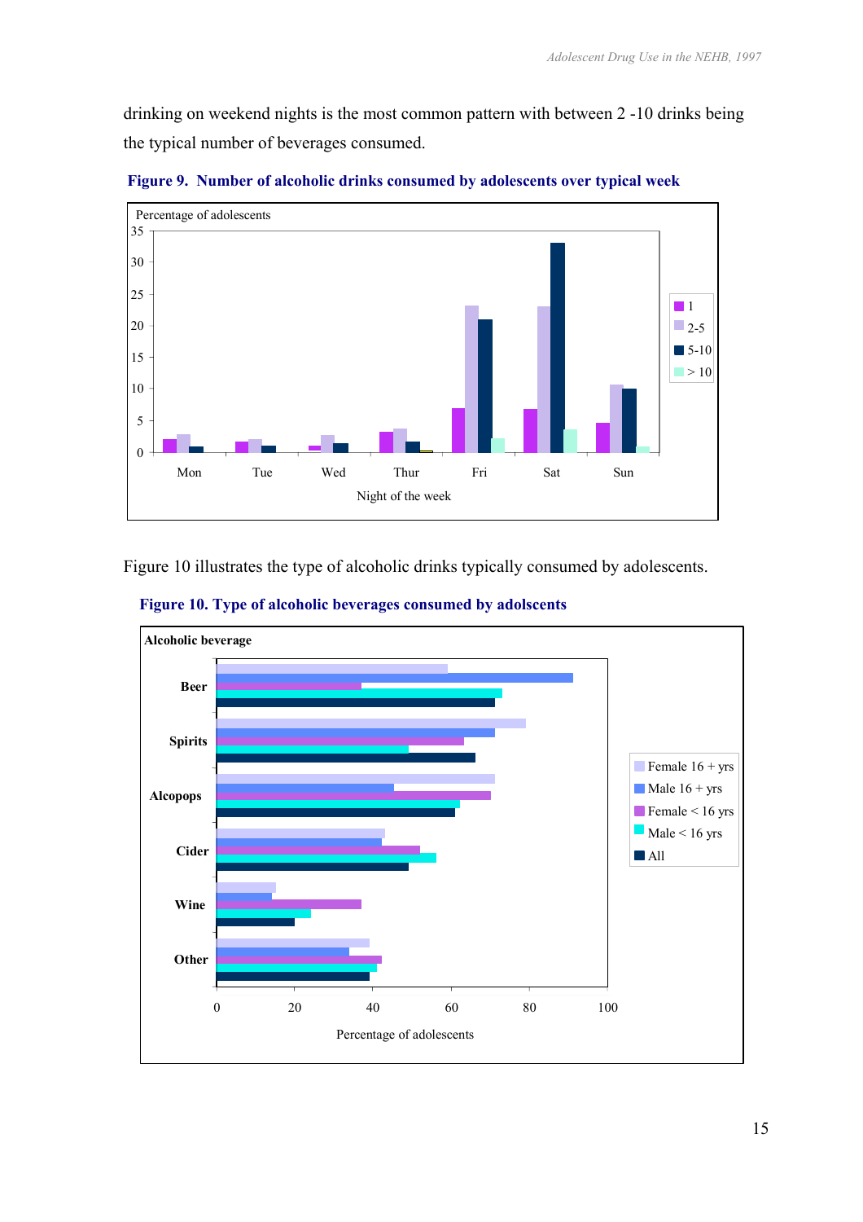drinking on weekend nights is the most common pattern with between 2 -10 drinks being the typical number of beverages consumed.

**Figure 9. Number of alcoholic drinks consumed by adolescents over typical week**

Figure 10 illustrates the type of alcoholic drinks typically consumed by adolescents.

**Figure 10. Type of alcoholic beverages consumed by adolscents**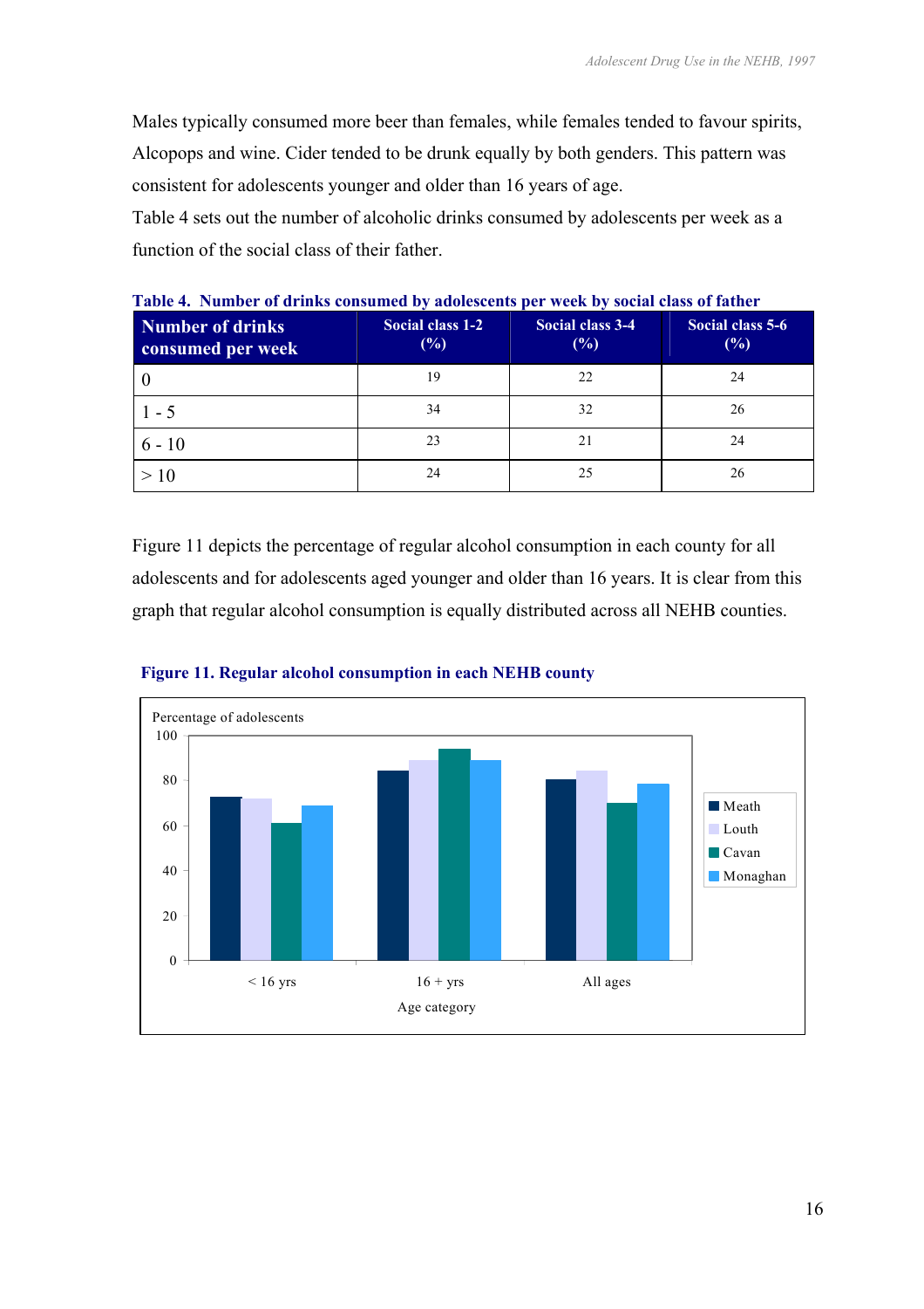Males typically consumed more beer than females, while females tended to favour spirits, Alcopops and wine. Cider tended to be drunk equally by both genders. This pattern was consistent for adolescents younger and older than 16 years of age.

Table 4 sets out the number of alcoholic drinks consumed by adolescents per week as a function of the social class of their father.

**Table 4. Number of drinks consumed by adolescents per week by social class of father**

| Number of drinks consumed per week | Social class 1-2 (%) | Social class 3-4 (%) | Social class 5-6 (%) |
|---|---|---|---|
| 0 | 19 | 22 | 24 |
| 1 - 5 | 34 | 32 | 26 |
| 6 - 10 | 23 | 21 | 24 |
| > 10 | 24 | 25 | 26 |

Figure 11 depicts the percentage of regular alcohol consumption in each county for all adolescents and for adolescents aged younger and older than 16 years. It is clear from this graph that regular alcohol consumption is equally distributed across all NEHB counties.

**Figure 11. Regular alcohol consumption in each NEHB county**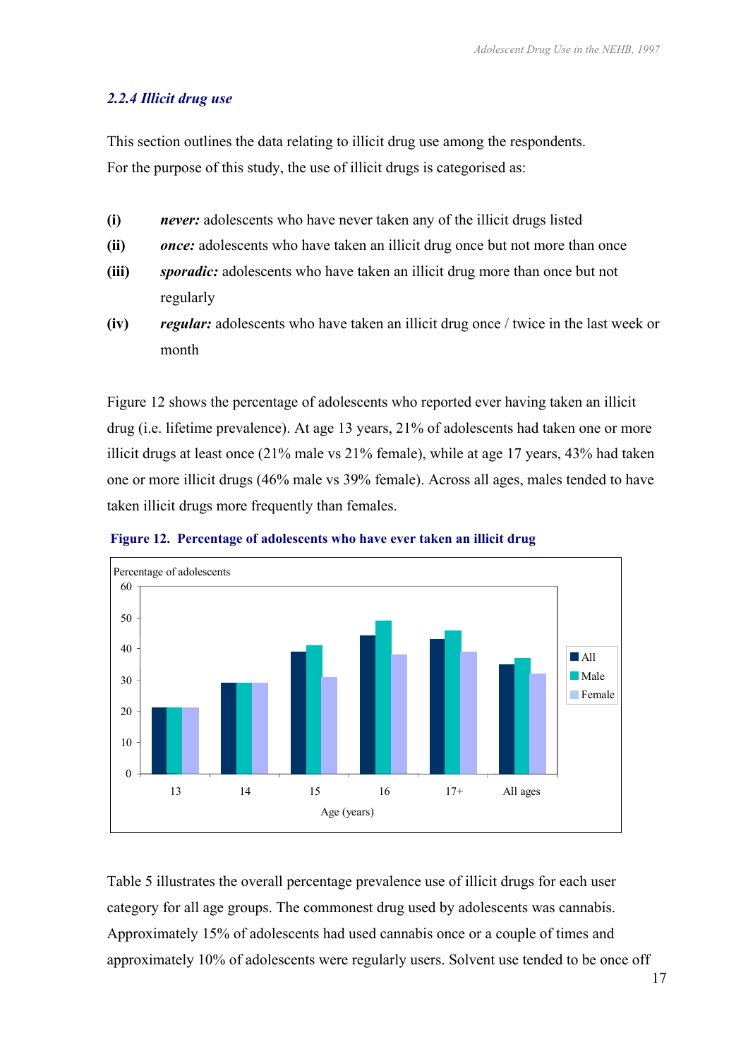### *2.2.4 Illicit drug use*

This section outlines the data relating to illicit drug use among the respondents. For the purpose of this study, the use of illicit drugs is categorised as:

**(i)** ***never:*** adolescents who have never taken any of the illicit drugs listed

**(ii)** ***once:*** adolescents who have taken an illicit drug once but not more than once

**(iii)** ***sporadic:*** adolescents who have taken an illicit drug more than once but not regularly

**(iv)** ***regular:*** adolescents who have taken an illicit drug once / twice in the last week or month

Figure 12 shows the percentage of adolescents who reported ever having taken an illicit drug (i.e. lifetime prevalence). At age 13 years, 21% of adolescents had taken one or more illicit drugs at least once (21% male vs 21% female), while at age 17 years, 43% had taken one or more illicit drugs (46% male vs 39% female). Across all ages, males tended to have taken illicit drugs more frequently than females.

**Figure 12. Percentage of adolescents who have ever taken an illicit drug**

Table 5 illustrates the overall percentage prevalence use of illicit drugs for each user category for all age groups. The commonest drug used by adolescents was cannabis. Approximately 15% of adolescents had used cannabis once or a couple of times and approximately 10% of adolescents were regularly users. Solvent use tended to be once off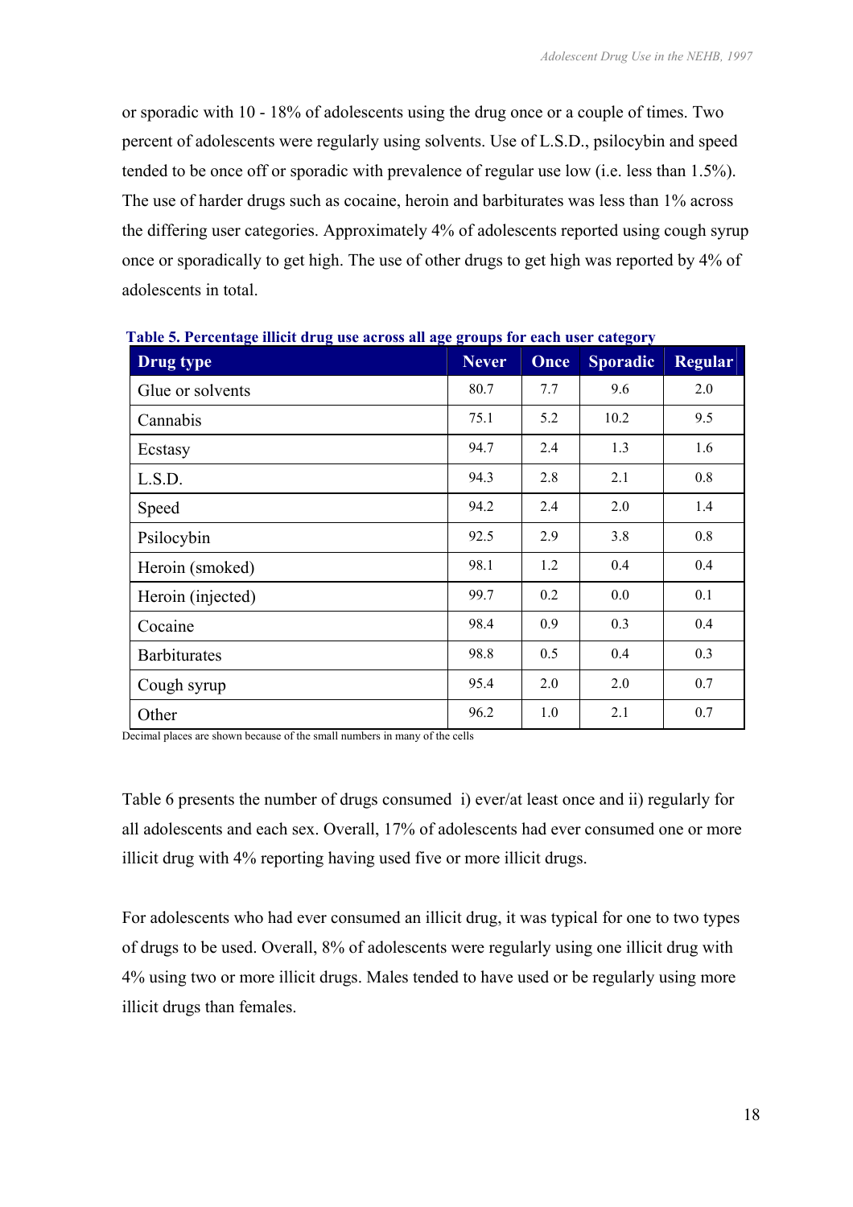or sporadic with 10 - 18% of adolescents using the drug once or a couple of times. Two percent of adolescents were regularly using solvents. Use of L.S.D., psilocybin and speed tended to be once off or sporadic with prevalence of regular use low (i.e. less than 1.5%). The use of harder drugs such as cocaine, heroin and barbiturates was less than 1% across the differing user categories. Approximately 4% of adolescents reported using cough syrup once or sporadically to get high. The use of other drugs to get high was reported by 4% of adolescents in total.

**Table 5. Percentage illicit drug use across all age groups for each user category**

| Drug type | Never | Once | Sporadic | Regular |
|---|---|---|---|---|
| Glue or solvents | 80.7 | 7.7 | 9.6 | 2.0 |
| Cannabis | 75.1 | 5.2 | 10.2 | 9.5 |
| Ecstasy | 94.7 | 2.4 | 1.3 | 1.6 |
| L.S.D. | 94.3 | 2.8 | 2.1 | 0.8 |
| Speed | 94.2 | 2.4 | 2.0 | 1.4 |
| Psilocybin | 92.5 | 2.9 | 3.8 | 0.8 |
| Heroin (smoked) | 98.1 | 1.2 | 0.4 | 0.4 |
| Heroin (injected) | 99.7 | 0.2 | 0.0 | 0.1 |
| Cocaine | 98.4 | 0.9 | 0.3 | 0.4 |
| Barbiturates | 98.8 | 0.5 | 0.4 | 0.3 |
| Cough syrup | 95.4 | 2.0 | 2.0 | 0.7 |
| Other | 96.2 | 1.0 | 2.1 | 0.7 |

Decimal places are shown because of the small numbers in many of the cells

Table 6 presents the number of drugs consumed i) ever/at least once and ii) regularly for all adolescents and each sex. Overall, 17% of adolescents had ever consumed one or more illicit drug with 4% reporting having used five or more illicit drugs.

For adolescents who had ever consumed an illicit drug, it was typical for one to two types of drugs to be used. Overall, 8% of adolescents were regularly using one illicit drug with 4% using two or more illicit drugs. Males tended to have used or be regularly using more illicit drugs than females.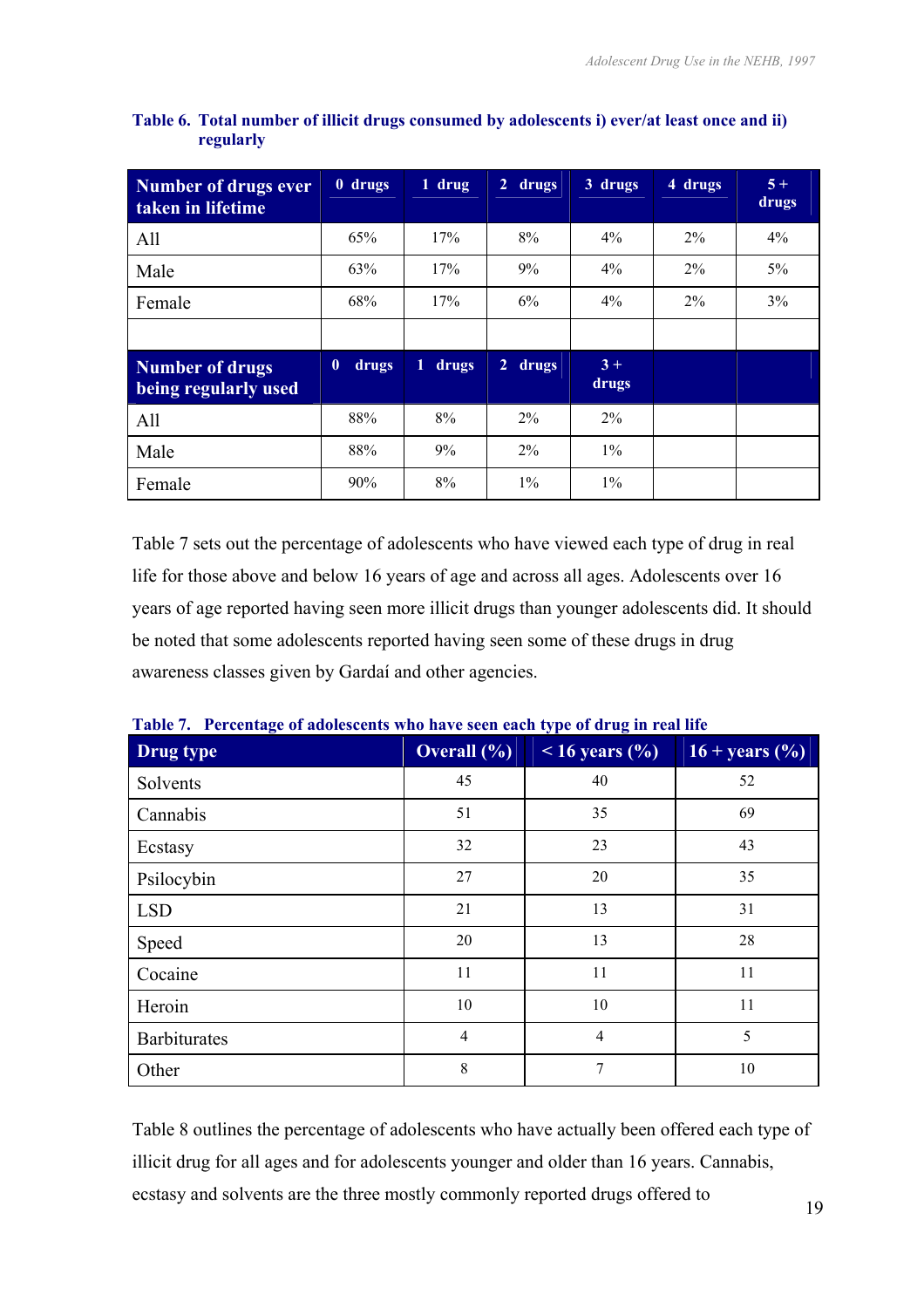**Table 6. Total number of illicit drugs consumed by adolescents i) ever/at least once and ii) regularly**

| Number of drugs ever taken in lifetime | 0 drugs | 1 drug | 2 drugs | 3 drugs | 4 drugs | 5 + drugs |
|---|---|---|---|---|---|---|
| All | 65% | 17% | 8% | 4% | 2% | 4% |
| Male | 63% | 17% | 9% | 4% | 2% | 5% |
| Female | 68% | 17% | 6% | 4% | 2% | 3% |
| | | | | | | |
| **Number of drugs being regularly used** | **0 drugs** | **1 drugs** | **2 drugs** | **3 + drugs** | | |
| All | 88% | 8% | 2% | 2% | | |
| Male | 88% | 9% | 2% | 1% | | |
| Female | 90% | 8% | 1% | 1% | | |

Table 7 sets out the percentage of adolescents who have viewed each type of drug in real life for those above and below 16 years of age and across all ages. Adolescents over 16 years of age reported having seen more illicit drugs than younger adolescents did. It should be noted that some adolescents reported having seen some of these drugs in drug awareness classes given by Gardaí and other agencies.

**Table 7. Percentage of adolescents who have seen each type of drug in real life**

| Drug type | Overall (%) | < 16 years (%) | 16 + years (%) |
|---|---|---|---|
| Solvents | 45 | 40 | 52 |
| Cannabis | 51 | 35 | 69 |
| Ecstasy | 32 | 23 | 43 |
| Psilocybin | 27 | 20 | 35 |
| LSD | 21 | 13 | 31 |
| Speed | 20 | 13 | 28 |
| Cocaine | 11 | 11 | 11 |
| Heroin | 10 | 10 | 11 |
| Barbiturates | 4 | 4 | 5 |
| Other | 8 | 7 | 10 |

Table 8 outlines the percentage of adolescents who have actually been offered each type of illicit drug for all ages and for adolescents younger and older than 16 years. Cannabis, ecstasy and solvents are the three mostly commonly reported drugs offered to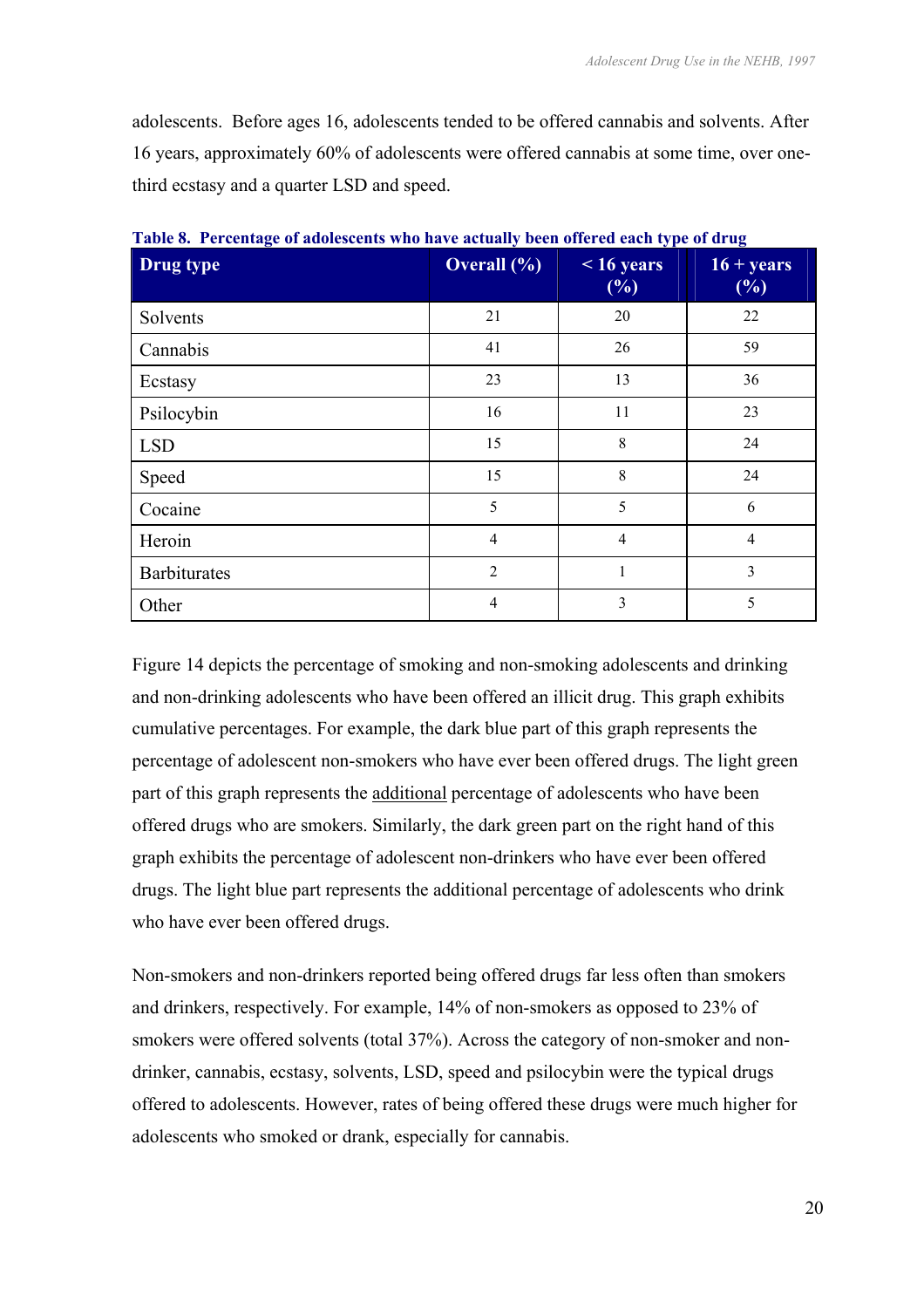adolescents. Before ages 16, adolescents tended to be offered cannabis and solvents. After 16 years, approximately 60% of adolescents were offered cannabis at some time, over one-third ecstasy and a quarter LSD and speed.

**Table 8. Percentage of adolescents who have actually been offered each type of drug**

| Drug type | Overall (%) | < 16 years (%) | 16 + years (%) |
|---|---|---|---|
| Solvents | 21 | 20 | 22 |
| Cannabis | 41 | 26 | 59 |
| Ecstasy | 23 | 13 | 36 |
| Psilocybin | 16 | 11 | 23 |
| LSD | 15 | 8 | 24 |
| Speed | 15 | 8 | 24 |
| Cocaine | 5 | 5 | 6 |
| Heroin | 4 | 4 | 4 |
| Barbiturates | 2 | 1 | 3 |
| Other | 4 | 3 | 5 |

Figure 14 depicts the percentage of smoking and non-smoking adolescents and drinking and non-drinking adolescents who have been offered an illicit drug. This graph exhibits cumulative percentages. For example, the dark blue part of this graph represents the percentage of adolescent non-smokers who have ever been offered drugs. The light green part of this graph represents the <u>additional</u> percentage of adolescents who have been offered drugs who are smokers. Similarly, the dark green part on the right hand of this graph exhibits the percentage of adolescent non-drinkers who have ever been offered drugs. The light blue part represents the additional percentage of adolescents who drink who have ever been offered drugs.

Non-smokers and non-drinkers reported being offered drugs far less often than smokers and drinkers, respectively. For example, 14% of non-smokers as opposed to 23% of smokers were offered solvents (total 37%). Across the category of non-smoker and non-drinker, cannabis, ecstasy, solvents, LSD, speed and psilocybin were the typical drugs offered to adolescents. However, rates of being offered these drugs were much higher for adolescents who smoked or drank, especially for cannabis.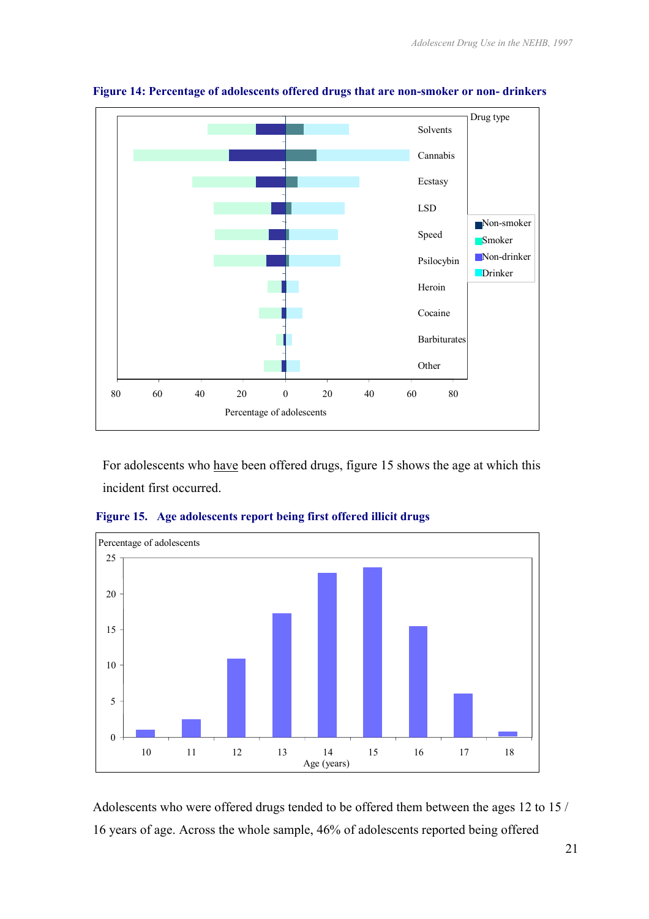**Figure 14: Percentage of adolescents offered drugs that are non-smoker or non- drinkers**

For adolescents who have been offered drugs, figure 15 shows the age at which this incident first occurred.

**Figure 15. Age adolescents report being first offered illicit drugs**

Adolescents who were offered drugs tended to be offered them between the ages 12 to 15 / 16 years of age. Across the whole sample, 46% of adolescents reported being offered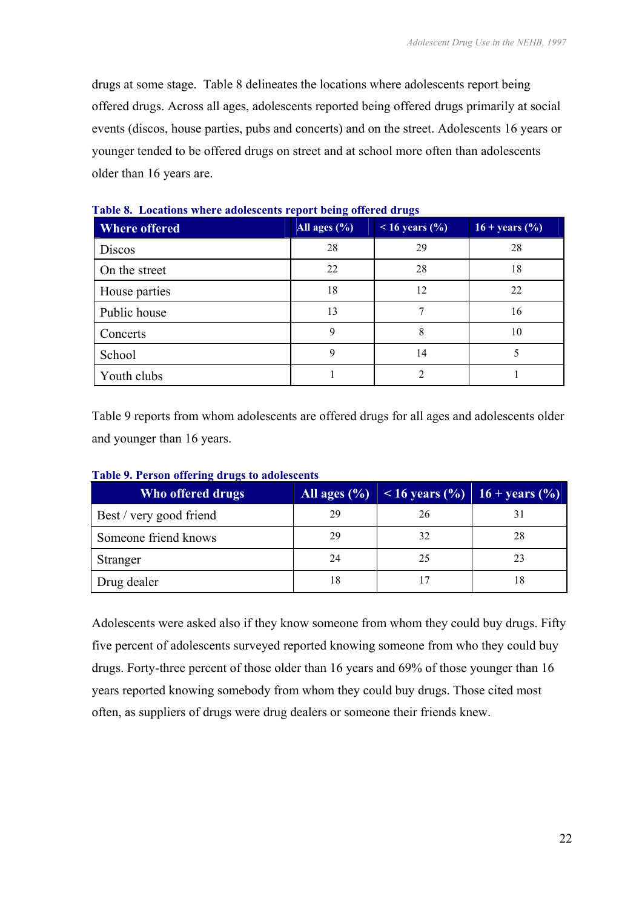drugs at some stage.  Table 8 delineates the locations where adolescents report being offered drugs. Across all ages, adolescents reported being offered drugs primarily at social events (discos, house parties, pubs and concerts) and on the street. Adolescents 16 years or younger tended to be offered drugs on street and at school more often than adolescents older than 16 years are.

**Table 8.  Locations where adolescents report being offered drugs**

| Where offered | All ages (%) | < 16 years (%) | 16 + years (%) |
|---|---|---|---|
| Discos | 28 | 29 | 28 |
| On the street | 22 | 28 | 18 |
| House parties | 18 | 12 | 22 |
| Public house | 13 | 7 | 16 |
| Concerts | 9 | 8 | 10 |
| School | 9 | 14 | 5 |
| Youth clubs | 1 | 2 | 1 |

Table 9 reports from whom adolescents are offered drugs for all ages and adolescents older and younger than 16 years.

**Table 9. Person offering drugs to adolescents**

| Who offered drugs | All ages (%) | < 16 years (%) | 16 + years (%) |
|---|---|---|---|
| Best / very good friend | 29 | 26 | 31 |
| Someone friend knows | 29 | 32 | 28 |
| Stranger | 24 | 25 | 23 |
| Drug dealer | 18 | 17 | 18 |

Adolescents were asked also if they know someone from whom they could buy drugs. Fifty five percent of adolescents surveyed reported knowing someone from who they could buy drugs. Forty-three percent of those older than 16 years and 69% of those younger than 16 years reported knowing somebody from whom they could buy drugs. Those cited most often, as suppliers of drugs were drug dealers or someone their friends knew.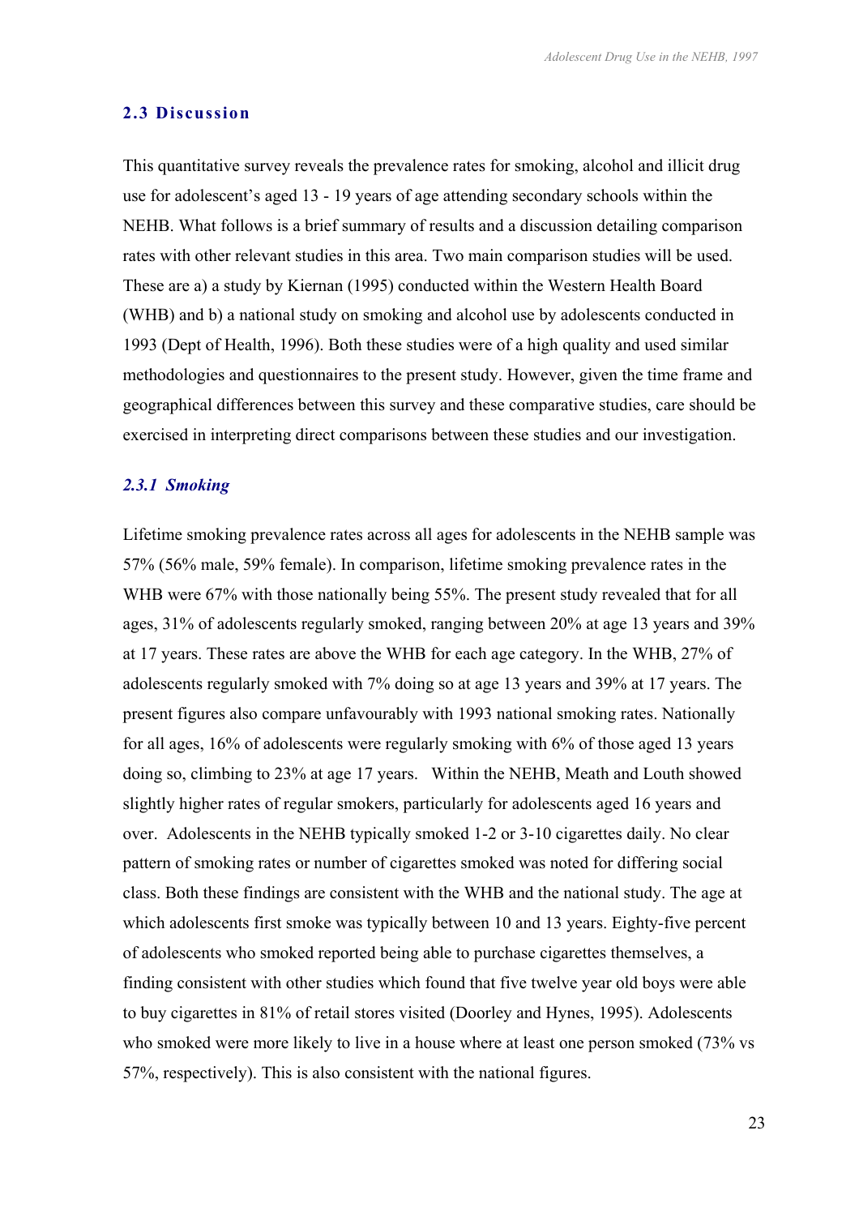## 2.3 Discussion

This quantitative survey reveals the prevalence rates for smoking, alcohol and illicit drug use for adolescent's aged 13 - 19 years of age attending secondary schools within the NEHB. What follows is a brief summary of results and a discussion detailing comparison rates with other relevant studies in this area. Two main comparison studies will be used. These are a) a study by Kiernan (1995) conducted within the Western Health Board (WHB) and b) a national study on smoking and alcohol use by adolescents conducted in 1993 (Dept of Health, 1996). Both these studies were of a high quality and used similar methodologies and questionnaires to the present study. However, given the time frame and geographical differences between this survey and these comparative studies, care should be exercised in interpreting direct comparisons between these studies and our investigation.

### *2.3.1 Smoking*

Lifetime smoking prevalence rates across all ages for adolescents in the NEHB sample was 57% (56% male, 59% female). In comparison, lifetime smoking prevalence rates in the WHB were 67% with those nationally being 55%. The present study revealed that for all ages, 31% of adolescents regularly smoked, ranging between 20% at age 13 years and 39% at 17 years. These rates are above the WHB for each age category. In the WHB, 27% of adolescents regularly smoked with 7% doing so at age 13 years and 39% at 17 years. The present figures also compare unfavourably with 1993 national smoking rates. Nationally for all ages, 16% of adolescents were regularly smoking with 6% of those aged 13 years doing so, climbing to 23% at age 17 years. Within the NEHB, Meath and Louth showed slightly higher rates of regular smokers, particularly for adolescents aged 16 years and over. Adolescents in the NEHB typically smoked 1-2 or 3-10 cigarettes daily. No clear pattern of smoking rates or number of cigarettes smoked was noted for differing social class. Both these findings are consistent with the WHB and the national study. The age at which adolescents first smoke was typically between 10 and 13 years. Eighty-five percent of adolescents who smoked reported being able to purchase cigarettes themselves, a finding consistent with other studies which found that five twelve year old boys were able to buy cigarettes in 81% of retail stores visited (Doorley and Hynes, 1995). Adolescents who smoked were more likely to live in a house where at least one person smoked (73% vs 57%, respectively). This is also consistent with the national figures.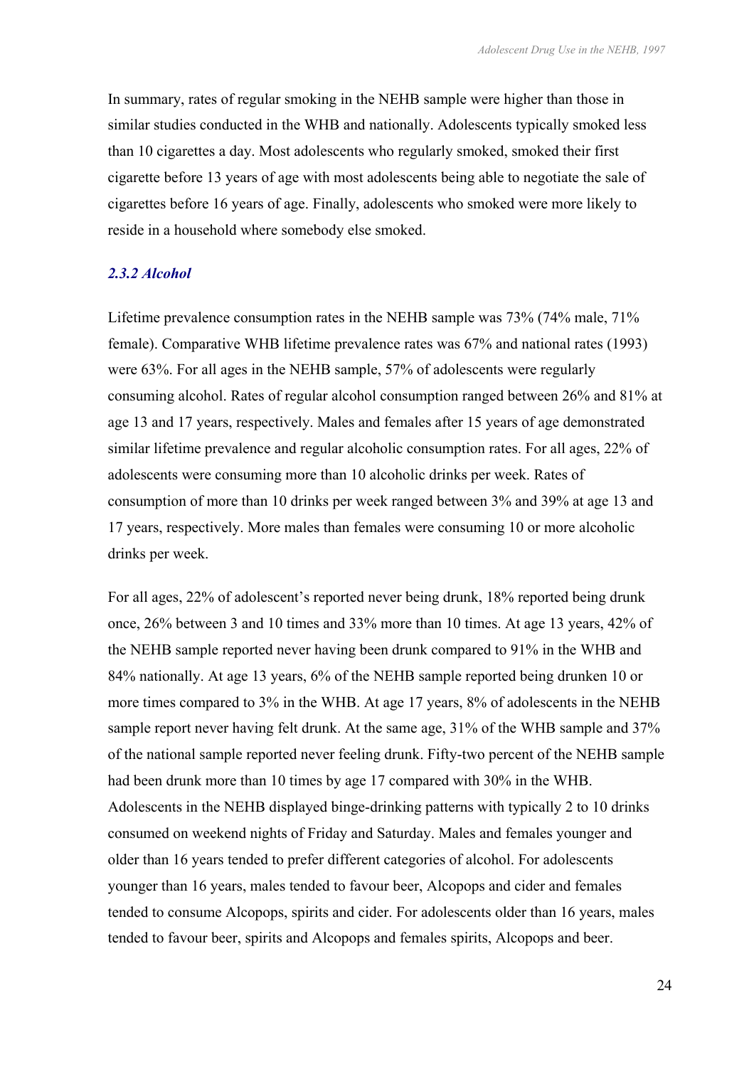In summary, rates of regular smoking in the NEHB sample were higher than those in similar studies conducted in the WHB and nationally. Adolescents typically smoked less than 10 cigarettes a day. Most adolescents who regularly smoked, smoked their first cigarette before 13 years of age with most adolescents being able to negotiate the sale of cigarettes before 16 years of age. Finally, adolescents who smoked were more likely to reside in a household where somebody else smoked.

### *2.3.2 Alcohol*

Lifetime prevalence consumption rates in the NEHB sample was 73% (74% male, 71% female). Comparative WHB lifetime prevalence rates was 67% and national rates (1993) were 63%. For all ages in the NEHB sample, 57% of adolescents were regularly consuming alcohol. Rates of regular alcohol consumption ranged between 26% and 81% at age 13 and 17 years, respectively. Males and females after 15 years of age demonstrated similar lifetime prevalence and regular alcoholic consumption rates. For all ages, 22% of adolescents were consuming more than 10 alcoholic drinks per week. Rates of consumption of more than 10 drinks per week ranged between 3% and 39% at age 13 and 17 years, respectively. More males than females were consuming 10 or more alcoholic drinks per week.

For all ages, 22% of adolescent's reported never being drunk, 18% reported being drunk once, 26% between 3 and 10 times and 33% more than 10 times. At age 13 years, 42% of the NEHB sample reported never having been drunk compared to 91% in the WHB and 84% nationally. At age 13 years, 6% of the NEHB sample reported being drunken 10 or more times compared to 3% in the WHB. At age 17 years, 8% of adolescents in the NEHB sample report never having felt drunk. At the same age, 31% of the WHB sample and 37% of the national sample reported never feeling drunk. Fifty-two percent of the NEHB sample had been drunk more than 10 times by age 17 compared with 30% in the WHB. Adolescents in the NEHB displayed binge-drinking patterns with typically 2 to 10 drinks consumed on weekend nights of Friday and Saturday. Males and females younger and older than 16 years tended to prefer different categories of alcohol. For adolescents younger than 16 years, males tended to favour beer, Alcopops and cider and females tended to consume Alcopops, spirits and cider. For adolescents older than 16 years, males tended to favour beer, spirits and Alcopops and females spirits, Alcopops and beer.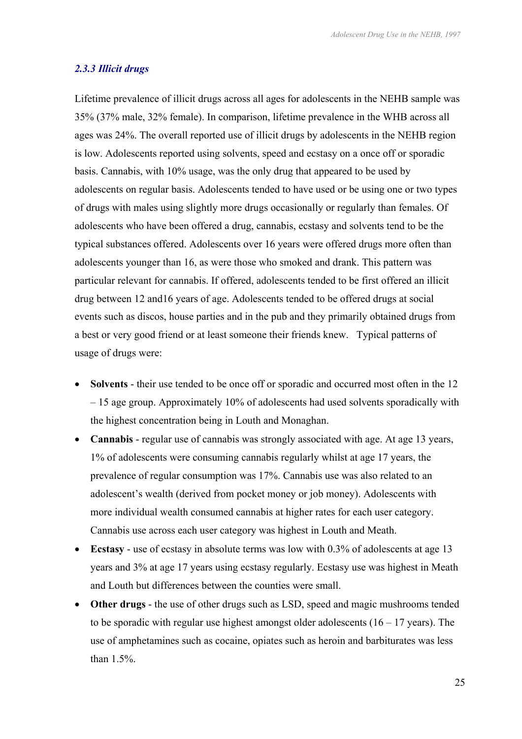### *2.3.3 Illicit drugs*

Lifetime prevalence of illicit drugs across all ages for adolescents in the NEHB sample was 35% (37% male, 32% female). In comparison, lifetime prevalence in the WHB across all ages was 24%. The overall reported use of illicit drugs by adolescents in the NEHB region is low. Adolescents reported using solvents, speed and ecstasy on a once off or sporadic basis. Cannabis, with 10% usage, was the only drug that appeared to be used by adolescents on regular basis. Adolescents tended to have used or be using one or two types of drugs with males using slightly more drugs occasionally or regularly than females. Of adolescents who have been offered a drug, cannabis, ecstasy and solvents tend to be the typical substances offered. Adolescents over 16 years were offered drugs more often than adolescents younger than 16, as were those who smoked and drank. This pattern was particular relevant for cannabis. If offered, adolescents tended to be first offered an illicit drug between 12 and16 years of age. Adolescents tended to be offered drugs at social events such as discos, house parties and in the pub and they primarily obtained drugs from a best or very good friend or at least someone their friends knew. Typical patterns of usage of drugs were:

- **Solvents** - their use tended to be once off or sporadic and occurred most often in the 12 – 15 age group. Approximately 10% of adolescents had used solvents sporadically with the highest concentration being in Louth and Monaghan.
- **Cannabis** - regular use of cannabis was strongly associated with age. At age 13 years, 1% of adolescents were consuming cannabis regularly whilst at age 17 years, the prevalence of regular consumption was 17%. Cannabis use was also related to an adolescent's wealth (derived from pocket money or job money). Adolescents with more individual wealth consumed cannabis at higher rates for each user category. Cannabis use across each user category was highest in Louth and Meath.
- **Ecstasy** - use of ecstasy in absolute terms was low with 0.3% of adolescents at age 13 years and 3% at age 17 years using ecstasy regularly. Ecstasy use was highest in Meath and Louth but differences between the counties were small.
- **Other drugs** - the use of other drugs such as LSD, speed and magic mushrooms tended to be sporadic with regular use highest amongst older adolescents (16 – 17 years). The use of amphetamines such as cocaine, opiates such as heroin and barbiturates was less than 1.5%.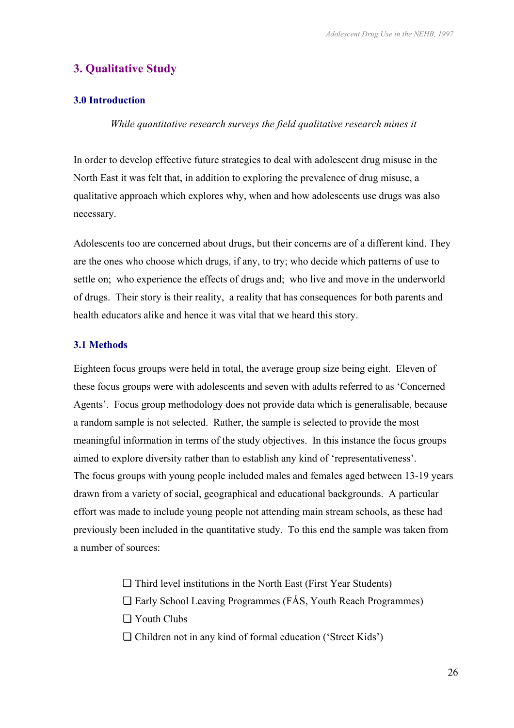## 3. Qualitative Study

### 3.0 Introduction

*While quantitative research surveys the field qualitative research mines it*

In order to develop effective future strategies to deal with adolescent drug misuse in the North East it was felt that, in addition to exploring the prevalence of drug misuse, a qualitative approach which explores why, when and how adolescents use drugs was also necessary.

Adolescents too are concerned about drugs, but their concerns are of a different kind. They are the ones who choose which drugs, if any, to try; who decide which patterns of use to settle on; who experience the effects of drugs and; who live and move in the underworld of drugs. Their story is their reality, a reality that has consequences for both parents and health educators alike and hence it was vital that we heard this story.

### 3.1 Methods

Eighteen focus groups were held in total, the average group size being eight. Eleven of these focus groups were with adolescents and seven with adults referred to as 'Concerned Agents'. Focus group methodology does not provide data which is generalisable, because a random sample is not selected. Rather, the sample is selected to provide the most meaningful information in terms of the study objectives. In this instance the focus groups aimed to explore diversity rather than to establish any kind of 'representativeness'. The focus groups with young people included males and females aged between 13-19 years drawn from a variety of social, geographical and educational backgrounds. A particular effort was made to include young people not attending main stream schools, as these had previously been included in the quantitative study. To this end the sample was taken from a number of sources:

- ❑ Third level institutions in the North East (First Year Students)
- ❑ Early School Leaving Programmes (FÁS, Youth Reach Programmes)
- ❑ Youth Clubs
- ❑ Children not in any kind of formal education ('Street Kids')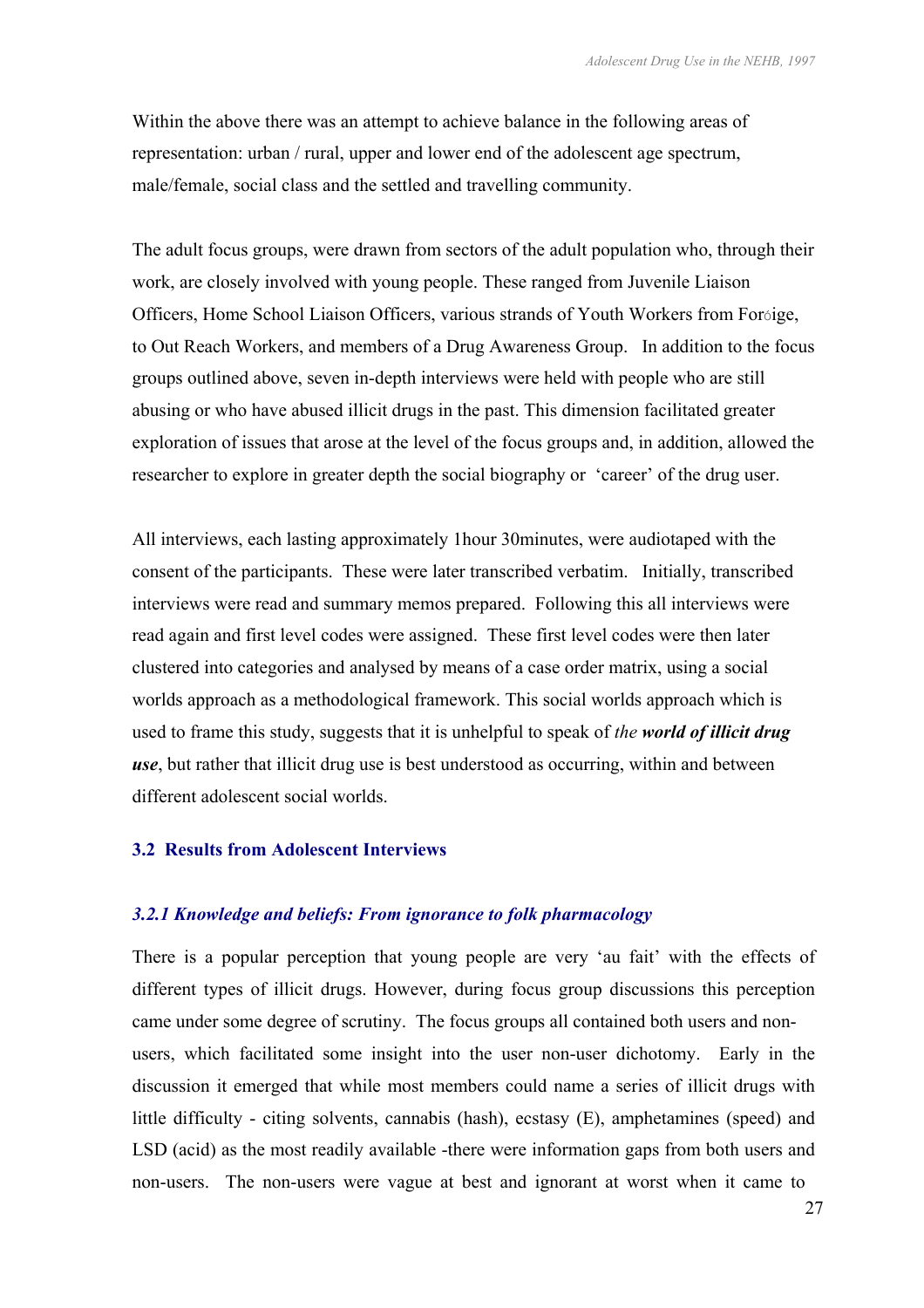Within the above there was an attempt to achieve balance in the following areas of representation: urban / rural, upper and lower end of the adolescent age spectrum, male/female, social class and the settled and travelling community.

The adult focus groups, were drawn from sectors of the adult population who, through their work, are closely involved with young people. These ranged from Juvenile Liaison Officers, Home School Liaison Officers, various strands of Youth Workers from Foróige, to Out Reach Workers, and members of a Drug Awareness Group. In addition to the focus groups outlined above, seven in-depth interviews were held with people who are still abusing or who have abused illicit drugs in the past. This dimension facilitated greater exploration of issues that arose at the level of the focus groups and, in addition, allowed the researcher to explore in greater depth the social biography or 'career' of the drug user.

All interviews, each lasting approximately 1hour 30minutes, were audiotaped with the consent of the participants. These were later transcribed verbatim. Initially, transcribed interviews were read and summary memos prepared. Following this all interviews were read again and first level codes were assigned. These first level codes were then later clustered into categories and analysed by means of a case order matrix, using a social worlds approach as a methodological framework. This social worlds approach which is used to frame this study, suggests that it is unhelpful to speak of *the* ***world of illicit drug use***, but rather that illicit drug use is best understood as occurring, within and between different adolescent social worlds.

## 3.2 Results from Adolescent Interviews

### *3.2.1 Knowledge and beliefs: From ignorance to folk pharmacology*

There is a popular perception that young people are very 'au fait' with the effects of different types of illicit drugs. However, during focus group discussions this perception came under some degree of scrutiny. The focus groups all contained both users and non-users, which facilitated some insight into the user non-user dichotomy. Early in the discussion it emerged that while most members could name a series of illicit drugs with little difficulty - citing solvents, cannabis (hash), ecstasy (E), amphetamines (speed) and LSD (acid) as the most readily available -there were information gaps from both users and non-users. The non-users were vague at best and ignorant at worst when it came to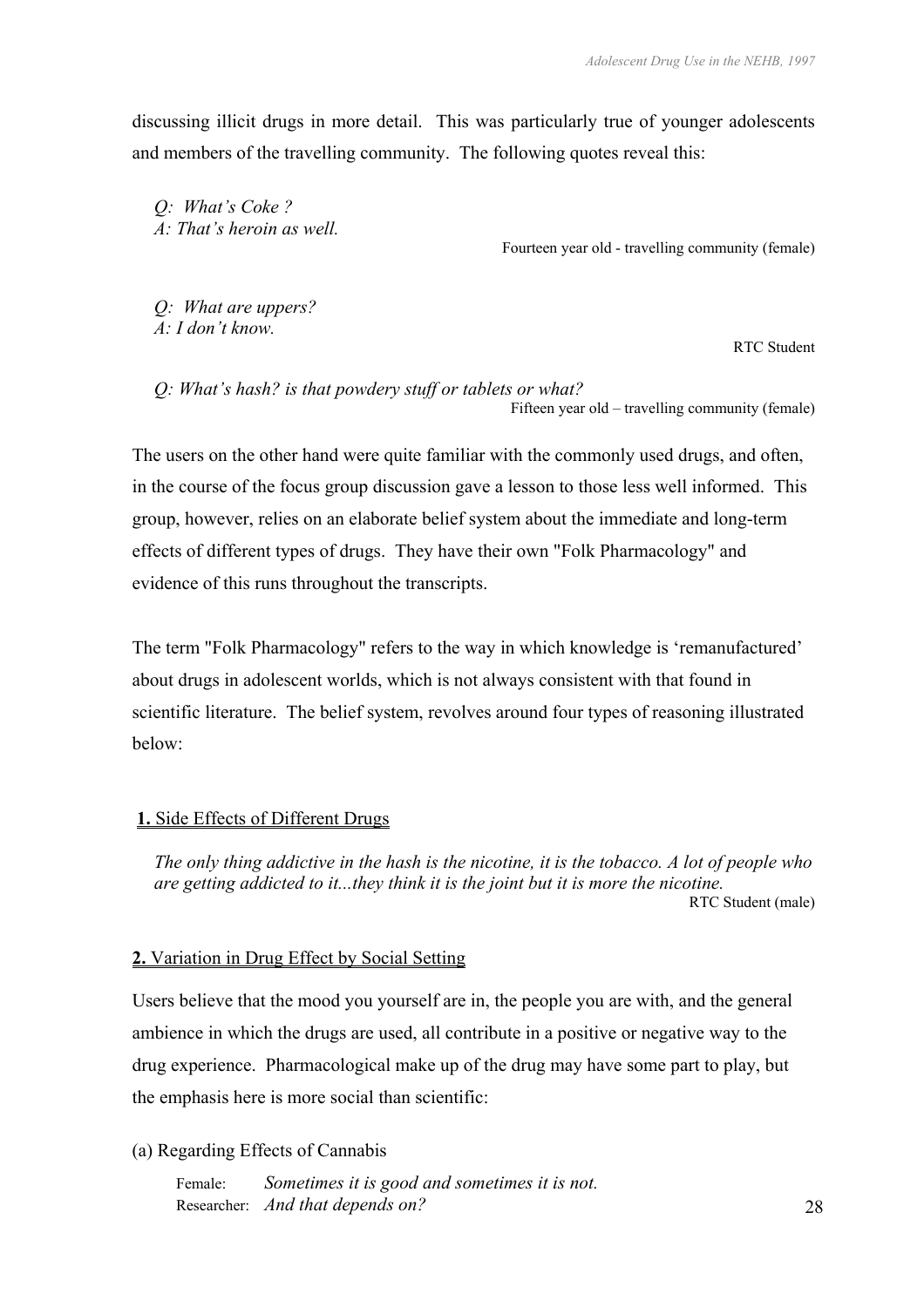discussing illicit drugs in more detail. This was particularly true of younger adolescents and members of the travelling community. The following quotes reveal this:

> *Q: What's Coke ?*
> *A: That's heroin as well.*
>
> Fourteen year old - travelling community (female)

> *Q: What are uppers?*
> *A: I don't know.*
>
> RTC Student

> *Q: What's hash? is that powdery stuff or tablets or what?*
>
> Fifteen year old – travelling community (female)

The users on the other hand were quite familiar with the commonly used drugs, and often, in the course of the focus group discussion gave a lesson to those less well informed. This group, however, relies on an elaborate belief system about the immediate and long-term effects of different types of drugs. They have their own "Folk Pharmacology" and evidence of this runs throughout the transcripts.

The term "Folk Pharmacology" refers to the way in which knowledge is 'remanufactured' about drugs in adolescent worlds, which is not always consistent with that found in scientific literature. The belief system, revolves around four types of reasoning illustrated below:

**1.** Side Effects of Different Drugs

> *The only thing addictive in the hash is the nicotine, it is the tobacco. A lot of people who are getting addicted to it...they think it is the joint but it is more the nicotine.*
>
> RTC Student (male)

**2.** Variation in Drug Effect by Social Setting

Users believe that the mood you yourself are in, the people you are with, and the general ambience in which the drugs are used, all contribute in a positive or negative way to the drug experience. Pharmacological make up of the drug may have some part to play, but the emphasis here is more social than scientific:

(a) Regarding Effects of Cannabis

> Female: *Sometimes it is good and sometimes it is not.*
> Researcher: *And that depends on?*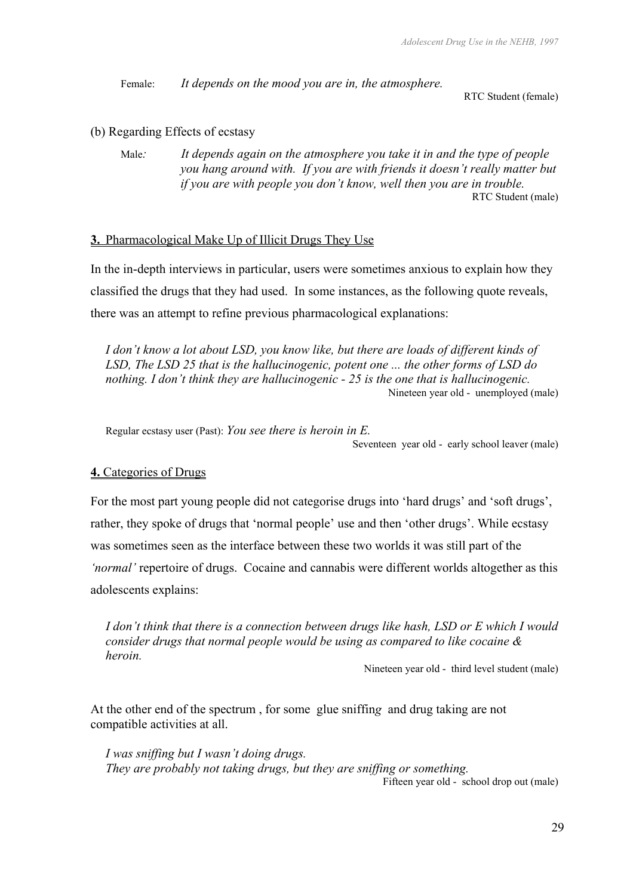Female: *It depends on the mood you are in, the atmosphere.*

RTC Student (female)

(b) Regarding Effects of ecstasy

Male*:* *It depends again on the atmosphere you take it in and the type of people you hang around with. If you are with friends it doesn't really matter but if you are with people you don't know, well then you are in trouble.*

RTC Student (male)

**3.** Pharmacological Make Up of Illicit Drugs They Use

In the in-depth interviews in particular, users were sometimes anxious to explain how they classified the drugs that they had used. In some instances, as the following quote reveals, there was an attempt to refine previous pharmacological explanations:

*I don't know a lot about LSD, you know like, but there are loads of different kinds of LSD, The LSD 25 that is the hallucinogenic, potent one ... the other forms of LSD do nothing. I don't think they are hallucinogenic - 25 is the one that is hallucinogenic.*

Nineteen year old - unemployed (male)

Regular ecstasy user (Past): *You see there is heroin in E.*

Seventeen year old - early school leaver (male)

**4.** Categories of Drugs

For the most part young people did not categorise drugs into 'hard drugs' and 'soft drugs', rather, they spoke of drugs that 'normal people' use and then 'other drugs'. While ecstasy was sometimes seen as the interface between these two worlds it was still part of the *'normal'* repertoire of drugs. Cocaine and cannabis were different worlds altogether as this adolescents explains:

*I don't think that there is a connection between drugs like hash, LSD or E which I would consider drugs that normal people would be using as compared to like cocaine & heroin.*

Nineteen year old - third level student (male)

At the other end of the spectrum , for some glue sniffing and drug taking are not compatible activities at all.

*I was sniffing but I wasn't doing drugs.*
*They are probably not taking drugs, but they are sniffing or something.*

Fifteen year old - school drop out (male)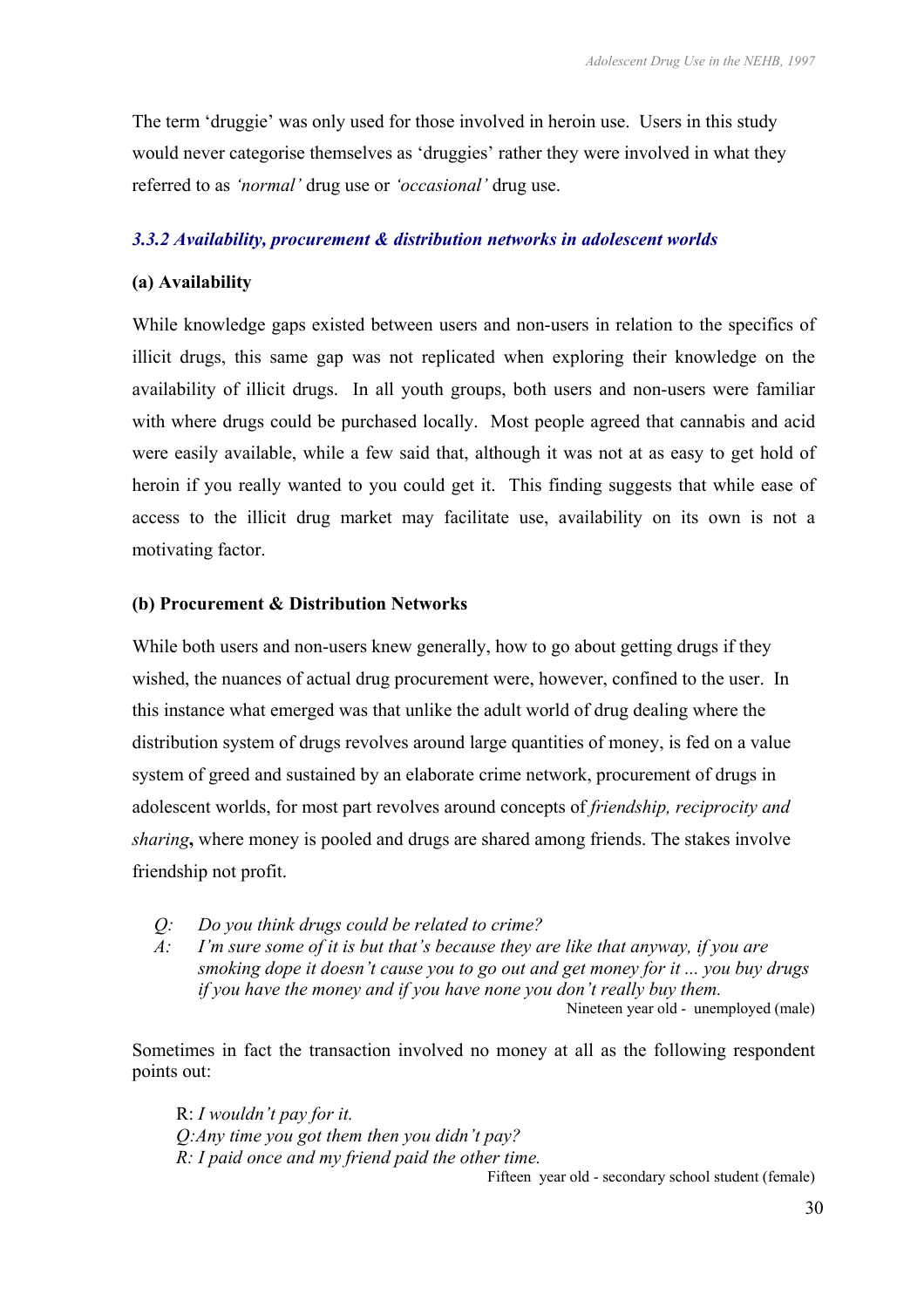The term 'druggie' was only used for those involved in heroin use. Users in this study would never categorise themselves as 'druggies' rather they were involved in what they referred to as *'normal'* drug use or *'occasional'* drug use.

### *3.3.2 Availability, procurement & distribution networks in adolescent worlds*

**(a) Availability**

While knowledge gaps existed between users and non-users in relation to the specifics of illicit drugs, this same gap was not replicated when exploring their knowledge on the availability of illicit drugs. In all youth groups, both users and non-users were familiar with where drugs could be purchased locally. Most people agreed that cannabis and acid were easily available, while a few said that, although it was not at as easy to get hold of heroin if you really wanted to you could get it. This finding suggests that while ease of access to the illicit drug market may facilitate use, availability on its own is not a motivating factor.

**(b) Procurement & Distribution Networks**

While both users and non-users knew generally, how to go about getting drugs if they wished, the nuances of actual drug procurement were, however, confined to the user. In this instance what emerged was that unlike the adult world of drug dealing where the distribution system of drugs revolves around large quantities of money, is fed on a value system of greed and sustained by an elaborate crime network, procurement of drugs in adolescent worlds, for most part revolves around concepts of *friendship, reciprocity and sharing***,** where money is pooled and drugs are shared among friends. The stakes involve friendship not profit.

> *Q: Do you think drugs could be related to crime?*
> *A: I'm sure some of it is but that's because they are like that anyway, if you are smoking dope it doesn't cause you to go out and get money for it ... you buy drugs if you have the money and if you have none you don't really buy them.*
>
> Nineteen year old - unemployed (male)

Sometimes in fact the transaction involved no money at all as the following respondent points out:

> R: *I wouldn't pay for it.*
> *Q:Any time you got them then you didn't pay?*
> *R: I paid once and my friend paid the other time.*
>
> Fifteen year old - secondary school student (female)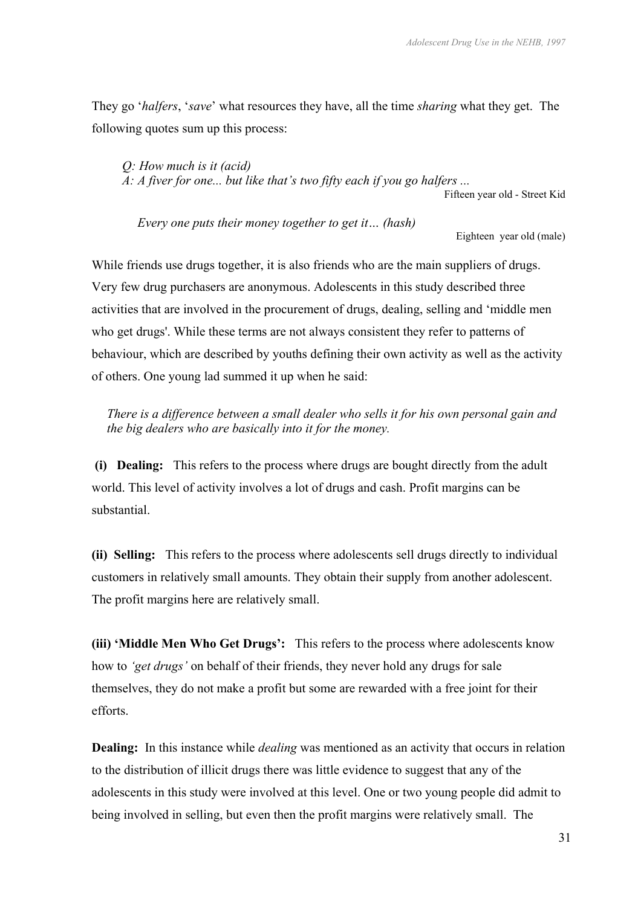They go '*halfers*, '*save*' what resources they have, all the time *sharing* what they get. The following quotes sum up this process:

> *Q: How much is it (acid)*
> *A: A fiver for one... but like that's two fifty each if you go halfers ...*
>
> Fifteen year old - Street Kid

> *Every one puts their money together to get it… (hash)*
>
> Eighteen year old (male)

While friends use drugs together, it is also friends who are the main suppliers of drugs. Very few drug purchasers are anonymous. Adolescents in this study described three activities that are involved in the procurement of drugs, dealing, selling and 'middle men who get drugs'. While these terms are not always consistent they refer to patterns of behaviour, which are described by youths defining their own activity as well as the activity of others. One young lad summed it up when he said:

> *There is a difference between a small dealer who sells it for his own personal gain and the big dealers who are basically into it for the money.*

**(i) Dealing:** This refers to the process where drugs are bought directly from the adult world. This level of activity involves a lot of drugs and cash. Profit margins can be substantial.

**(ii) Selling:** This refers to the process where adolescents sell drugs directly to individual customers in relatively small amounts. They obtain their supply from another adolescent. The profit margins here are relatively small.

**(iii) 'Middle Men Who Get Drugs':** This refers to the process where adolescents know how to *'get drugs'* on behalf of their friends, they never hold any drugs for sale themselves, they do not make a profit but some are rewarded with a free joint for their efforts.

**Dealing:** In this instance while *dealing* was mentioned as an activity that occurs in relation to the distribution of illicit drugs there was little evidence to suggest that any of the adolescents in this study were involved at this level. One or two young people did admit to being involved in selling, but even then the profit margins were relatively small. The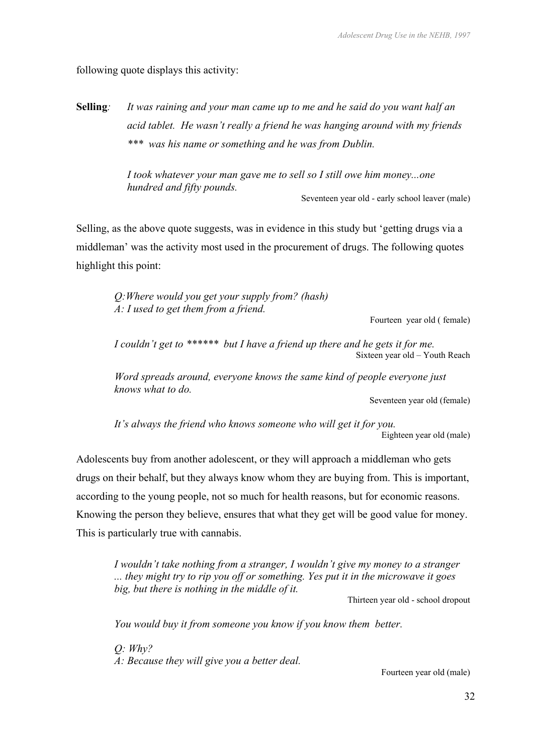following quote displays this activity:

**Selling***:* *It was raining and your man came up to me and he said do you want half an acid tablet. He wasn't really a friend he was hanging around with my friends \*\*\* was his name or something and he was from Dublin.*

> *I took whatever your man gave me to sell so I still owe him money...one hundred and fifty pounds.*
>
> Seventeen year old - early school leaver (male)

Selling, as the above quote suggests, was in evidence in this study but 'getting drugs via a middleman' was the activity most used in the procurement of drugs. The following quotes highlight this point:

> *Q:Where would you get your supply from? (hash)*
> *A: I used to get them from a friend.*
>
> Fourteen year old ( female)

> *I couldn't get to \*\*\*\*\*\* but I have a friend up there and he gets it for me.*
>
> Sixteen year old – Youth Reach

> *Word spreads around, everyone knows the same kind of people everyone just knows what to do.*
>
> Seventeen year old (female)

> *It's always the friend who knows someone who will get it for you.*
>
> Eighteen year old (male)

Adolescents buy from another adolescent, or they will approach a middleman who gets drugs on their behalf, but they always know whom they are buying from. This is important, according to the young people, not so much for health reasons, but for economic reasons. Knowing the person they believe, ensures that what they get will be good value for money. This is particularly true with cannabis.

> *I wouldn't take nothing from a stranger, I wouldn't give my money to a stranger ... they might try to rip you off or something. Yes put it in the microwave it goes big, but there is nothing in the middle of it.*
>
> Thirteen year old - school dropout

> *You would buy it from someone you know if you know them better.*
>
> *Q: Why?*
> *A: Because they will give you a better deal.*
>
> Fourteen year old (male)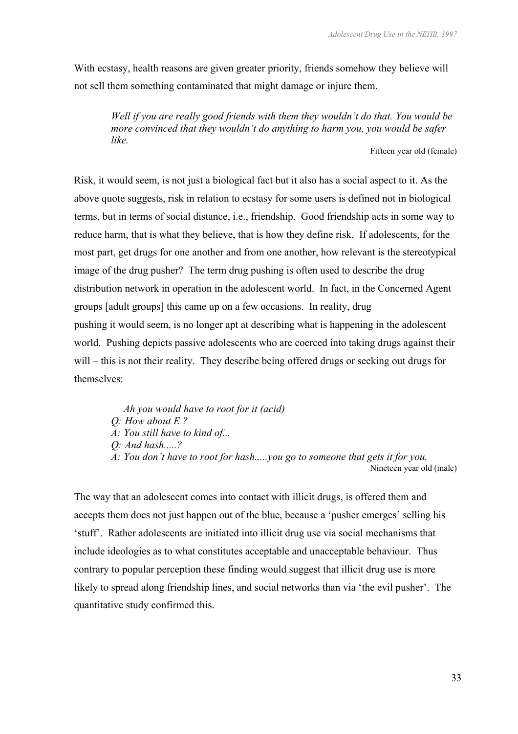With ecstasy, health reasons are given greater priority, friends somehow they believe will not sell them something contaminated that might damage or injure them.

> *Well if you are really good friends with them they wouldn't do that. You would be more convinced that they wouldn't do anything to harm you, you would be safer like.*
>
> Fifteen year old (female)

Risk, it would seem, is not just a biological fact but it also has a social aspect to it. As the above quote suggests, risk in relation to ecstasy for some users is defined not in biological terms, but in terms of social distance, i.e., friendship. Good friendship acts in some way to reduce harm, that is what they believe, that is how they define risk. If adolescents, for the most part, get drugs for one another and from one another, how relevant is the stereotypical image of the drug pusher? The term drug pushing is often used to describe the drug distribution network in operation in the adolescent world. In fact, in the Concerned Agent groups [adult groups] this came up on a few occasions. In reality, drug pushing it would seem, is no longer apt at describing what is happening in the adolescent world. Pushing depicts passive adolescents who are coerced into taking drugs against their will – this is not their reality. They describe being offered drugs or seeking out drugs for themselves:

> *Ah you would have to root for it (acid)*
> *Q: How about E ?*
> *A: You still have to kind of...*
> *Q: And hash.....?*
> *A: You don't have to root for hash.....you go to someone that gets it for you.*
>
> Nineteen year old (male)

The way that an adolescent comes into contact with illicit drugs, is offered them and accepts them does not just happen out of the blue, because a 'pusher emerges' selling his 'stuff'. Rather adolescents are initiated into illicit drug use via social mechanisms that include ideologies as to what constitutes acceptable and unacceptable behaviour. Thus contrary to popular perception these finding would suggest that illicit drug use is more likely to spread along friendship lines, and social networks than via 'the evil pusher'. The quantitative study confirmed this.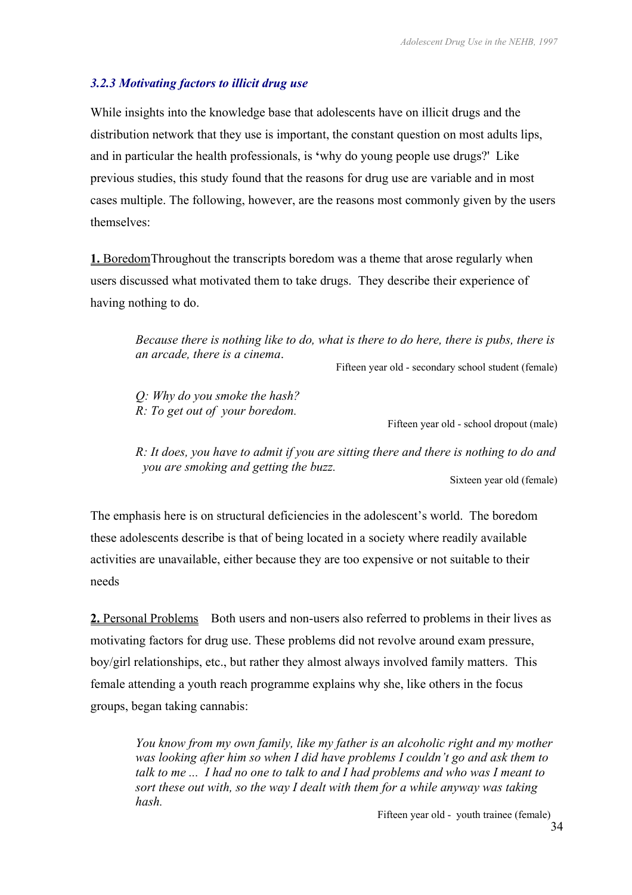### *3.2.3 Motivating factors to illicit drug use*

While insights into the knowledge base that adolescents have on illicit drugs and the distribution network that they use is important, the constant question on most adults lips, and in particular the health professionals, is 'why do young people use drugs?' Like previous studies, this study found that the reasons for drug use are variable and in most cases multiple. The following, however, are the reasons most commonly given by the users themselves:

**1.** Boredom Throughout the transcripts boredom was a theme that arose regularly when users discussed what motivated them to take drugs. They describe their experience of having nothing to do.

> *Because there is nothing like to do, what is there to do here, there is pubs, there is an arcade, there is a cinema.*
>
> Fifteen year old - secondary school student (female)

> *Q: Why do you smoke the hash?*
> *R: To get out of your boredom.*
>
> Fifteen year old - school dropout (male)

> *R: It does, you have to admit if you are sitting there and there is nothing to do and you are smoking and getting the buzz.*
>
> Sixteen year old (female)

The emphasis here is on structural deficiencies in the adolescent's world. The boredom these adolescents describe is that of being located in a society where readily available activities are unavailable, either because they are too expensive or not suitable to their needs

**2.** Personal Problems Both users and non-users also referred to problems in their lives as motivating factors for drug use. These problems did not revolve around exam pressure, boy/girl relationships, etc., but rather they almost always involved family matters. This female attending a youth reach programme explains why she, like others in the focus groups, began taking cannabis:

> *You know from my own family, like my father is an alcoholic right and my mother was looking after him so when I did have problems I couldn't go and ask them to talk to me ... I had no one to talk to and I had problems and who was I meant to sort these out with, so the way I dealt with them for a while anyway was taking hash.*
>
> Fifteen year old - youth trainee (female)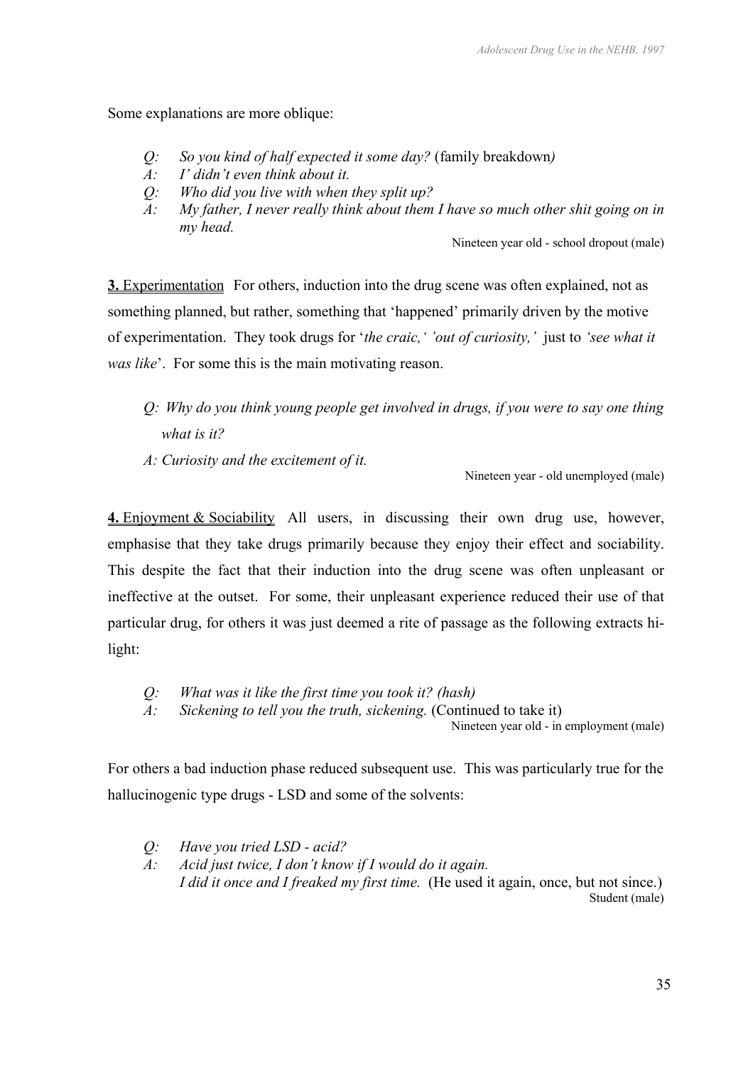Some explanations are more oblique:

*Q: So you kind of half expected it some day?* (family breakdown*)*
*A: I' didn't even think about it.*
*Q: Who did you live with when they split up?*
*A: My father, I never really think about them I have so much other shit going on in my head.*

Nineteen year old - school dropout (male)

**3.** Experimentation For others, induction into the drug scene was often explained, not as something planned, but rather, something that 'happened' primarily driven by the motive of experimentation. They took drugs for '*the craic,' 'out of curiosity,'* just to *'see what it was like*'. For some this is the main motivating reason.

*Q: Why do you think young people get involved in drugs, if you were to say one thing what is it?*
*A: Curiosity and the excitement of it.*

Nineteen year - old unemployed (male)

**4.** Enjoyment & Sociability All users, in discussing their own drug use, however, emphasise that they take drugs primarily because they enjoy their effect and sociability. This despite the fact that their induction into the drug scene was often unpleasant or ineffective at the outset. For some, their unpleasant experience reduced their use of that particular drug, for others it was just deemed a rite of passage as the following extracts hi-light:

*Q: What was it like the first time you took it? (hash)*
*A: Sickening to tell you the truth, sickening.* (Continued to take it)

Nineteen year old - in employment (male)

For others a bad induction phase reduced subsequent use. This was particularly true for the hallucinogenic type drugs - LSD and some of the solvents:

*Q: Have you tried LSD - acid?*
*A: Acid just twice, I don't know if I would do it again. I did it once and I freaked my first time.* (He used it again, once, but not since.)

Student (male)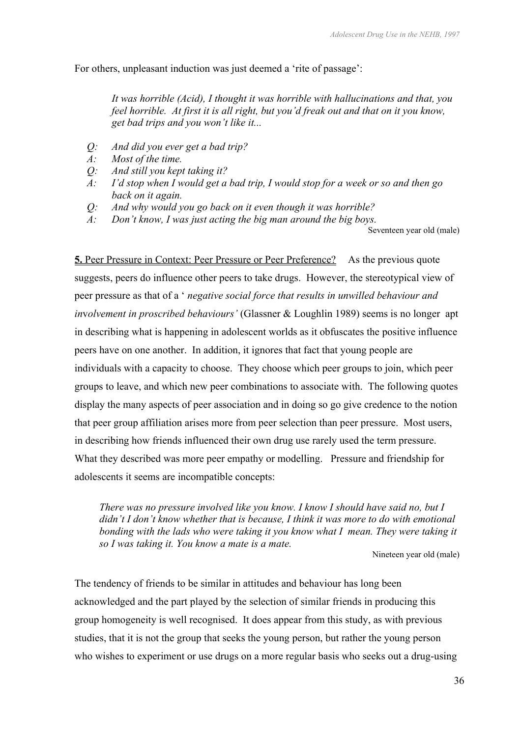For others, unpleasant induction was just deemed a 'rite of passage':

> *It was horrible (Acid), I thought it was horrible with hallucinations and that, you feel horrible. At first it is all right, but you'd freak out and that on it you know, get bad trips and you won't like it...*

> *Q: And did you ever get a bad trip?*
> *A: Most of the time.*
> *Q: And still you kept taking it?*
> *A: I'd stop when I would get a bad trip, I would stop for a week or so and then go back on it again.*
> *Q: And why would you go back on it even though it was horrible?*
> *A: Don't know, I was just acting the big man around the big boys.*

Seventeen year old (male)

**5.** Peer Pressure in Context: Peer Pressure or Peer Preference? As the previous quote suggests, peers do influence other peers to take drugs. However, the stereotypical view of peer pressure as that of a ' *negative social force that results in unwilled behaviour and involvement in proscribed behaviours'* (Glassner & Loughlin 1989) seems is no longer apt in describing what is happening in adolescent worlds as it obfuscates the positive influence peers have on one another. In addition, it ignores that fact that young people are individuals with a capacity to choose. They choose which peer groups to join, which peer groups to leave, and which new peer combinations to associate with. The following quotes display the many aspects of peer association and in doing so go give credence to the notion that peer group affiliation arises more from peer selection than peer pressure. Most users, in describing how friends influenced their own drug use rarely used the term pressure. What they described was more peer empathy or modelling. Pressure and friendship for adolescents it seems are incompatible concepts:

> *There was no pressure involved like you know. I know I should have said no, but I didn't I don't know whether that is because, I think it was more to do with emotional bonding with the lads who were taking it you know what I mean. They were taking it so I was taking it. You know a mate is a mate.*

Nineteen year old (male)

The tendency of friends to be similar in attitudes and behaviour has long been acknowledged and the part played by the selection of similar friends in producing this group homogeneity is well recognised. It does appear from this study, as with previous studies, that it is not the group that seeks the young person, but rather the young person who wishes to experiment or use drugs on a more regular basis who seeks out a drug-using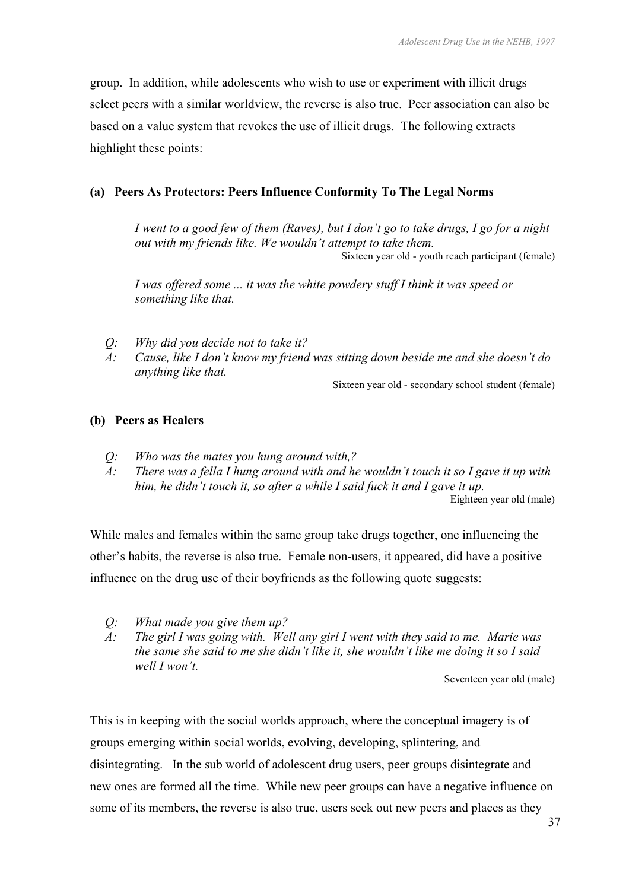group. In addition, while adolescents who wish to use or experiment with illicit drugs select peers with a similar worldview, the reverse is also true. Peer association can also be based on a value system that revokes the use of illicit drugs. The following extracts highlight these points:

**(a) Peers As Protectors: Peers Influence Conformity To The Legal Norms**

> *I went to a good few of them (Raves), but I don't go to take drugs, I go for a night out with my friends like. We wouldn't attempt to take them.*
>
> Sixteen year old - youth reach participant (female)

> *I was offered some ... it was the white powdery stuff I think it was speed or something like that.*
>
> *Q: Why did you decide not to take it?*
>
> *A: Cause, like I don't know my friend was sitting down beside me and she doesn't do anything like that.*
>
> Sixteen year old - secondary school student (female)

**(b) Peers as Healers**

> *Q: Who was the mates you hung around with,?*
>
> *A: There was a fella I hung around with and he wouldn't touch it so I gave it up with him, he didn't touch it, so after a while I said fuck it and I gave it up.*
>
> Eighteen year old (male)

While males and females within the same group take drugs together, one influencing the other's habits, the reverse is also true. Female non-users, it appeared, did have a positive influence on the drug use of their boyfriends as the following quote suggests:

> *Q: What made you give them up?*
>
> *A: The girl I was going with. Well any girl I went with they said to me. Marie was the same she said to me she didn't like it, she wouldn't like me doing it so I said well I won't.*
>
> Seventeen year old (male)

This is in keeping with the social worlds approach, where the conceptual imagery is of groups emerging within social worlds, evolving, developing, splintering, and disintegrating. In the sub world of adolescent drug users, peer groups disintegrate and new ones are formed all the time. While new peer groups can have a negative influence on some of its members, the reverse is also true, users seek out new peers and places as they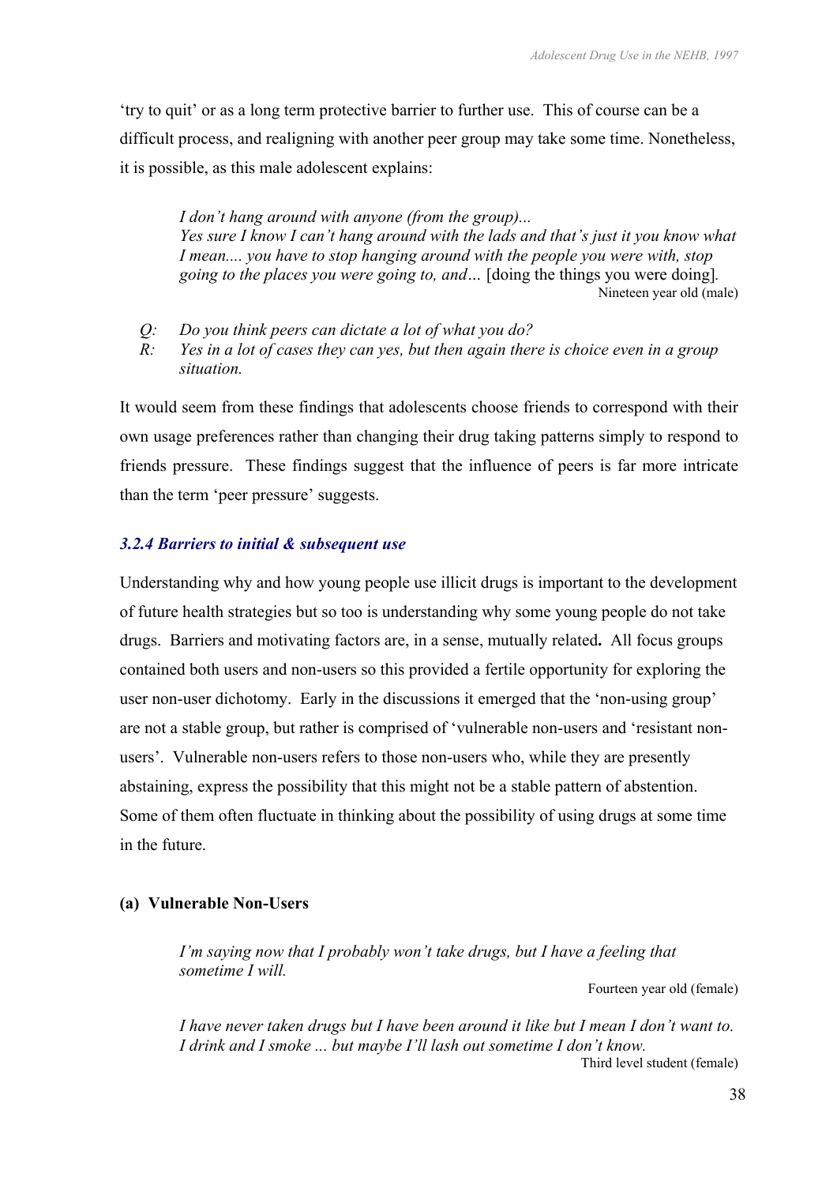'try to quit' or as a long term protective barrier to further use. This of course can be a difficult process, and realigning with another peer group may take some time. Nonetheless, it is possible, as this male adolescent explains:

> *I don't hang around with anyone (from the group)...*
> *Yes sure I know I can't hang around with the lads and that's just it you know what I mean.... you have to stop hanging around with the people you were with, stop going to the places you were going to, and…* [doing the things you were doing].
>
> Nineteen year old (male)

> Q: *Do you think peers can dictate a lot of what you do?*
> R: *Yes in a lot of cases they can yes, but then again there is choice even in a group situation.*

It would seem from these findings that adolescents choose friends to correspond with their own usage preferences rather than changing their drug taking patterns simply to respond to friends pressure. These findings suggest that the influence of peers is far more intricate than the term 'peer pressure' suggests.

### *3.2.4 Barriers to initial & subsequent use*

Understanding why and how young people use illicit drugs is important to the development of future health strategies but so too is understanding why some young people do not take drugs. Barriers and motivating factors are, in a sense, mutually related**.** All focus groups contained both users and non-users so this provided a fertile opportunity for exploring the user non-user dichotomy. Early in the discussions it emerged that the 'non-using group' are not a stable group, but rather is comprised of 'vulnerable non-users and 'resistant non-users'. Vulnerable non-users refers to those non-users who, while they are presently abstaining, express the possibility that this might not be a stable pattern of abstention. Some of them often fluctuate in thinking about the possibility of using drugs at some time in the future.

#### (a) Vulnerable Non-Users

> *I'm saying now that I probably won't take drugs, but I have a feeling that sometime I will.*
>
> Fourteen year old (female)

> *I have never taken drugs but I have been around it like but I mean I don't want to. I drink and I smoke ... but maybe I'll lash out sometime I don't know.*
>
> Third level student (female)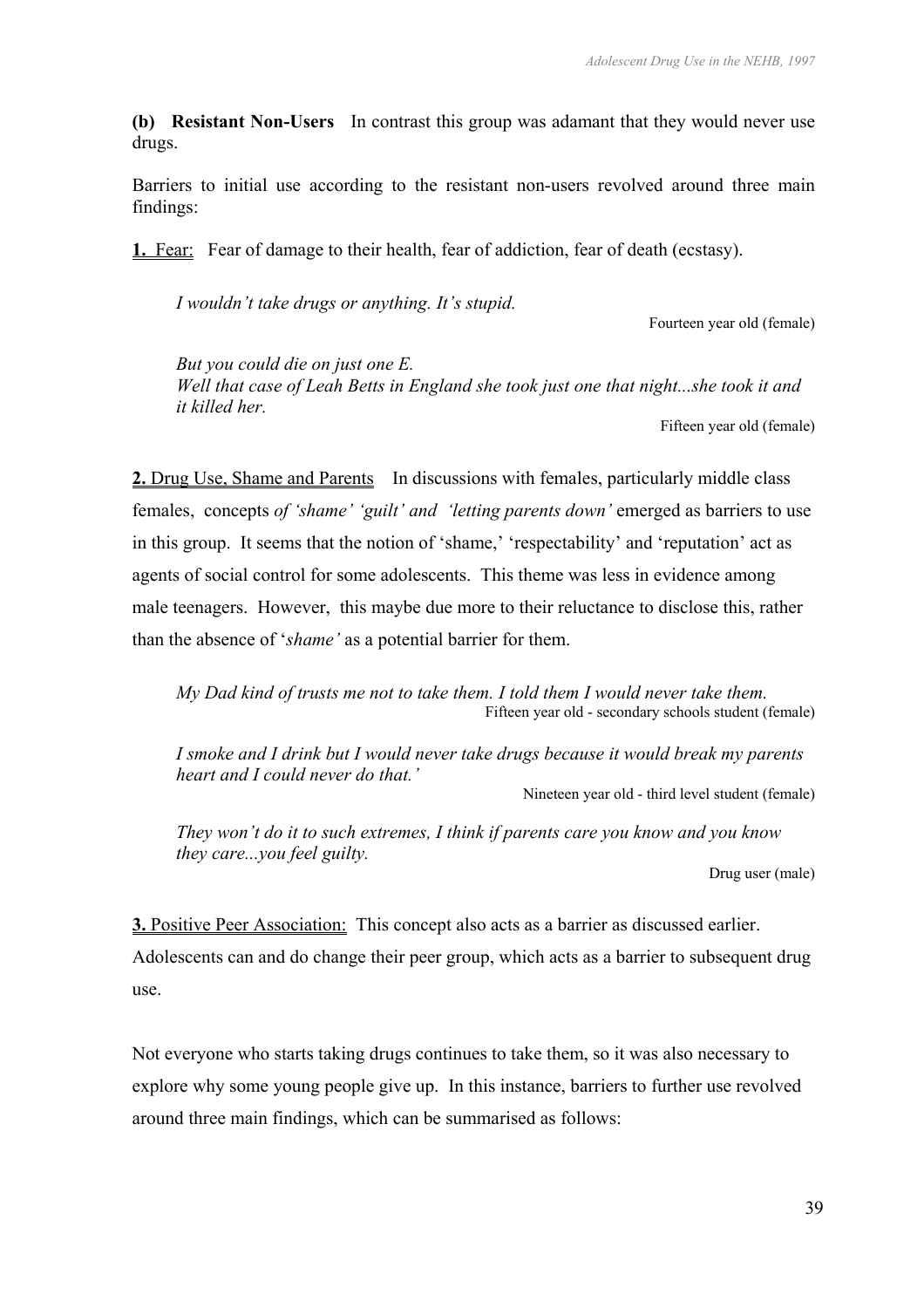**(b) Resistant Non-Users** In contrast this group was adamant that they would never use drugs.

Barriers to initial use according to the resistant non-users revolved around three main findings:

**1.** Fear: Fear of damage to their health, fear of addiction, fear of death (ecstasy).

> *I wouldn't take drugs or anything. It's stupid.*
>
> Fourteen year old (female)

> *But you could die on just one E.*
> *Well that case of Leah Betts in England she took just one that night...she took it and it killed her.*
>
> Fifteen year old (female)

**2.** Drug Use, Shame and Parents In discussions with females, particularly middle class females, concepts *of 'shame' 'guilt' and 'letting parents down'* emerged as barriers to use in this group. It seems that the notion of 'shame,' 'respectability' and 'reputation' act as agents of social control for some adolescents. This theme was less in evidence among male teenagers. However, this maybe due more to their reluctance to disclose this, rather than the absence of '*shame'* as a potential barrier for them.

> *My Dad kind of trusts me not to take them. I told them I would never take them.*
>
> Fifteen year old - secondary schools student (female)

> *I smoke and I drink but I would never take drugs because it would break my parents heart and I could never do that.'*
>
> Nineteen year old - third level student (female)

> *They won't do it to such extremes, I think if parents care you know and you know they care...you feel guilty.*
>
> Drug user (male)

**3.** Positive Peer Association: This concept also acts as a barrier as discussed earlier. Adolescents can and do change their peer group, which acts as a barrier to subsequent drug use.

Not everyone who starts taking drugs continues to take them, so it was also necessary to explore why some young people give up. In this instance, barriers to further use revolved around three main findings, which can be summarised as follows: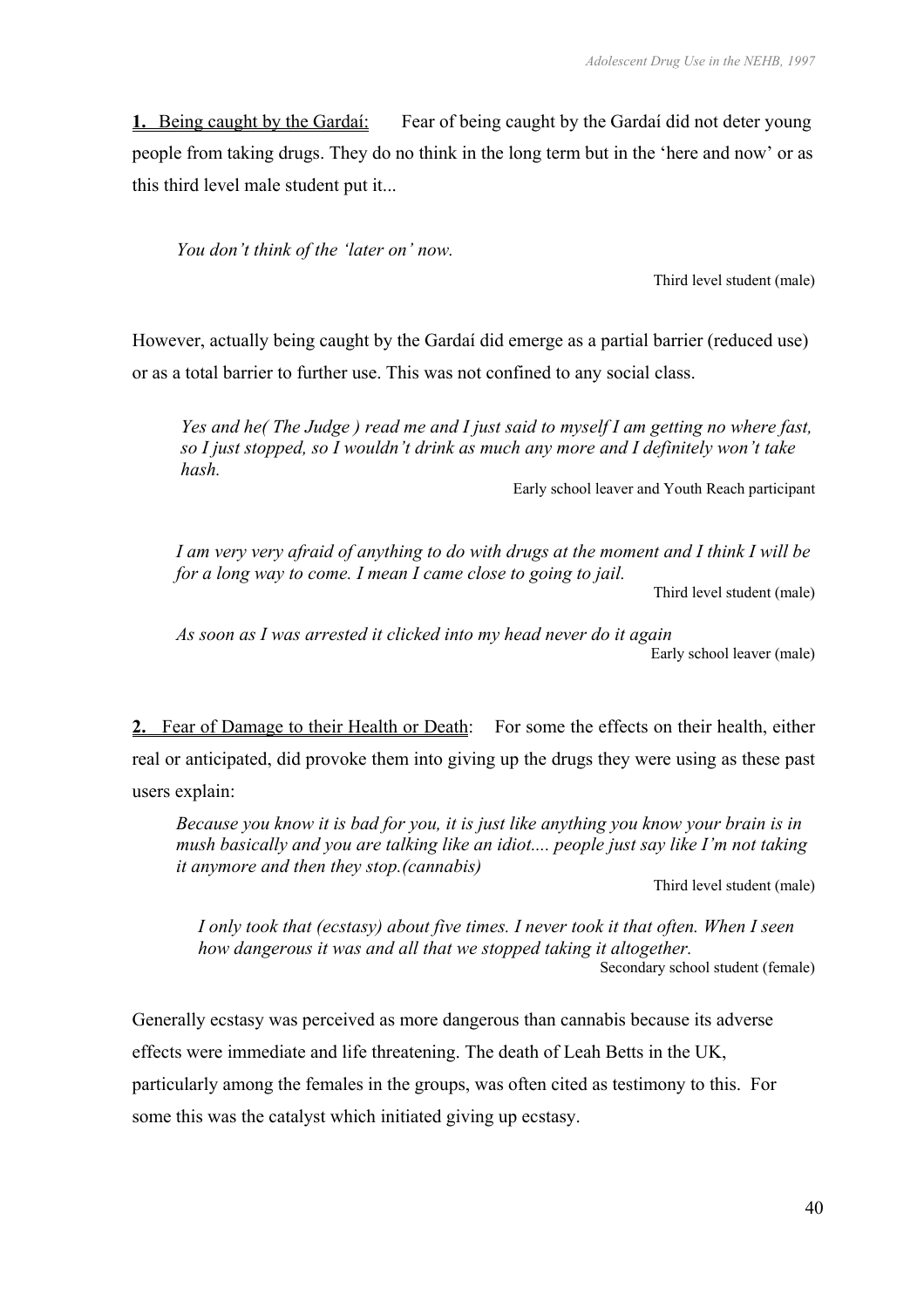**1.** <u>Being caught by the Gardaí:</u> Fear of being caught by the Gardaí did not deter young people from taking drugs. They do no think in the long term but in the 'here and now' or as this third level male student put it...

> *You don't think of the 'later on' now.*
>
> Third level student (male)

However, actually being caught by the Gardaí did emerge as a partial barrier (reduced use) or as a total barrier to further use. This was not confined to any social class.

> *Yes and he( The Judge ) read me and I just said to myself I am getting no where fast, so I just stopped, so I wouldn't drink as much any more and I definitely won't take hash.*
>
> Early school leaver and Youth Reach participant

> *I am very very afraid of anything to do with drugs at the moment and I think I will be for a long way to come. I mean I came close to going to jail.*
>
> Third level student (male)

> *As soon as I was arrested it clicked into my head never do it again*
>
> Early school leaver (male)

**2.** <u>Fear of Damage to their Health or Death</u>: For some the effects on their health, either real or anticipated, did provoke them into giving up the drugs they were using as these past users explain:

> *Because you know it is bad for you, it is just like anything you know your brain is in mush basically and you are talking like an idiot.... people just say like I'm not taking it anymore and then they stop.(cannabis)*
>
> Third level student (male)

> *I only took that (ecstasy) about five times. I never took it that often. When I seen how dangerous it was and all that we stopped taking it altogether.*
>
> Secondary school student (female)

Generally ecstasy was perceived as more dangerous than cannabis because its adverse effects were immediate and life threatening. The death of Leah Betts in the UK, particularly among the females in the groups, was often cited as testimony to this. For some this was the catalyst which initiated giving up ecstasy.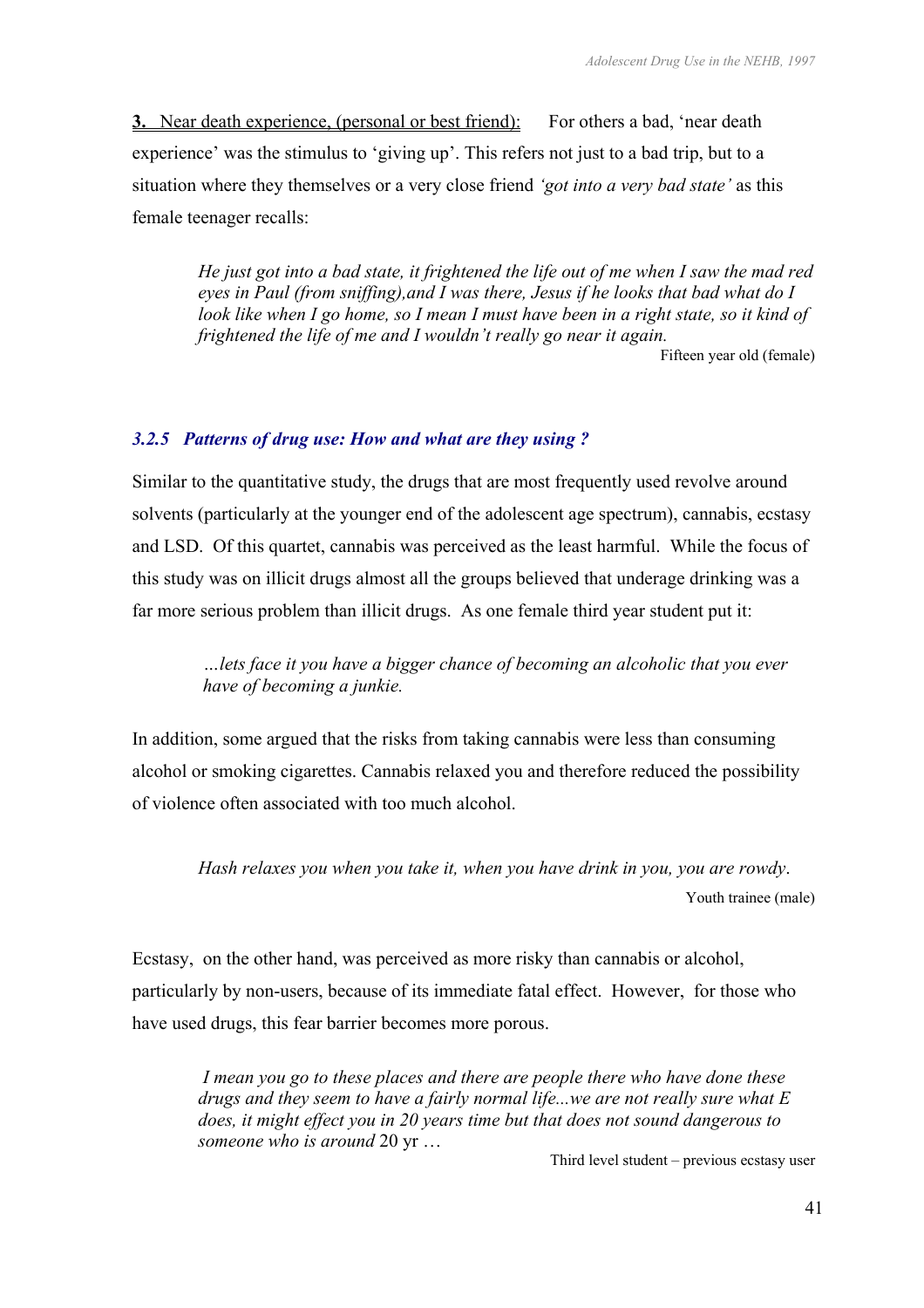**3.** <u>Near death experience, (personal or best friend):</u> For others a bad, 'near death experience' was the stimulus to 'giving up'. This refers not just to a bad trip, but to a situation where they themselves or a very close friend *'got into a very bad state'* as this female teenager recalls:

> *He just got into a bad state, it frightened the life out of me when I saw the mad red eyes in Paul (from sniffing),and I was there, Jesus if he looks that bad what do I look like when I go home, so I mean I must have been in a right state, so it kind of frightened the life of me and I wouldn't really go near it again.*
>
> Fifteen year old (female)

### *3.2.5 Patterns of drug use: How and what are they using ?*

Similar to the quantitative study, the drugs that are most frequently used revolve around solvents (particularly at the younger end of the adolescent age spectrum), cannabis, ecstasy and LSD. Of this quartet, cannabis was perceived as the least harmful. While the focus of this study was on illicit drugs almost all the groups believed that underage drinking was a far more serious problem than illicit drugs. As one female third year student put it:

> *…lets face it you have a bigger chance of becoming an alcoholic that you ever have of becoming a junkie.*

In addition, some argued that the risks from taking cannabis were less than consuming alcohol or smoking cigarettes. Cannabis relaxed you and therefore reduced the possibility of violence often associated with too much alcohol.

> *Hash relaxes you when you take it, when you have drink in you, you are rowdy*.
>
> Youth trainee (male)

Ecstasy, on the other hand, was perceived as more risky than cannabis or alcohol, particularly by non-users, because of its immediate fatal effect. However, for those who have used drugs, this fear barrier becomes more porous.

> *I mean you go to these places and there are people there who have done these drugs and they seem to have a fairly normal life...we are not really sure what E does, it might effect you in 20 years time but that does not sound dangerous to someone who is around* 20 yr …
>
> Third level student – previous ecstasy user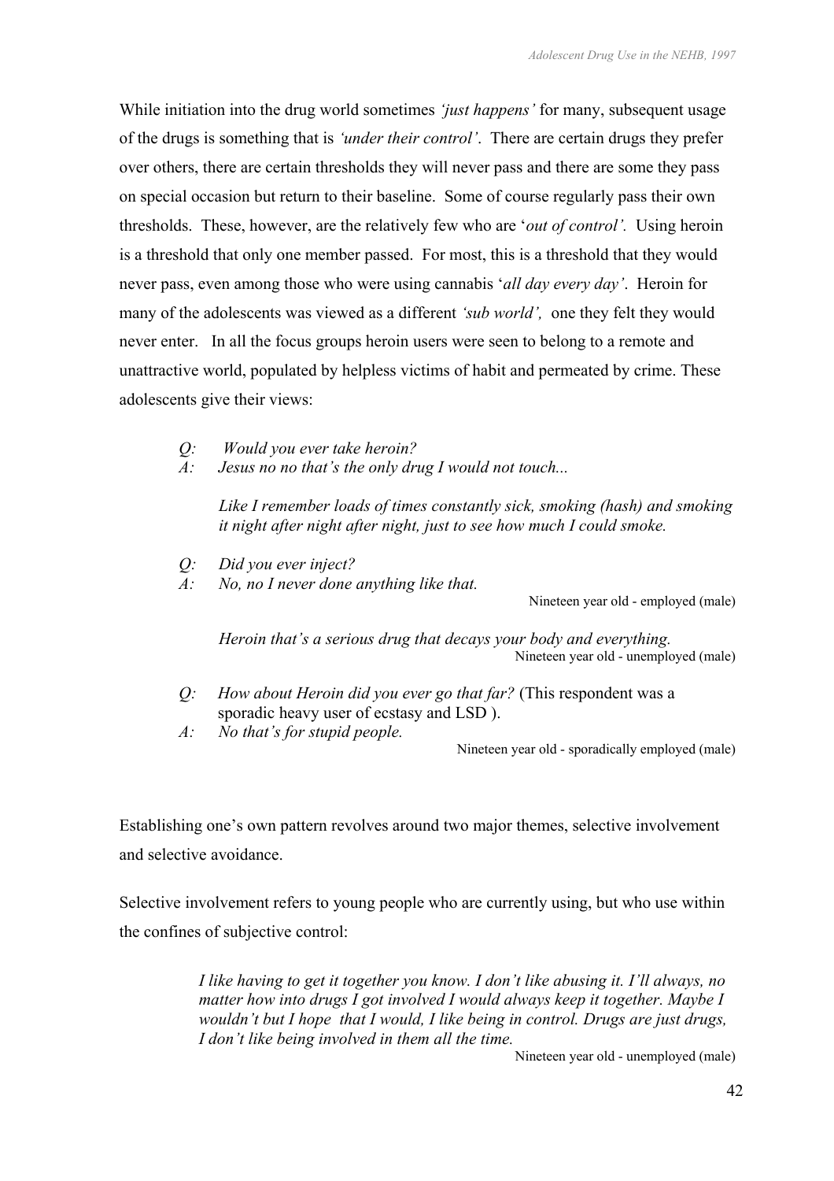While initiation into the drug world sometimes *'just happens'* for many, subsequent usage of the drugs is something that is *'under their control'*. There are certain drugs they prefer over others, there are certain thresholds they will never pass and there are some they pass on special occasion but return to their baseline. Some of course regularly pass their own thresholds. These, however, are the relatively few who are '*out of control'*. Using heroin is a threshold that only one member passed. For most, this is a threshold that they would never pass, even among those who were using cannabis '*all day every day'*. Heroin for many of the adolescents was viewed as a different *'sub world',* one they felt they would never enter. In all the focus groups heroin users were seen to belong to a remote and unattractive world, populated by helpless victims of habit and permeated by crime. These adolescents give their views:

> *Q: Would you ever take heroin?*
> *A: Jesus no no that's the only drug I would not touch...*
>
> *Like I remember loads of times constantly sick, smoking (hash) and smoking it night after night after night, just to see how much I could smoke.*
>
> *Q: Did you ever inject?*
> *A: No, no I never done anything like that.*
>
> Nineteen year old - employed (male)

> *Heroin that's a serious drug that decays your body and everything.*
>
> Nineteen year old - unemployed (male)

> *Q: How about Heroin did you ever go that far?* (This respondent was a sporadic heavy user of ecstasy and LSD ).
> *A: No that's for stupid people.*
>
> Nineteen year old - sporadically employed (male)

Establishing one's own pattern revolves around two major themes, selective involvement and selective avoidance.

Selective involvement refers to young people who are currently using, but who use within the confines of subjective control:

> *I like having to get it together you know. I don't like abusing it. I'll always, no matter how into drugs I got involved I would always keep it together. Maybe I wouldn't but I hope that I would, I like being in control. Drugs are just drugs, I don't like being involved in them all the time.*
>
> Nineteen year old - unemployed (male)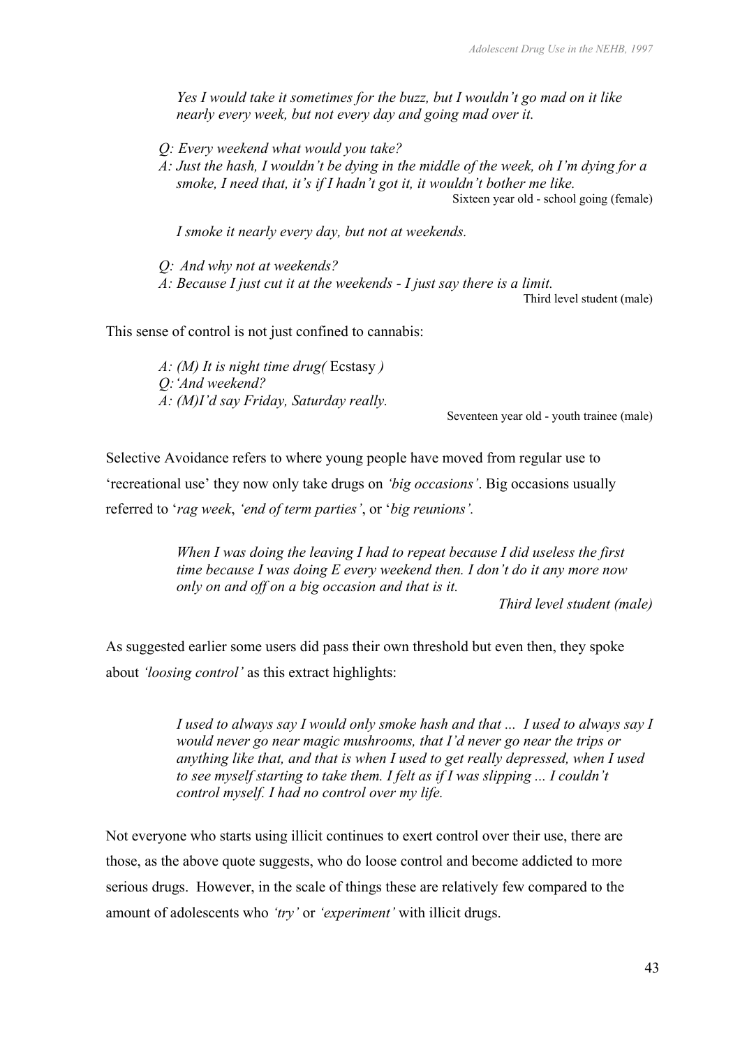*Yes I would take it sometimes for the buzz, but I wouldn't go mad on it like nearly every week, but not every day and going mad over it.*

*Q: Every weekend what would you take?*
*A: Just the hash, I wouldn't be dying in the middle of the week, oh I'm dying for a smoke, I need that, it's if I hadn't got it, it wouldn't bother me like.*

Sixteen year old - school going (female)

*I smoke it nearly every day, but not at weekends.*

*Q: And why not at weekends?*
*A: Because I just cut it at the weekends - I just say there is a limit.*

Third level student (male)

This sense of control is not just confined to cannabis:

*A: (M) It is night time drug(* Ecstasy *)*
*Q:'And weekend?*
*A: (M)I'd say Friday, Saturday really.*

Seventeen year old - youth trainee (male)

Selective Avoidance refers to where young people have moved from regular use to 'recreational use' they now only take drugs on *'big occasions'*. Big occasions usually referred to '*rag week*, *'end of term parties'*, or '*big reunions'.*

*When I was doing the leaving I had to repeat because I did useless the first time because I was doing E every weekend then. I don't do it any more now only on and off on a big occasion and that is it.*

*Third level student (male)*

As suggested earlier some users did pass their own threshold but even then, they spoke about *'loosing control'* as this extract highlights:

*I used to always say I would only smoke hash and that ... I used to always say I would never go near magic mushrooms, that I'd never go near the trips or anything like that, and that is when I used to get really depressed, when I used to see myself starting to take them. I felt as if I was slipping ... I couldn't control myself. I had no control over my life.*

Not everyone who starts using illicit continues to exert control over their use, there are those, as the above quote suggests, who do loose control and become addicted to more serious drugs. However, in the scale of things these are relatively few compared to the amount of adolescents who *'try'* or *'experiment'* with illicit drugs.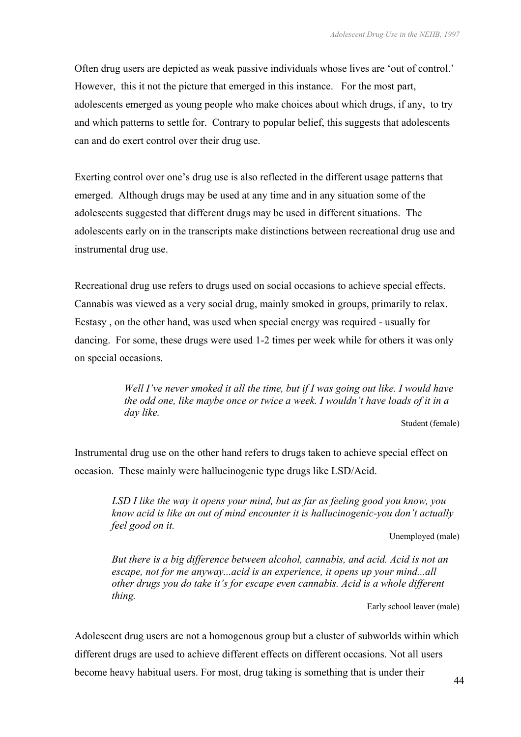Often drug users are depicted as weak passive individuals whose lives are 'out of control.' However, this it not the picture that emerged in this instance. For the most part, adolescents emerged as young people who make choices about which drugs, if any, to try and which patterns to settle for. Contrary to popular belief, this suggests that adolescents can and do exert control over their drug use.

Exerting control over one's drug use is also reflected in the different usage patterns that emerged. Although drugs may be used at any time and in any situation some of the adolescents suggested that different drugs may be used in different situations. The adolescents early on in the transcripts make distinctions between recreational drug use and instrumental drug use.

Recreational drug use refers to drugs used on social occasions to achieve special effects. Cannabis was viewed as a very social drug, mainly smoked in groups, primarily to relax. Ecstasy , on the other hand, was used when special energy was required - usually for dancing. For some, these drugs were used 1-2 times per week while for others it was only on special occasions.

> *Well I've never smoked it all the time, but if I was going out like. I would have the odd one, like maybe once or twice a week. I wouldn't have loads of it in a day like.*
>
> Student (female)

Instrumental drug use on the other hand refers to drugs taken to achieve special effect on occasion. These mainly were hallucinogenic type drugs like LSD/Acid.

> *LSD I like the way it opens your mind, but as far as feeling good you know, you know acid is like an out of mind encounter it is hallucinogenic-you don't actually feel good on it.*
>
> Unemployed (male)

> *But there is a big difference between alcohol, cannabis, and acid. Acid is not an escape, not for me anyway...acid is an experience, it opens up your mind...all other drugs you do take it's for escape even cannabis. Acid is a whole different thing.*
>
> Early school leaver (male)

Adolescent drug users are not a homogenous group but a cluster of subworlds within which different drugs are used to achieve different effects on different occasions. Not all users become heavy habitual users. For most, drug taking is something that is under their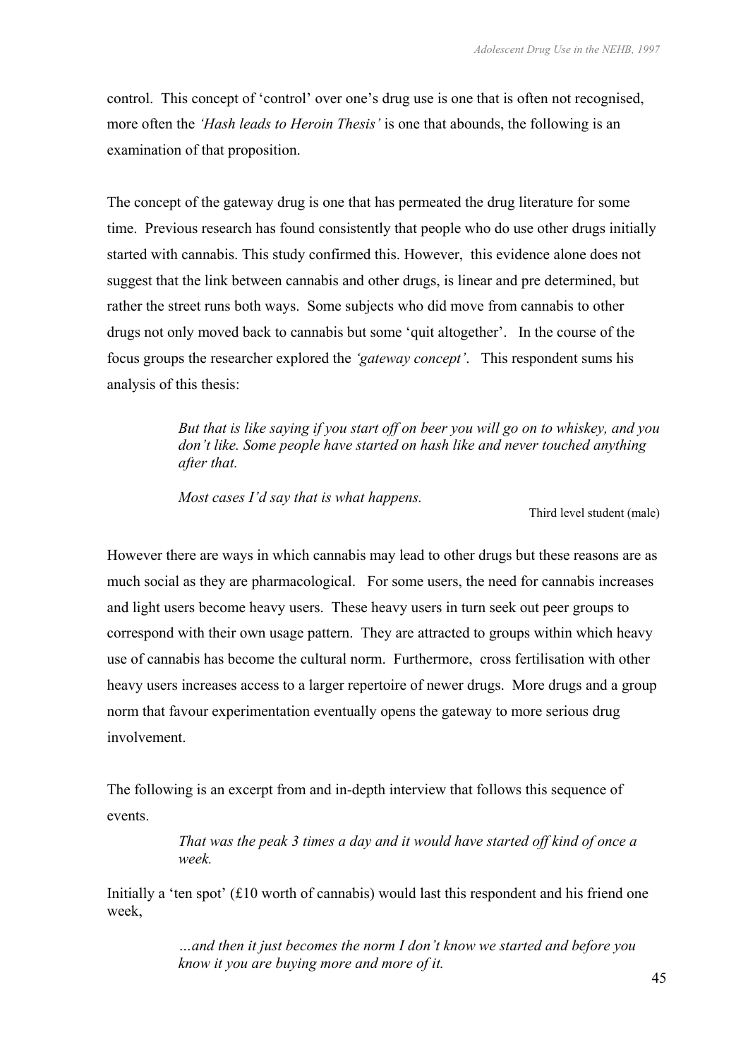control. This concept of 'control' over one's drug use is one that is often not recognised, more often the *'Hash leads to Heroin Thesis'* is one that abounds, the following is an examination of that proposition.

The concept of the gateway drug is one that has permeated the drug literature for some time. Previous research has found consistently that people who do use other drugs initially started with cannabis. This study confirmed this. However, this evidence alone does not suggest that the link between cannabis and other drugs, is linear and pre determined, but rather the street runs both ways. Some subjects who did move from cannabis to other drugs not only moved back to cannabis but some 'quit altogether'. In the course of the focus groups the researcher explored the *'gateway concept'*. This respondent sums his analysis of this thesis:

> *But that is like saying if you start off on beer you will go on to whiskey, and you don't like. Some people have started on hash like and never touched anything after that.*
>
> *Most cases I'd say that is what happens.*
>
> Third level student (male)

However there are ways in which cannabis may lead to other drugs but these reasons are as much social as they are pharmacological. For some users, the need for cannabis increases and light users become heavy users. These heavy users in turn seek out peer groups to correspond with their own usage pattern. They are attracted to groups within which heavy use of cannabis has become the cultural norm. Furthermore, cross fertilisation with other heavy users increases access to a larger repertoire of newer drugs. More drugs and a group norm that favour experimentation eventually opens the gateway to more serious drug involvement.

The following is an excerpt from and in-depth interview that follows this sequence of events.

> *That was the peak 3 times a day and it would have started off kind of once a week.*

Initially a 'ten spot' (£10 worth of cannabis) would last this respondent and his friend one week,

> *…and then it just becomes the norm I don't know we started and before you know it you are buying more and more of it.*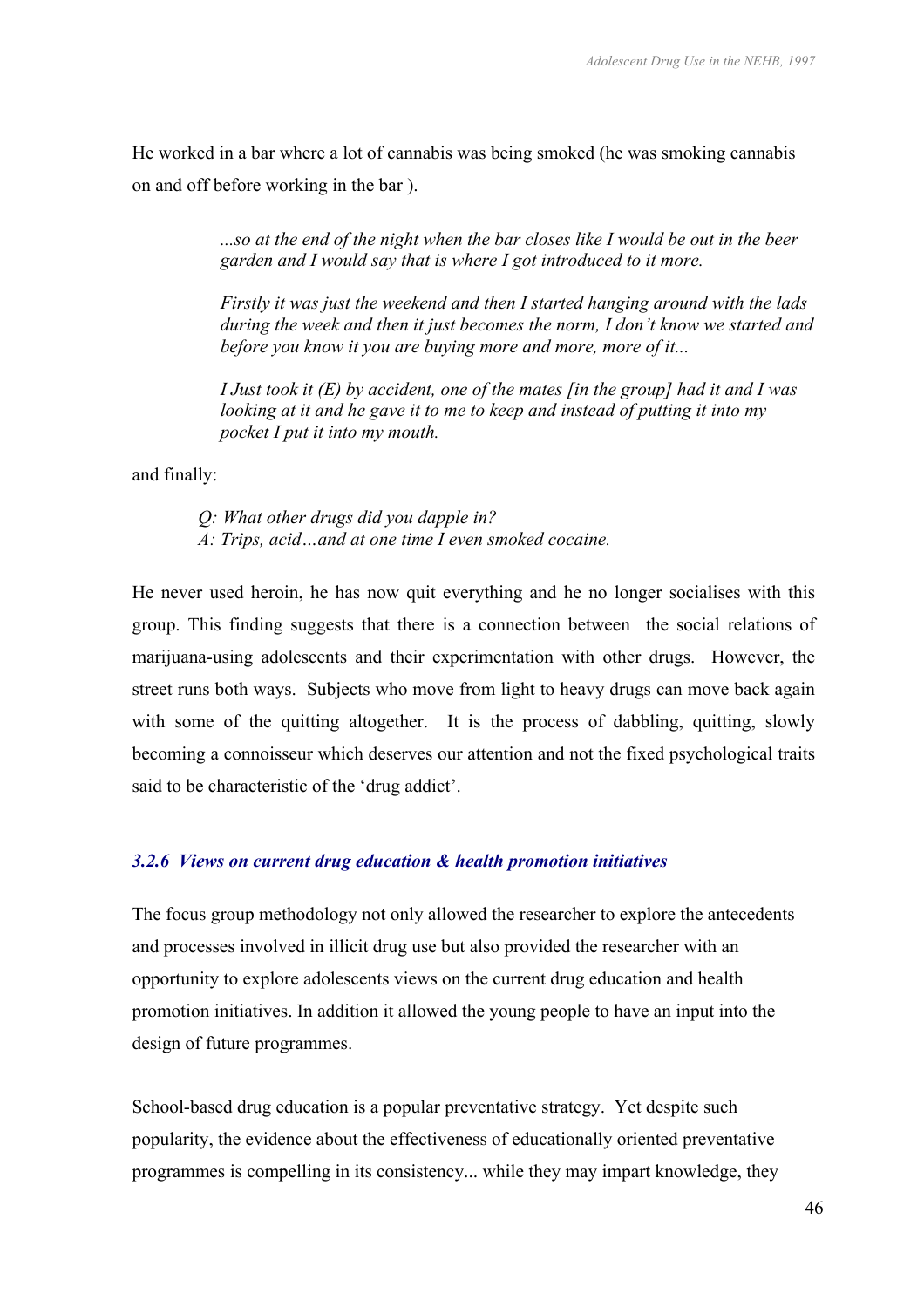He worked in a bar where a lot of cannabis was being smoked (he was smoking cannabis on and off before working in the bar ).

> *...so at the end of the night when the bar closes like I would be out in the beer garden and I would say that is where I got introduced to it more.*
>
> *Firstly it was just the weekend and then I started hanging around with the lads during the week and then it just becomes the norm, I don't know we started and before you know it you are buying more and more, more of it...*
>
> *I Just took it (E) by accident, one of the mates [in the group] had it and I was looking at it and he gave it to me to keep and instead of putting it into my pocket I put it into my mouth.*

and finally:

> *Q: What other drugs did you dapple in?*
> *A: Trips, acid…and at one time I even smoked cocaine.*

He never used heroin, he has now quit everything and he no longer socialises with this group. This finding suggests that there is a connection between the social relations of marijuana-using adolescents and their experimentation with other drugs. However, the street runs both ways. Subjects who move from light to heavy drugs can move back again with some of the quitting altogether. It is the process of dabbling, quitting, slowly becoming a connoisseur which deserves our attention and not the fixed psychological traits said to be characteristic of the 'drug addict'.

### *3.2.6 Views on current drug education & health promotion initiatives*

The focus group methodology not only allowed the researcher to explore the antecedents and processes involved in illicit drug use but also provided the researcher with an opportunity to explore adolescents views on the current drug education and health promotion initiatives. In addition it allowed the young people to have an input into the design of future programmes.

School-based drug education is a popular preventative strategy. Yet despite such popularity, the evidence about the effectiveness of educationally oriented preventative programmes is compelling in its consistency... while they may impart knowledge, they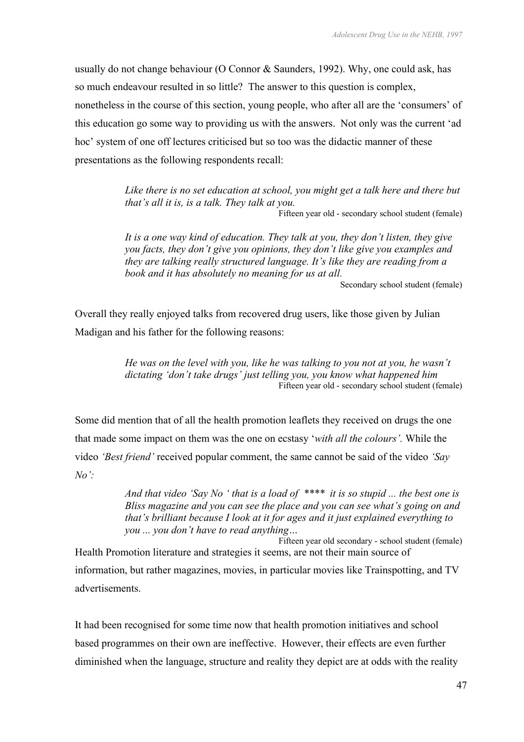usually do not change behaviour (O Connor & Saunders, 1992). Why, one could ask, has so much endeavour resulted in so little? The answer to this question is complex, nonetheless in the course of this section, young people, who after all are the 'consumers' of this education go some way to providing us with the answers. Not only was the current 'ad hoc' system of one off lectures criticised but so too was the didactic manner of these presentations as the following respondents recall:

> *Like there is no set education at school, you might get a talk here and there but that's all it is, is a talk. They talk at you.*
> Fifteen year old - secondary school student (female)

> *It is a one way kind of education. They talk at you, they don't listen, they give you facts, they don't give you opinions, they don't like give you examples and they are talking really structured language. It's like they are reading from a book and it has absolutely no meaning for us at all.*
> Secondary school student (female)

Overall they really enjoyed talks from recovered drug users, like those given by Julian Madigan and his father for the following reasons:

> *He was on the level with you, like he was talking to you not at you, he wasn't dictating 'don't take drugs' just telling you, you know what happened him*
> Fifteen year old - secondary school student (female)

Some did mention that of all the health promotion leaflets they received on drugs the one that made some impact on them was the one on ecstasy '*with all the colours'.* While the video *'Best friend'* received popular comment, the same cannot be said of the video *'Say No':*

> *And that video 'Say No ' that is a load of **** it is so stupid ... the best one is Bliss magazine and you can see the place and you can see what's going on and that's brilliant because I look at it for ages and it just explained everything to you ... you don't have to read anything…*
> Fifteen year old secondary - school student (female)

Health Promotion literature and strategies it seems, are not their main source of information, but rather magazines, movies, in particular movies like Trainspotting, and TV advertisements.

It had been recognised for some time now that health promotion initiatives and school based programmes on their own are ineffective. However, their effects are even further diminished when the language, structure and reality they depict are at odds with the reality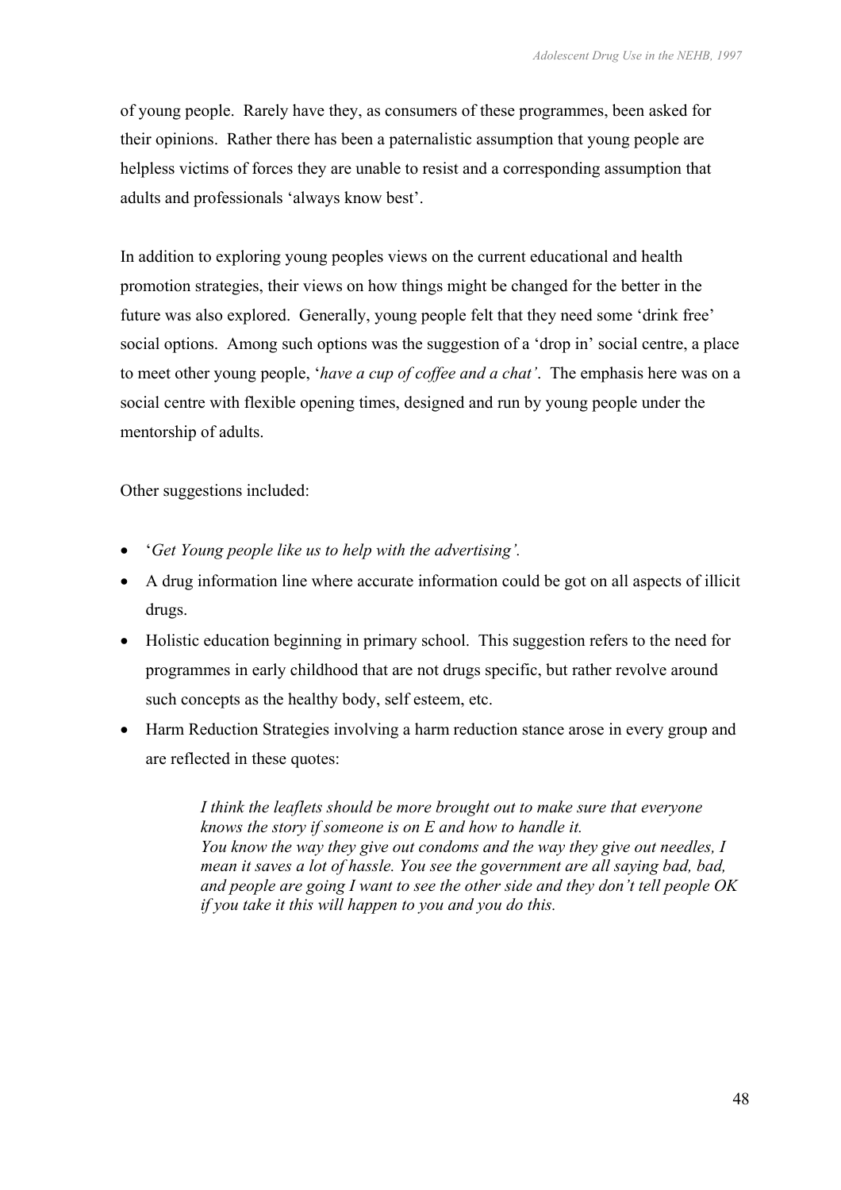of young people. Rarely have they, as consumers of these programmes, been asked for their opinions. Rather there has been a paternalistic assumption that young people are helpless victims of forces they are unable to resist and a corresponding assumption that adults and professionals 'always know best'.

In addition to exploring young peoples views on the current educational and health promotion strategies, their views on how things might be changed for the better in the future was also explored. Generally, young people felt that they need some 'drink free' social options. Among such options was the suggestion of a 'drop in' social centre, a place to meet other young people, '*have a cup of coffee and a chat'*. The emphasis here was on a social centre with flexible opening times, designed and run by young people under the mentorship of adults.

Other suggestions included:

- '*Get Young people like us to help with the advertising'.*
- A drug information line where accurate information could be got on all aspects of illicit drugs.
- Holistic education beginning in primary school. This suggestion refers to the need for programmes in early childhood that are not drugs specific, but rather revolve around such concepts as the healthy body, self esteem, etc.
- Harm Reduction Strategies involving a harm reduction stance arose in every group and are reflected in these quotes:

> *I think the leaflets should be more brought out to make sure that everyone knows the story if someone is on E and how to handle it.*
> *You know the way they give out condoms and the way they give out needles, I mean it saves a lot of hassle. You see the government are all saying bad, bad, and people are going I want to see the other side and they don't tell people OK if you take it this will happen to you and you do this.*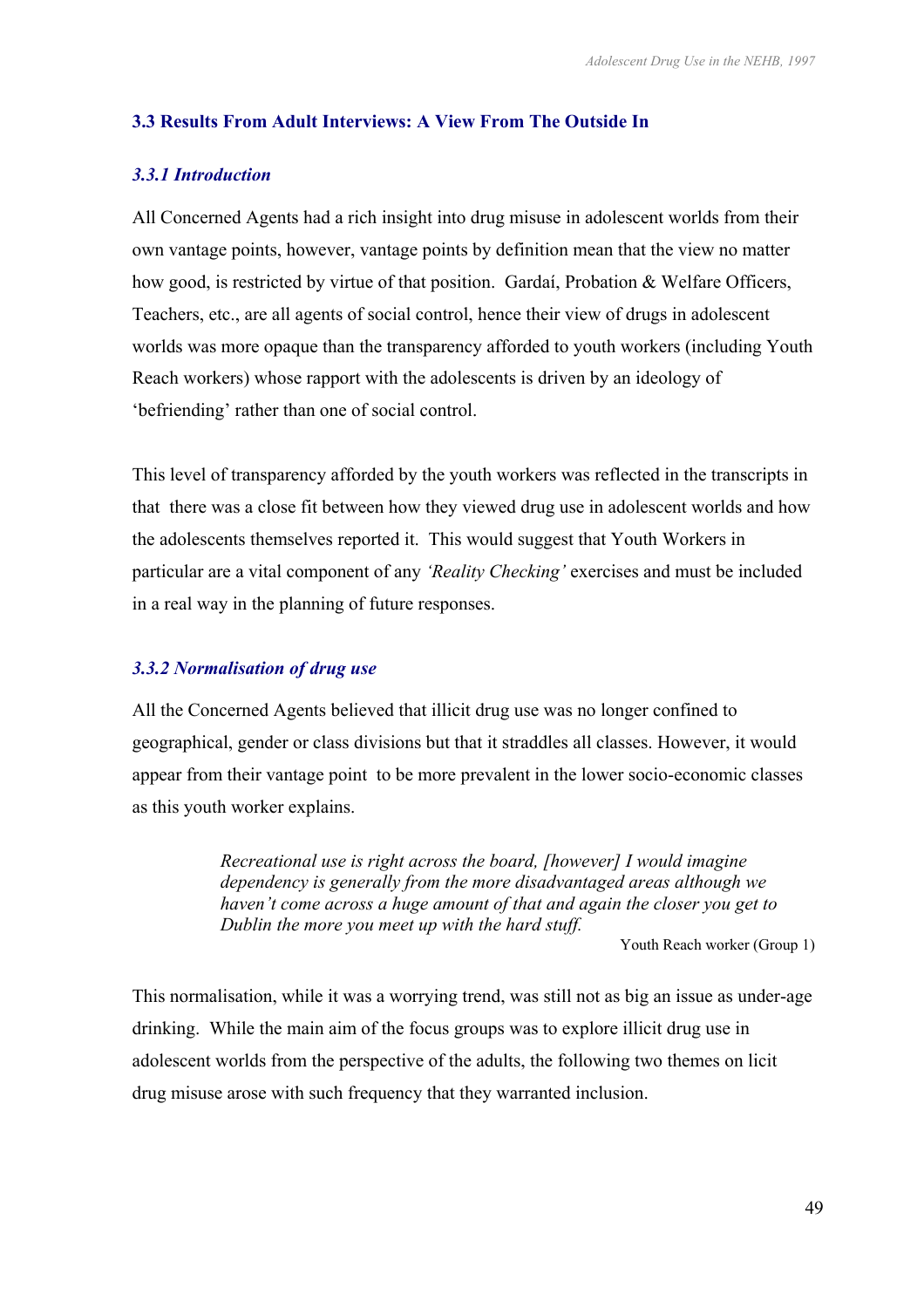### 3.3 Results From Adult Interviews: A View From The Outside In

#### *3.3.1 Introduction*

All Concerned Agents had a rich insight into drug misuse in adolescent worlds from their own vantage points, however, vantage points by definition mean that the view no matter how good, is restricted by virtue of that position. Gardaí, Probation & Welfare Officers, Teachers, etc., are all agents of social control, hence their view of drugs in adolescent worlds was more opaque than the transparency afforded to youth workers (including Youth Reach workers) whose rapport with the adolescents is driven by an ideology of 'befriending' rather than one of social control.

This level of transparency afforded by the youth workers was reflected in the transcripts in that there was a close fit between how they viewed drug use in adolescent worlds and how the adolescents themselves reported it. This would suggest that Youth Workers in particular are a vital component of any *'Reality Checking'* exercises and must be included in a real way in the planning of future responses.

#### *3.3.2 Normalisation of drug use*

All the Concerned Agents believed that illicit drug use was no longer confined to geographical, gender or class divisions but that it straddles all classes. However, it would appear from their vantage point to be more prevalent in the lower socio-economic classes as this youth worker explains.

> *Recreational use is right across the board, [however] I would imagine dependency is generally from the more disadvantaged areas although we haven't come across a huge amount of that and again the closer you get to Dublin the more you meet up with the hard stuff.*
>
> Youth Reach worker (Group 1)

This normalisation, while it was a worrying trend, was still not as big an issue as under-age drinking. While the main aim of the focus groups was to explore illicit drug use in adolescent worlds from the perspective of the adults, the following two themes on licit drug misuse arose with such frequency that they warranted inclusion.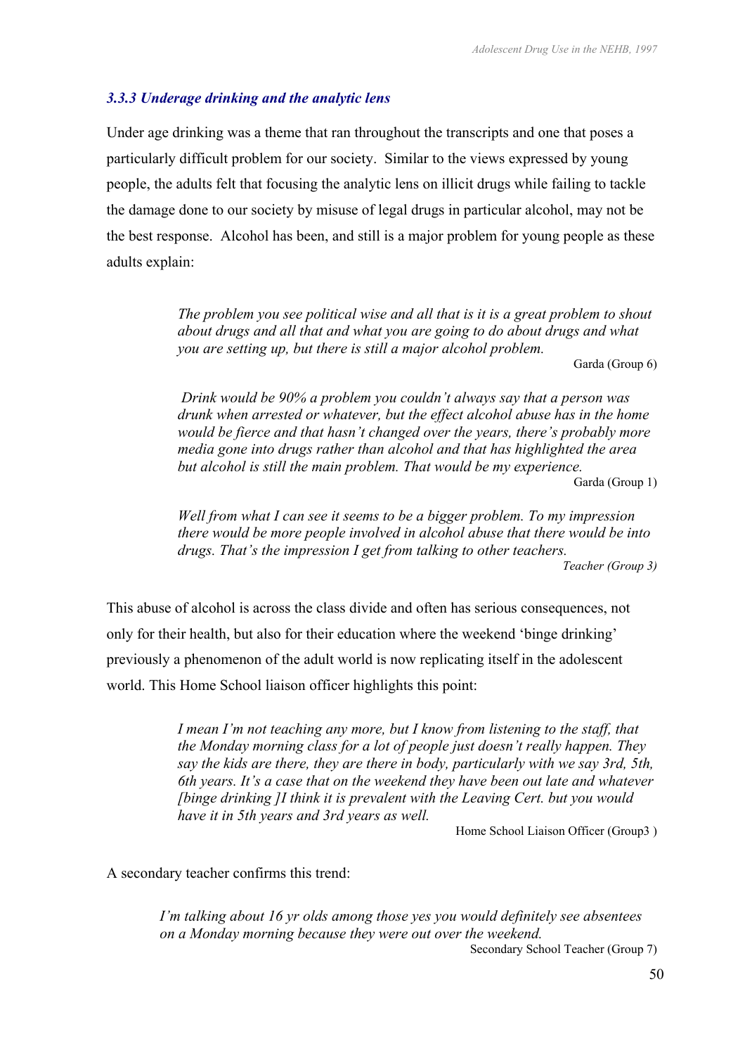### *3.3.3 Underage drinking and the analytic lens*

Under age drinking was a theme that ran throughout the transcripts and one that poses a particularly difficult problem for our society. Similar to the views expressed by young people, the adults felt that focusing the analytic lens on illicit drugs while failing to tackle the damage done to our society by misuse of legal drugs in particular alcohol, may not be the best response. Alcohol has been, and still is a major problem for young people as these adults explain:

> *The problem you see political wise and all that is it is a great problem to shout about drugs and all that and what you are going to do about drugs and what you are setting up, but there is still a major alcohol problem.*
>
> Garda (Group 6)

> *Drink would be 90% a problem you couldn't always say that a person was drunk when arrested or whatever, but the effect alcohol abuse has in the home would be fierce and that hasn't changed over the years, there's probably more media gone into drugs rather than alcohol and that has highlighted the area but alcohol is still the main problem. That would be my experience.*
>
> Garda (Group 1)

> *Well from what I can see it seems to be a bigger problem. To my impression there would be more people involved in alcohol abuse that there would be into drugs. That's the impression I get from talking to other teachers.*
>
> *Teacher (Group 3)*

This abuse of alcohol is across the class divide and often has serious consequences, not only for their health, but also for their education where the weekend 'binge drinking' previously a phenomenon of the adult world is now replicating itself in the adolescent world. This Home School liaison officer highlights this point:

> *I mean I'm not teaching any more, but I know from listening to the staff, that the Monday morning class for a lot of people just doesn't really happen. They say the kids are there, they are there in body, particularly with we say 3rd, 5th, 6th years. It's a case that on the weekend they have been out late and whatever [binge drinking ]I think it is prevalent with the Leaving Cert. but you would have it in 5th years and 3rd years as well.*
>
> Home School Liaison Officer (Group3 )

A secondary teacher confirms this trend:

> *I'm talking about 16 yr olds among those yes you would definitely see absentees on a Monday morning because they were out over the weekend.*
>
> Secondary School Teacher (Group 7)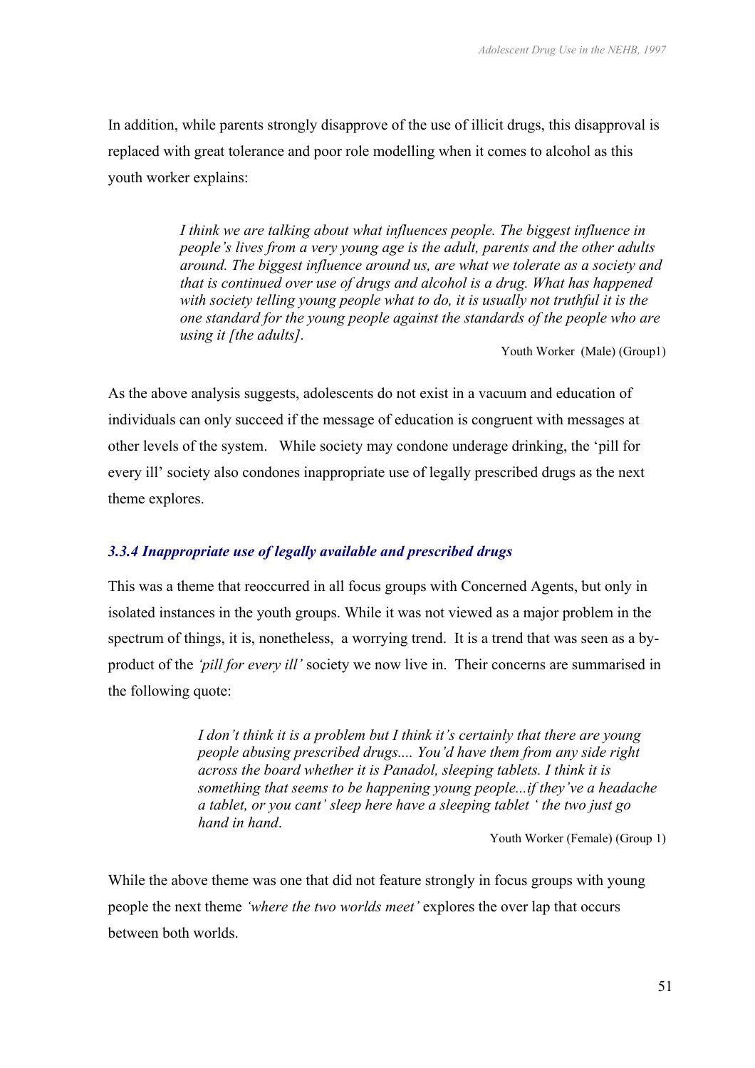In addition, while parents strongly disapprove of the use of illicit drugs, this disapproval is replaced with great tolerance and poor role modelling when it comes to alcohol as this youth worker explains:

> *I think we are talking about what influences people. The biggest influence in people's lives from a very young age is the adult, parents and the other adults around. The biggest influence around us, are what we tolerate as a society and that is continued over use of drugs and alcohol is a drug. What has happened with society telling young people what to do, it is usually not truthful it is the one standard for the young people against the standards of the people who are using it [the adults].*
>
> Youth Worker (Male) (Group1)

As the above analysis suggests, adolescents do not exist in a vacuum and education of individuals can only succeed if the message of education is congruent with messages at other levels of the system. While society may condone underage drinking, the 'pill for every ill' society also condones inappropriate use of legally prescribed drugs as the next theme explores.

### *3.3.4 Inappropriate use of legally available and prescribed drugs*

This was a theme that reoccurred in all focus groups with Concerned Agents, but only in isolated instances in the youth groups. While it was not viewed as a major problem in the spectrum of things, it is, nonetheless, a worrying trend. It is a trend that was seen as a by-product of the *'pill for every ill'* society we now live in. Their concerns are summarised in the following quote:

> *I don't think it is a problem but I think it's certainly that there are young people abusing prescribed drugs.... You'd have them from any side right across the board whether it is Panadol, sleeping tablets. I think it is something that seems to be happening young people...if they've a headache a tablet, or you cant' sleep here have a sleeping tablet ' the two just go hand in hand.*
>
> Youth Worker (Female) (Group 1)

While the above theme was one that did not feature strongly in focus groups with young people the next theme *'where the two worlds meet'* explores the over lap that occurs between both worlds.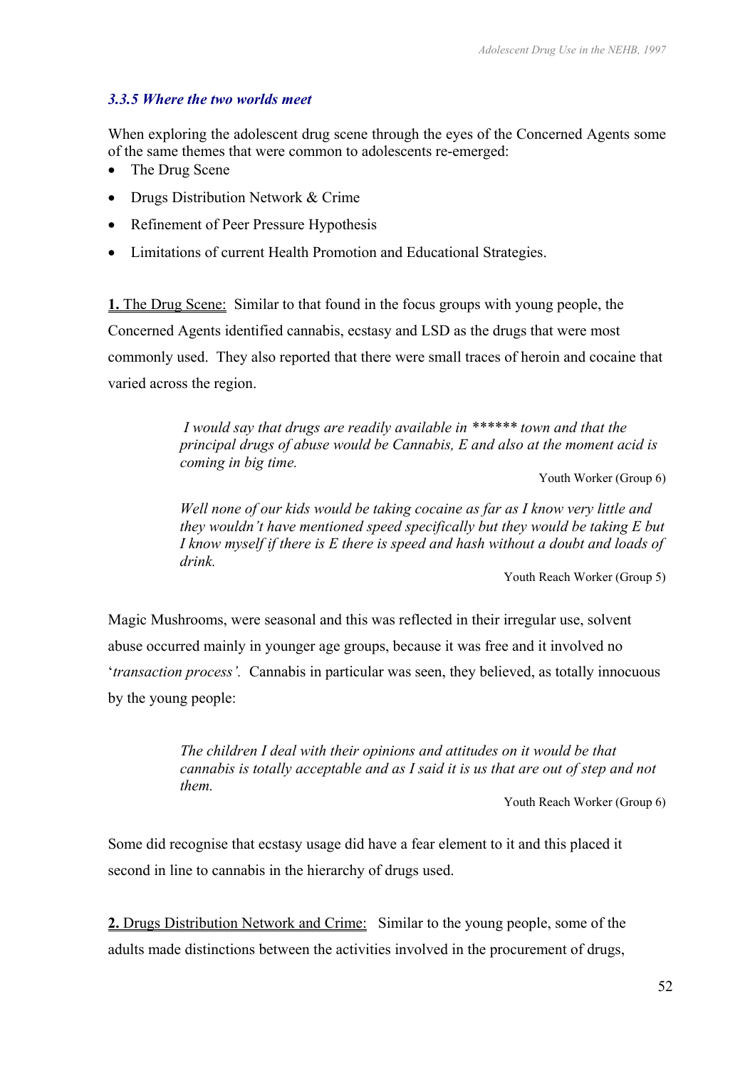### 3.3.5 Where the two worlds meet

When exploring the adolescent drug scene through the eyes of the Concerned Agents some of the same themes that were common to adolescents re-emerged:

- The Drug Scene
- Drugs Distribution Network & Crime
- Refinement of Peer Pressure Hypothesis
- Limitations of current Health Promotion and Educational Strategies.

**1.** The Drug Scene: Similar to that found in the focus groups with young people, the Concerned Agents identified cannabis, ecstasy and LSD as the drugs that were most commonly used. They also reported that there were small traces of heroin and cocaine that varied across the region.

> *I would say that drugs are readily available in ****** town and that the principal drugs of abuse would be Cannabis, E and also at the moment acid is coming in big time.*
>
> Youth Worker (Group 6)

> *Well none of our kids would be taking cocaine as far as I know very little and they wouldn't have mentioned speed specifically but they would be taking E but I know myself if there is E there is speed and hash without a doubt and loads of drink.*
>
> Youth Reach Worker (Group 5)

Magic Mushrooms, were seasonal and this was reflected in their irregular use, solvent abuse occurred mainly in younger age groups, because it was free and it involved no '*transaction process'*. Cannabis in particular was seen, they believed, as totally innocuous by the young people:

> *The children I deal with their opinions and attitudes on it would be that cannabis is totally acceptable and as I said it is us that are out of step and not them.*
>
> Youth Reach Worker (Group 6)

Some did recognise that ecstasy usage did have a fear element to it and this placed it second in line to cannabis in the hierarchy of drugs used.

**2.** Drugs Distribution Network and Crime: Similar to the young people, some of the adults made distinctions between the activities involved in the procurement of drugs,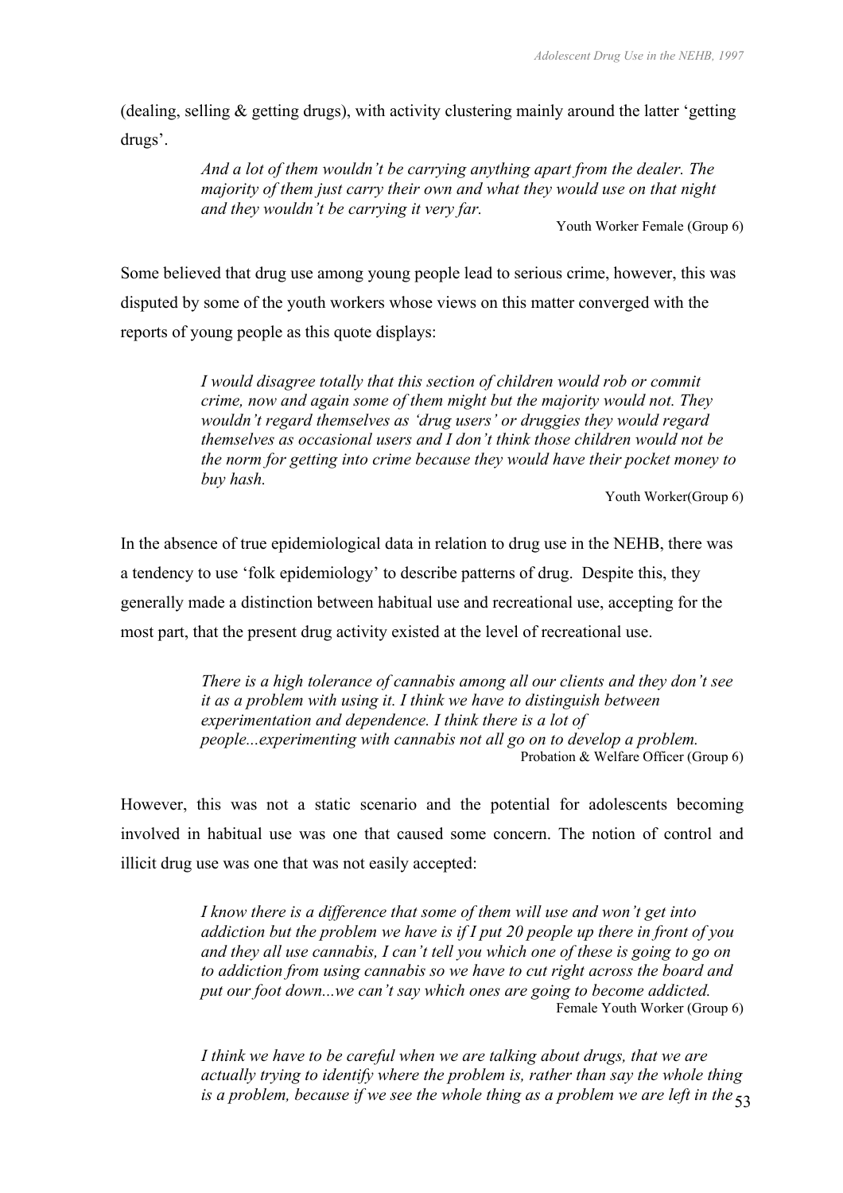(dealing, selling & getting drugs), with activity clustering mainly around the latter 'getting drugs'.

> *And a lot of them wouldn't be carrying anything apart from the dealer. The majority of them just carry their own and what they would use on that night and they wouldn't be carrying it very far.*
>
> Youth Worker Female (Group 6)

Some believed that drug use among young people lead to serious crime, however, this was disputed by some of the youth workers whose views on this matter converged with the reports of young people as this quote displays:

> *I would disagree totally that this section of children would rob or commit crime, now and again some of them might but the majority would not. They wouldn't regard themselves as 'drug users' or druggies they would regard themselves as occasional users and I don't think those children would not be the norm for getting into crime because they would have their pocket money to buy hash.*
>
> Youth Worker(Group 6)

In the absence of true epidemiological data in relation to drug use in the NEHB, there was a tendency to use 'folk epidemiology' to describe patterns of drug. Despite this, they generally made a distinction between habitual use and recreational use, accepting for the most part, that the present drug activity existed at the level of recreational use.

> *There is a high tolerance of cannabis among all our clients and they don't see it as a problem with using it. I think we have to distinguish between experimentation and dependence. I think there is a lot of people...experimenting with cannabis not all go on to develop a problem.*
>
> Probation & Welfare Officer (Group 6)

However, this was not a static scenario and the potential for adolescents becoming involved in habitual use was one that caused some concern. The notion of control and illicit drug use was one that was not easily accepted:

> *I know there is a difference that some of them will use and won't get into addiction but the problem we have is if I put 20 people up there in front of you and they all use cannabis, I can't tell you which one of these is going to go on to addiction from using cannabis so we have to cut right across the board and put our foot down...we can't say which ones are going to become addicted.*
>
> Female Youth Worker (Group 6)

> *I think we have to be careful when we are talking about drugs, that we are actually trying to identify where the problem is, rather than say the whole thing is a problem, because if we see the whole thing as a problem we are left in the*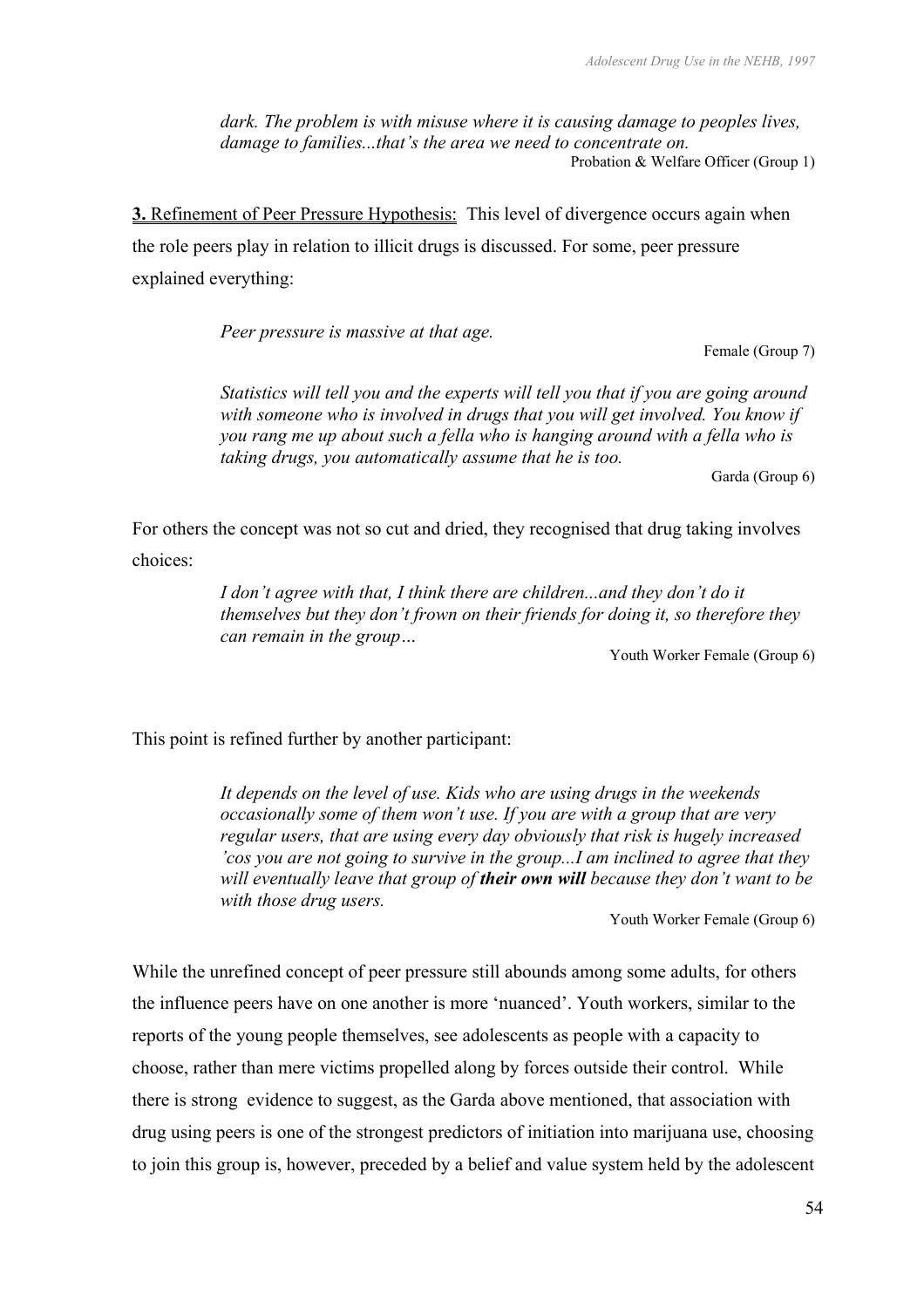> *dark. The problem is with misuse where it is causing damage to peoples lives, damage to families...that's the area we need to concentrate on.*
>
> Probation & Welfare Officer (Group 1)

**3.** Refinement of Peer Pressure Hypothesis: This level of divergence occurs again when the role peers play in relation to illicit drugs is discussed. For some, peer pressure explained everything:

> *Peer pressure is massive at that age.*
>
> Female (Group 7)

> *Statistics will tell you and the experts will tell you that if you are going around with someone who is involved in drugs that you will get involved. You know if you rang me up about such a fella who is hanging around with a fella who is taking drugs, you automatically assume that he is too.*
>
> Garda (Group 6)

For others the concept was not so cut and dried, they recognised that drug taking involves choices:

> *I don't agree with that, I think there are children...and they don't do it themselves but they don't frown on their friends for doing it, so therefore they can remain in the group…*
>
> Youth Worker Female (Group 6)

This point is refined further by another participant:

> *It depends on the level of use. Kids who are using drugs in the weekends occasionally some of them won't use. If you are with a group that are very regular users, that are using every day obviously that risk is hugely increased 'cos you are not going to survive in the group...I am inclined to agree that they will eventually leave that group of **their own will** because they don't want to be with those drug users.*
>
> Youth Worker Female (Group 6)

While the unrefined concept of peer pressure still abounds among some adults, for others the influence peers have on one another is more 'nuanced'. Youth workers, similar to the reports of the young people themselves, see adolescents as people with a capacity to choose, rather than mere victims propelled along by forces outside their control. While there is strong evidence to suggest, as the Garda above mentioned, that association with drug using peers is one of the strongest predictors of initiation into marijuana use, choosing to join this group is, however, preceded by a belief and value system held by the adolescent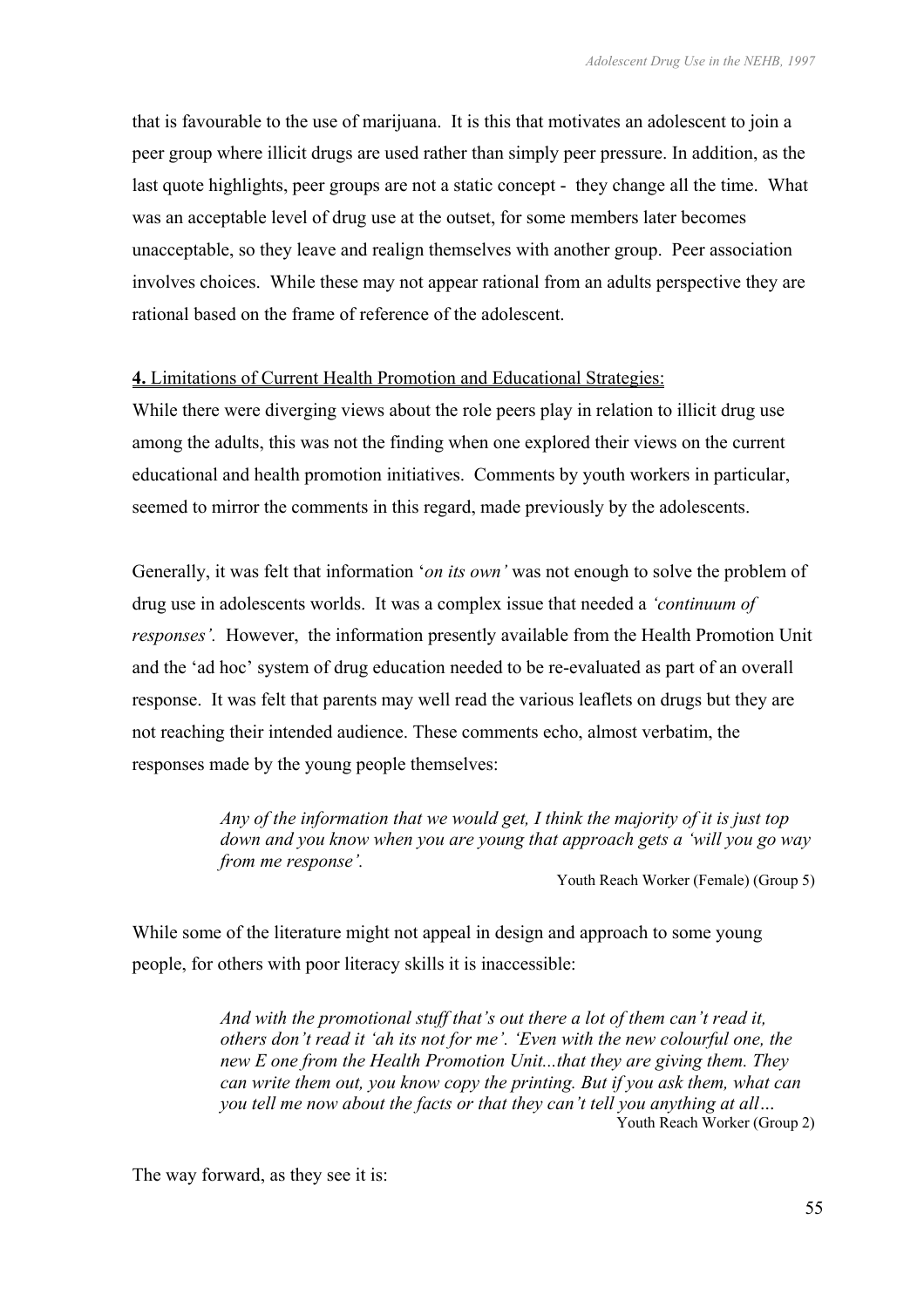that is favourable to the use of marijuana. It is this that motivates an adolescent to join a peer group where illicit drugs are used rather than simply peer pressure. In addition, as the last quote highlights, peer groups are not a static concept - they change all the time. What was an acceptable level of drug use at the outset, for some members later becomes unacceptable, so they leave and realign themselves with another group. Peer association involves choices. While these may not appear rational from an adults perspective they are rational based on the frame of reference of the adolescent.

**4.** Limitations of Current Health Promotion and Educational Strategies:

While there were diverging views about the role peers play in relation to illicit drug use among the adults, this was not the finding when one explored their views on the current educational and health promotion initiatives. Comments by youth workers in particular, seemed to mirror the comments in this regard, made previously by the adolescents.

Generally, it was felt that information '*on its own'* was not enough to solve the problem of drug use in adolescents worlds. It was a complex issue that needed a *'continuum of responses'.* However, the information presently available from the Health Promotion Unit and the 'ad hoc' system of drug education needed to be re-evaluated as part of an overall response. It was felt that parents may well read the various leaflets on drugs but they are not reaching their intended audience. These comments echo, almost verbatim, the responses made by the young people themselves:

> *Any of the information that we would get, I think the majority of it is just top down and you know when you are young that approach gets a 'will you go way from me response'.*
>
> Youth Reach Worker (Female) (Group 5)

While some of the literature might not appeal in design and approach to some young people, for others with poor literacy skills it is inaccessible:

> *And with the promotional stuff that's out there a lot of them can't read it, others don't read it 'ah its not for me'. 'Even with the new colourful one, the new E one from the Health Promotion Unit...that they are giving them. They can write them out, you know copy the printing. But if you ask them, what can you tell me now about the facts or that they can't tell you anything at all…*
>
> Youth Reach Worker (Group 2)

The way forward, as they see it is: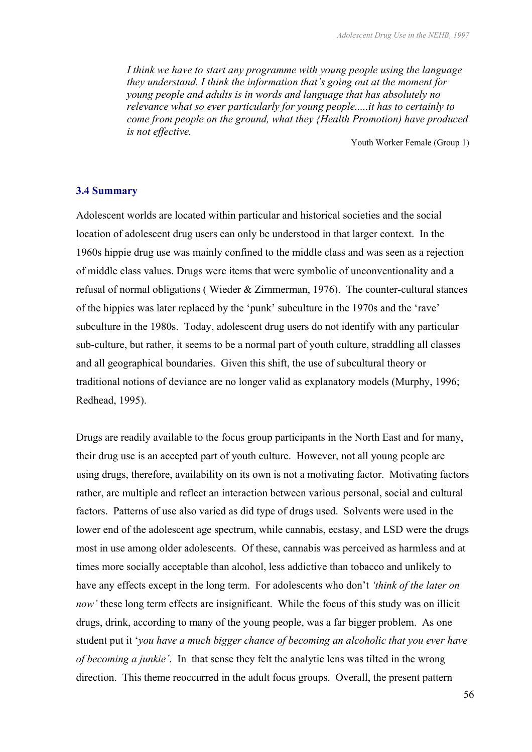> *I think we have to start any programme with young people using the language they understand. I think the information that's going out at the moment for young people and adults is in words and language that has absolutely no relevance what so ever particularly for young people.....it has to certainly to come from people on the ground, what they {Health Promotion) have produced is not effective.*
>
> Youth Worker Female (Group 1)

### 3.4 Summary

Adolescent worlds are located within particular and historical societies and the social location of adolescent drug users can only be understood in that larger context. In the 1960s hippie drug use was mainly confined to the middle class and was seen as a rejection of middle class values. Drugs were items that were symbolic of unconventionality and a refusal of normal obligations ( Wieder & Zimmerman, 1976). The counter-cultural stances of the hippies was later replaced by the 'punk' subculture in the 1970s and the 'rave' subculture in the 1980s. Today, adolescent drug users do not identify with any particular sub-culture, but rather, it seems to be a normal part of youth culture, straddling all classes and all geographical boundaries. Given this shift, the use of subcultural theory or traditional notions of deviance are no longer valid as explanatory models (Murphy, 1996; Redhead, 1995).

Drugs are readily available to the focus group participants in the North East and for many, their drug use is an accepted part of youth culture. However, not all young people are using drugs, therefore, availability on its own is not a motivating factor. Motivating factors rather, are multiple and reflect an interaction between various personal, social and cultural factors. Patterns of use also varied as did type of drugs used. Solvents were used in the lower end of the adolescent age spectrum, while cannabis, ecstasy, and LSD were the drugs most in use among older adolescents. Of these, cannabis was perceived as harmless and at times more socially acceptable than alcohol, less addictive than tobacco and unlikely to have any effects except in the long term. For adolescents who don't *'think of the later on now'* these long term effects are insignificant. While the focus of this study was on illicit drugs, drink, according to many of the young people, was a far bigger problem. As one student put it '*you have a much bigger chance of becoming an alcoholic that you ever have of becoming a junkie'*. In that sense they felt the analytic lens was tilted in the wrong direction. This theme reoccurred in the adult focus groups. Overall, the present pattern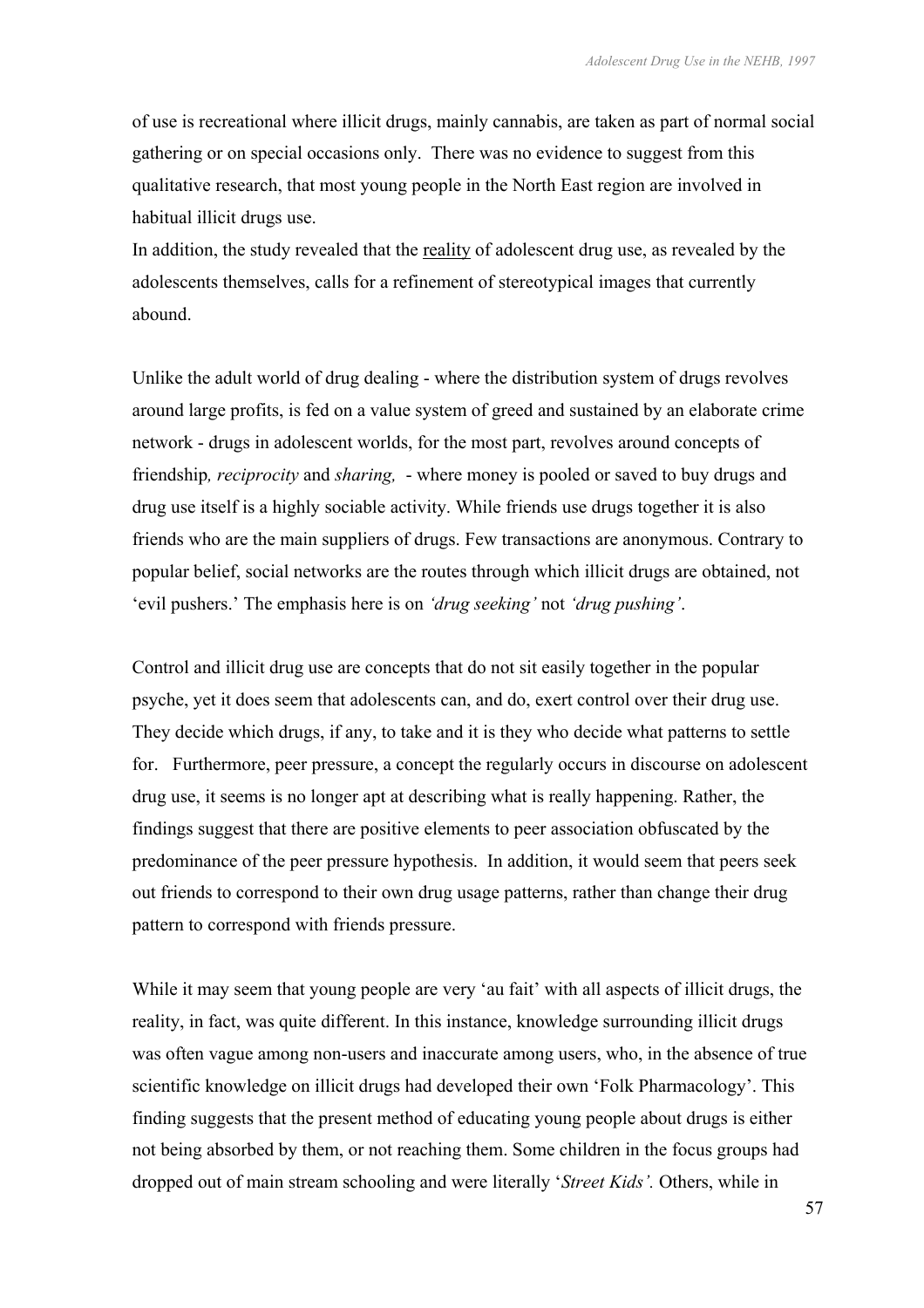of use is recreational where illicit drugs, mainly cannabis, are taken as part of normal social gathering or on special occasions only. There was no evidence to suggest from this qualitative research, that most young people in the North East region are involved in habitual illicit drugs use.
In addition, the study revealed that the reality of adolescent drug use, as revealed by the adolescents themselves, calls for a refinement of stereotypical images that currently abound.

Unlike the adult world of drug dealing - where the distribution system of drugs revolves around large profits, is fed on a value system of greed and sustained by an elaborate crime network - drugs in adolescent worlds, for the most part, revolves around concepts of friendship*, reciprocity* and *sharing,* - where money is pooled or saved to buy drugs and drug use itself is a highly sociable activity. While friends use drugs together it is also friends who are the main suppliers of drugs. Few transactions are anonymous. Contrary to popular belief, social networks are the routes through which illicit drugs are obtained, not 'evil pushers.' The emphasis here is on *'drug seeking'* not *'drug pushing'*.

Control and illicit drug use are concepts that do not sit easily together in the popular psyche, yet it does seem that adolescents can, and do, exert control over their drug use. They decide which drugs, if any, to take and it is they who decide what patterns to settle for. Furthermore, peer pressure, a concept the regularly occurs in discourse on adolescent drug use, it seems is no longer apt at describing what is really happening. Rather, the findings suggest that there are positive elements to peer association obfuscated by the predominance of the peer pressure hypothesis. In addition, it would seem that peers seek out friends to correspond to their own drug usage patterns, rather than change their drug pattern to correspond with friends pressure.

While it may seem that young people are very 'au fait' with all aspects of illicit drugs, the reality, in fact, was quite different. In this instance, knowledge surrounding illicit drugs was often vague among non-users and inaccurate among users, who, in the absence of true scientific knowledge on illicit drugs had developed their own 'Folk Pharmacology'. This finding suggests that the present method of educating young people about drugs is either not being absorbed by them, or not reaching them. Some children in the focus groups had dropped out of main stream schooling and were literally '*Street Kids'.* Others, while in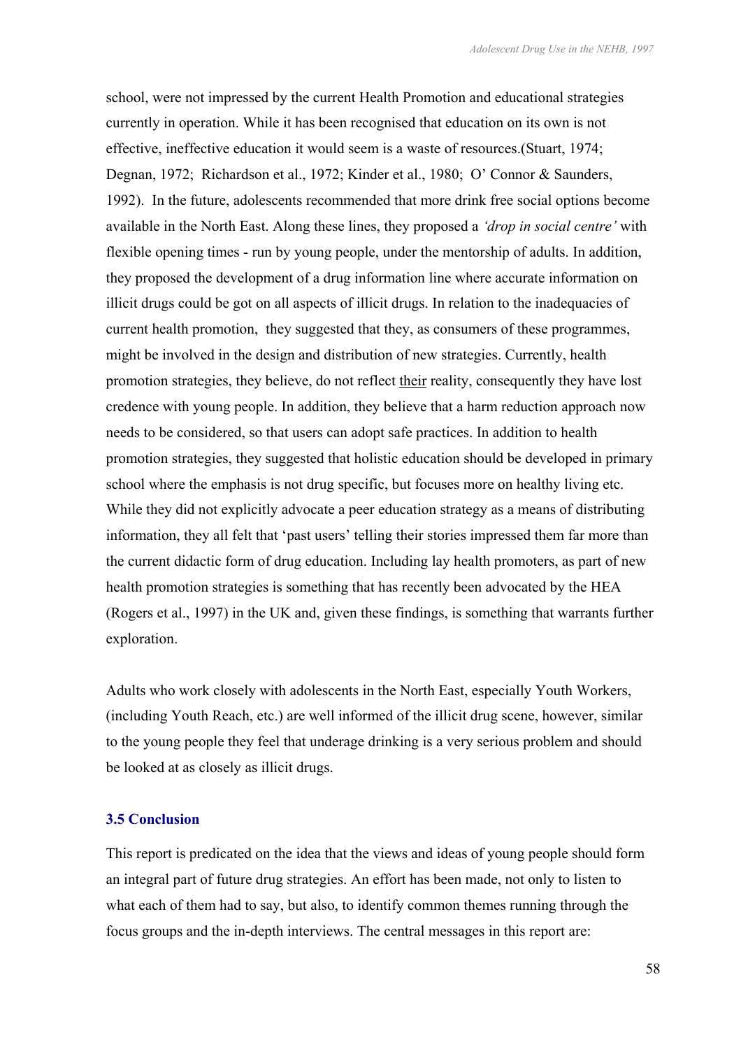school, were not impressed by the current Health Promotion and educational strategies currently in operation. While it has been recognised that education on its own is not effective, ineffective education it would seem is a waste of resources.(Stuart, 1974; Degnan, 1972; Richardson et al., 1972; Kinder et al., 1980; O' Connor & Saunders, 1992). In the future, adolescents recommended that more drink free social options become available in the North East. Along these lines, they proposed a *'drop in social centre'* with flexible opening times - run by young people, under the mentorship of adults. In addition, they proposed the development of a drug information line where accurate information on illicit drugs could be got on all aspects of illicit drugs. In relation to the inadequacies of current health promotion, they suggested that they, as consumers of these programmes, might be involved in the design and distribution of new strategies. Currently, health promotion strategies, they believe, do not reflect <u>their</u> reality, consequently they have lost credence with young people. In addition, they believe that a harm reduction approach now needs to be considered, so that users can adopt safe practices. In addition to health promotion strategies, they suggested that holistic education should be developed in primary school where the emphasis is not drug specific, but focuses more on healthy living etc. While they did not explicitly advocate a peer education strategy as a means of distributing information, they all felt that 'past users' telling their stories impressed them far more than the current didactic form of drug education. Including lay health promoters, as part of new health promotion strategies is something that has recently been advocated by the HEA (Rogers et al., 1997) in the UK and, given these findings, is something that warrants further exploration.

Adults who work closely with adolescents in the North East, especially Youth Workers, (including Youth Reach, etc.) are well informed of the illicit drug scene, however, similar to the young people they feel that underage drinking is a very serious problem and should be looked at as closely as illicit drugs.

### 3.5 Conclusion

This report is predicated on the idea that the views and ideas of young people should form an integral part of future drug strategies. An effort has been made, not only to listen to what each of them had to say, but also, to identify common themes running through the focus groups and the in-depth interviews. The central messages in this report are: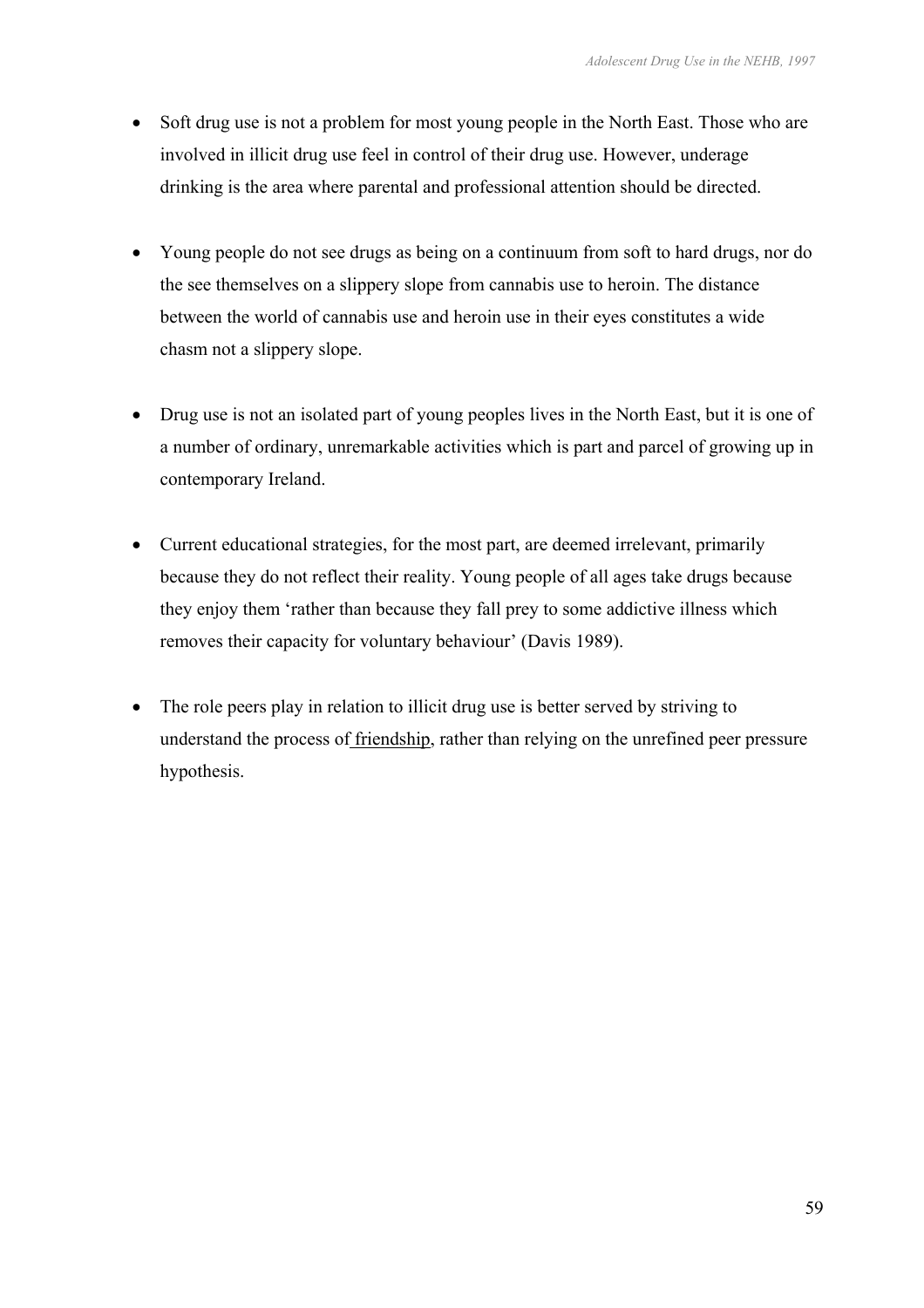- Soft drug use is not a problem for most young people in the North East. Those who are involved in illicit drug use feel in control of their drug use. However, underage drinking is the area where parental and professional attention should be directed.

- Young people do not see drugs as being on a continuum from soft to hard drugs, nor do the see themselves on a slippery slope from cannabis use to heroin. The distance between the world of cannabis use and heroin use in their eyes constitutes a wide chasm not a slippery slope.

- Drug use is not an isolated part of young peoples lives in the North East, but it is one of a number of ordinary, unremarkable activities which is part and parcel of growing up in contemporary Ireland.

- Current educational strategies, for the most part, are deemed irrelevant, primarily because they do not reflect their reality. Young people of all ages take drugs because they enjoy them 'rather than because they fall prey to some addictive illness which removes their capacity for voluntary behaviour' (Davis 1989).

- The role peers play in relation to illicit drug use is better served by striving to understand the process of friendship, rather than relying on the unrefined peer pressure hypothesis.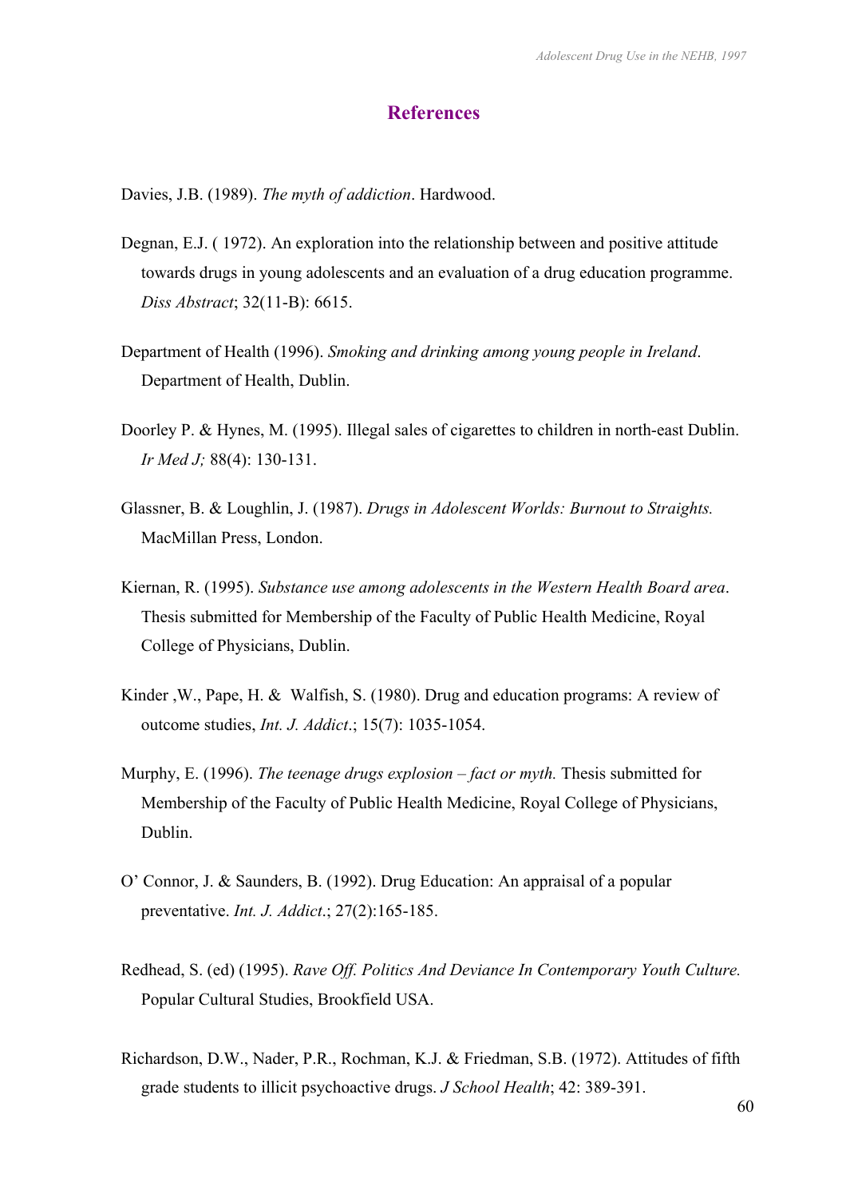## References

Davies, J.B. (1989). *The myth of addiction*. Hardwood.

Degnan, E.J. ( 1972). An exploration into the relationship between and positive attitude towards drugs in young adolescents and an evaluation of a drug education programme. *Diss Abstract*; 32(11-B): 6615.

Department of Health (1996). *Smoking and drinking among young people in Ireland*. Department of Health, Dublin.

Doorley P. & Hynes, M. (1995). Illegal sales of cigarettes to children in north-east Dublin. *Ir Med J;* 88(4): 130-131.

Glassner, B. & Loughlin, J. (1987). *Drugs in Adolescent Worlds: Burnout to Straights.* MacMillan Press, London.

Kiernan, R. (1995). *Substance use among adolescents in the Western Health Board area*. Thesis submitted for Membership of the Faculty of Public Health Medicine, Royal College of Physicians, Dublin.

Kinder ,W., Pape, H. & Walfish, S. (1980). Drug and education programs: A review of outcome studies, *Int. J. Addict*.; 15(7): 1035-1054.

Murphy, E. (1996). *The teenage drugs explosion – fact or myth.* Thesis submitted for Membership of the Faculty of Public Health Medicine, Royal College of Physicians, Dublin.

O' Connor, J. & Saunders, B. (1992). Drug Education: An appraisal of a popular preventative. *Int. J. Addict*.; 27(2):165-185.

Redhead, S. (ed) (1995). *Rave Off. Politics And Deviance In Contemporary Youth Culture.* Popular Cultural Studies, Brookfield USA.

Richardson, D.W., Nader, P.R., Rochman, K.J. & Friedman, S.B. (1972). Attitudes of fifth grade students to illicit psychoactive drugs. *J School Health*; 42: 389-391.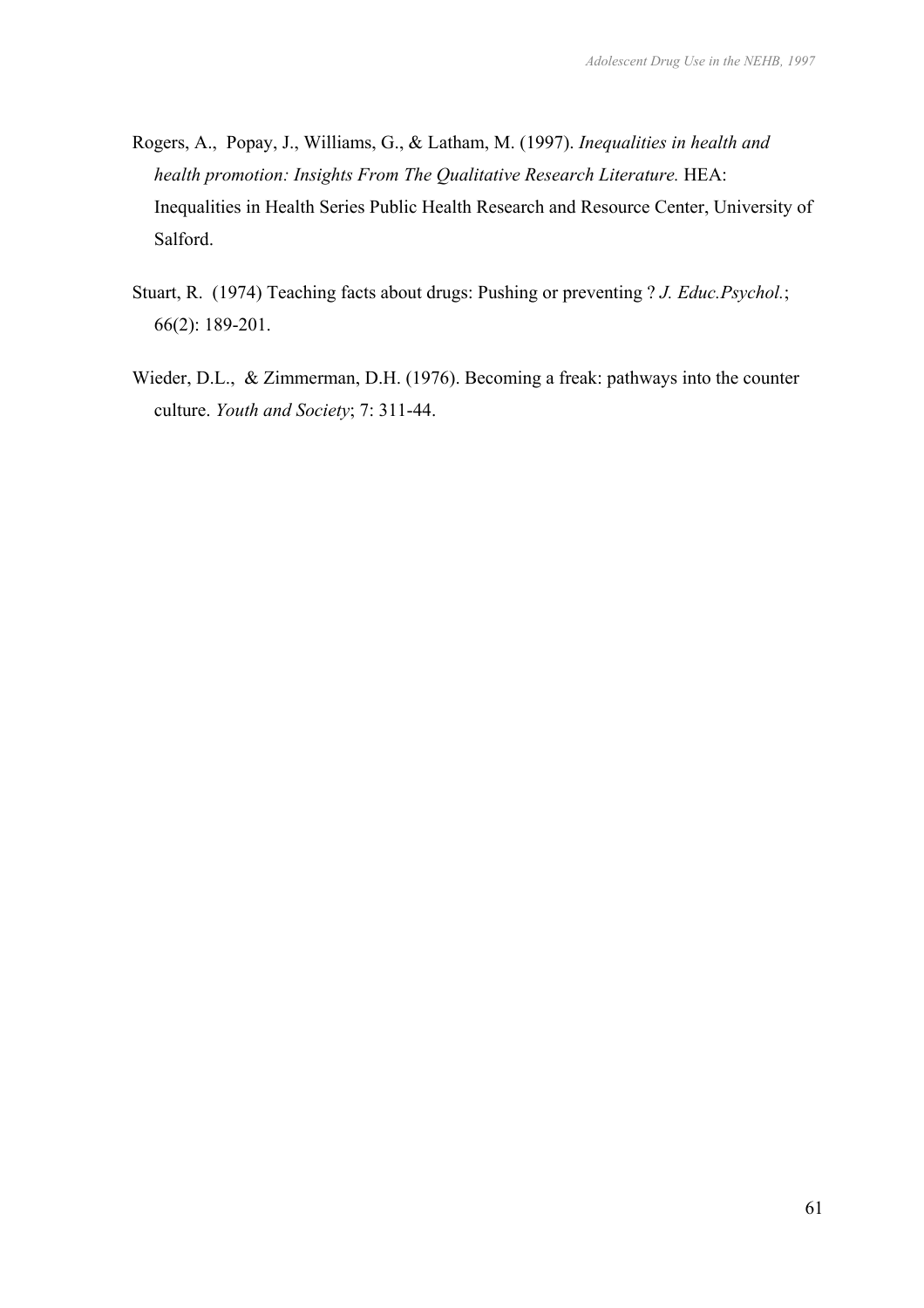Rogers, A., Popay, J., Williams, G., & Latham, M. (1997). *Inequalities in health and health promotion: Insights From The Qualitative Research Literature.* HEA: Inequalities in Health Series Public Health Research and Resource Center, University of Salford.

Stuart, R. (1974) Teaching facts about drugs: Pushing or preventing ? *J. Educ.Psychol.*; 66(2): 189-201.

Wieder, D.L., & Zimmerman, D.H. (1976). Becoming a freak: pathways into the counter culture. *Youth and Society*; 7: 311-44.